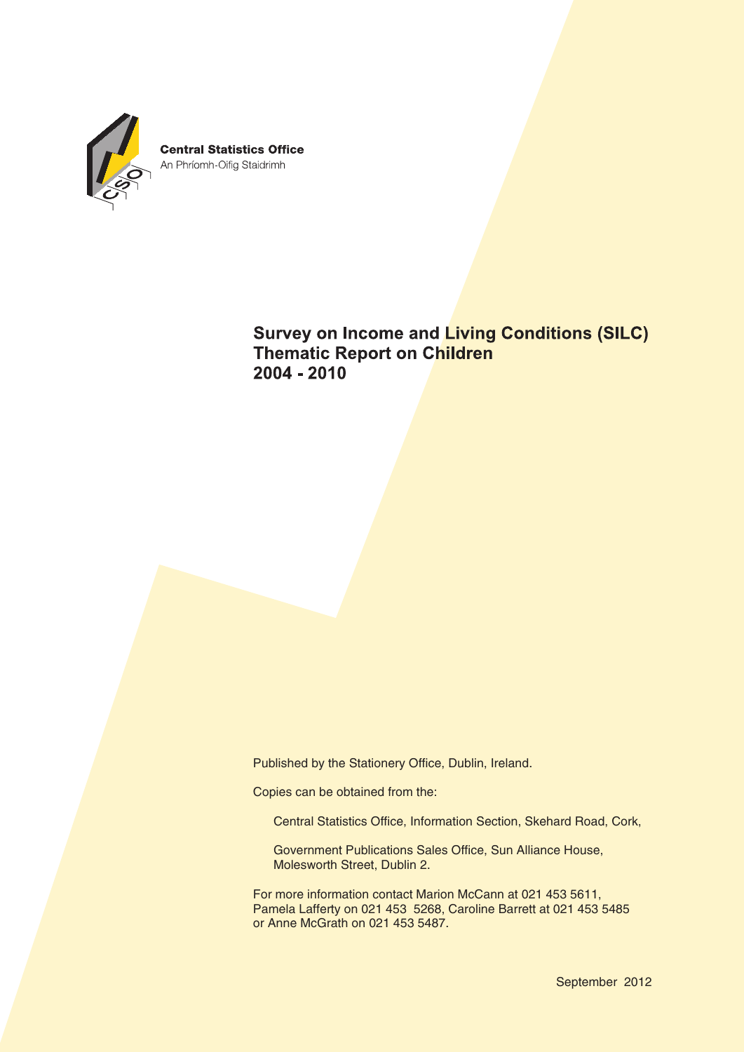**Central Statistics Office**
An Phríomh-Oifig Staidrimh

# Survey on Income and Living Conditions (SILC) Thematic Report on Children 2004 - 2010

Published by the Stationery Office, Dublin, Ireland.

Copies can be obtained from the:

Central Statistics Office, Information Section, Skehard Road, Cork,

Government Publications Sales Office, Sun Alliance House, Molesworth Street, Dublin 2.

For more information contact Marion McCann at 021 453 5611, Pamela Lafferty on 021 453 5268, Caroline Barrett at 021 453 5485 or Anne McGrath on 021 453 5487.

September 2012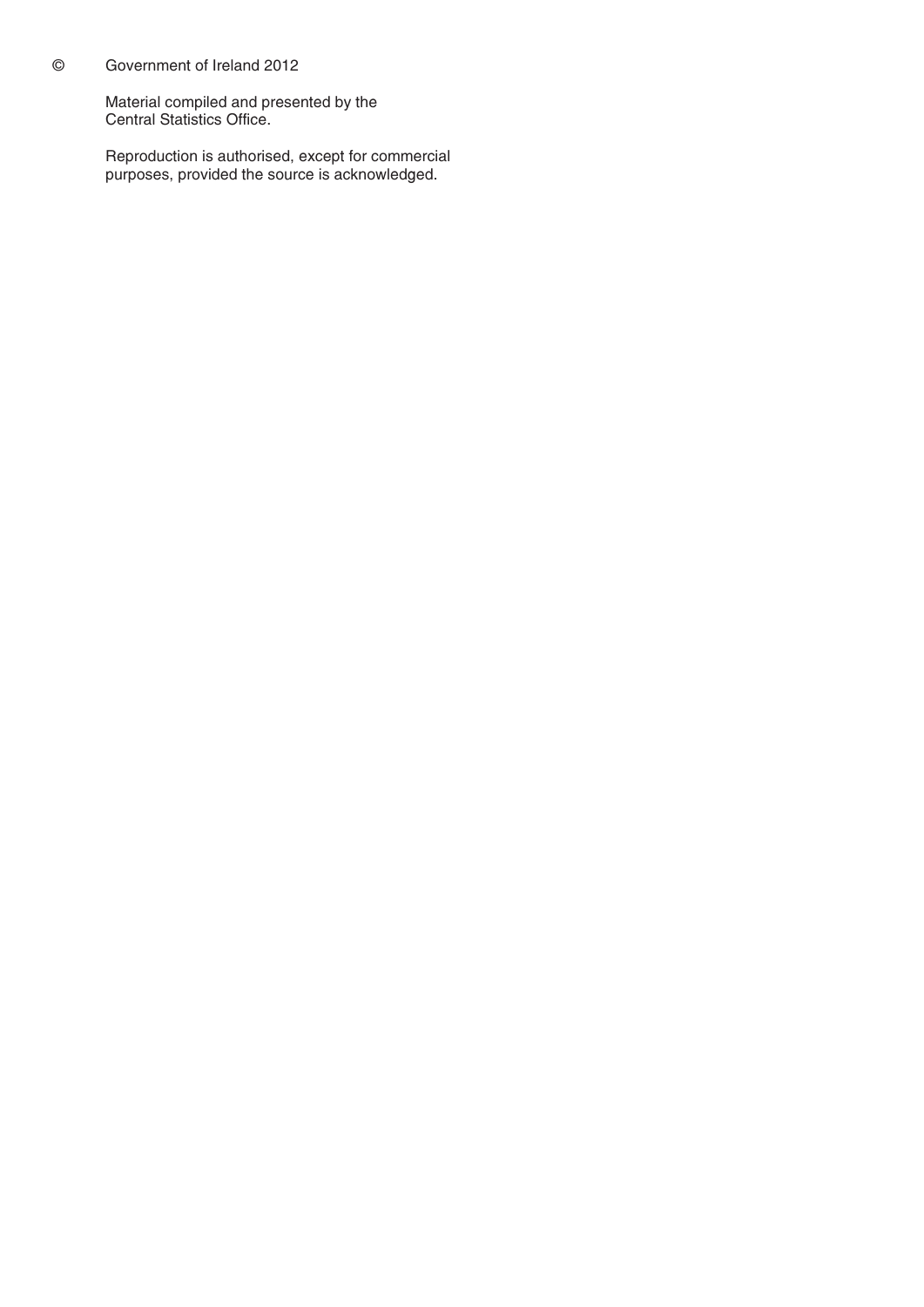© Government of Ireland 2012

Material compiled and presented by the Central Statistics Office.

Reproduction is authorised, except for commercial purposes, provided the source is acknowledged.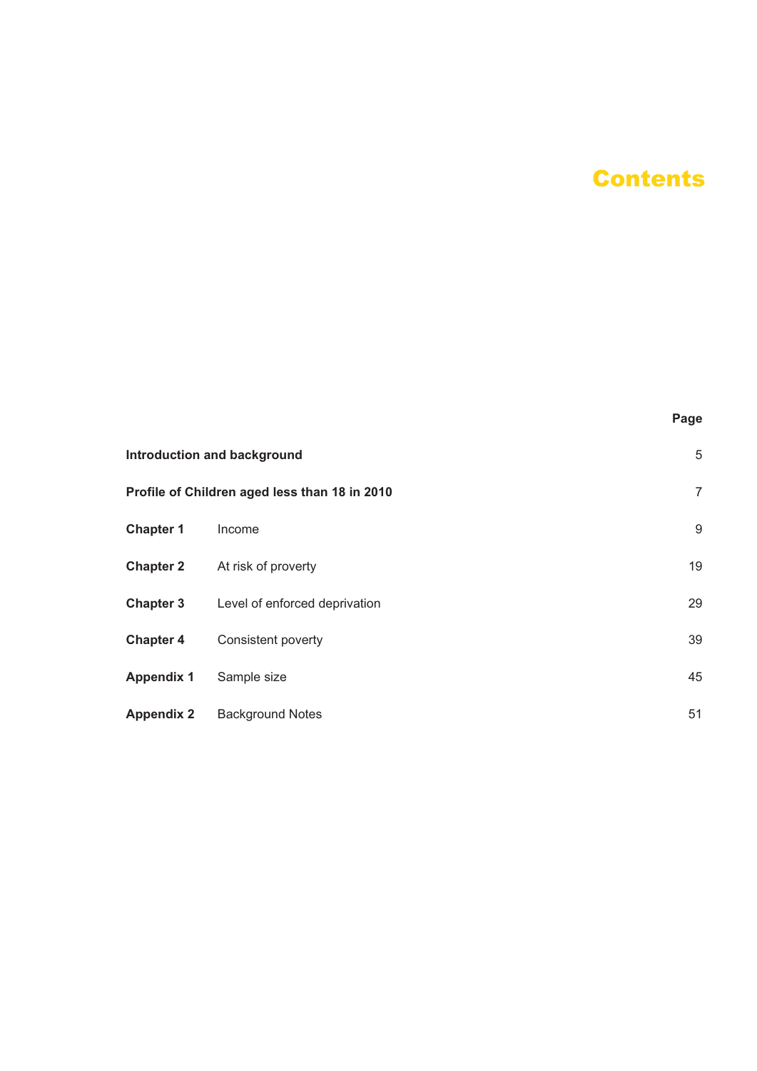# Contents

| | | Page |
|---|---|---|
| **Introduction and background** | | 5 |
| **Profile of Children aged less than 18 in 2010** | | 7 |
| **Chapter 1** | Income | 9 |
| **Chapter 2** | At risk of proverty | 19 |
| **Chapter 3** | Level of enforced deprivation | 29 |
| **Chapter 4** | Consistent poverty | 39 |
| **Appendix 1** | Sample size | 45 |
| **Appendix 2** | Background Notes | 51 |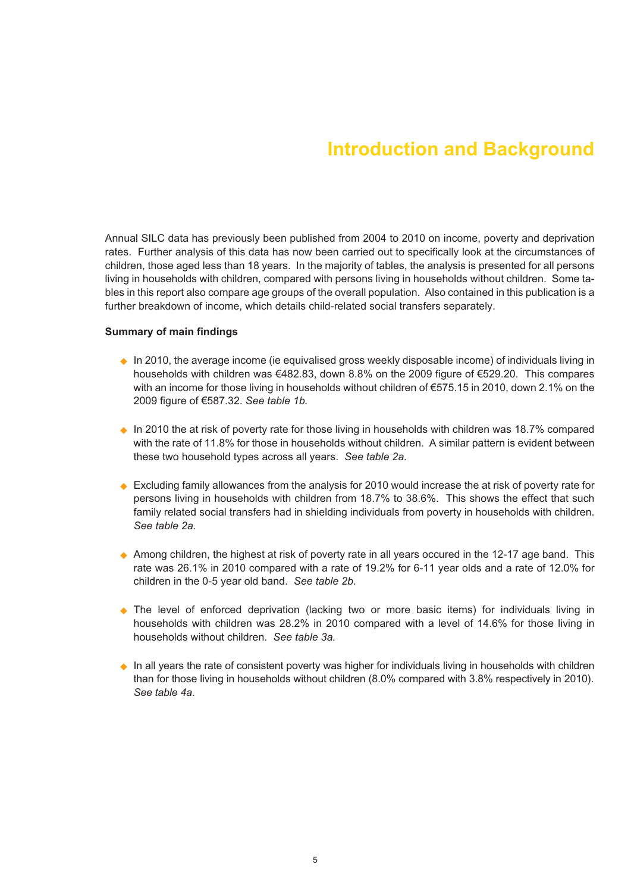# Introduction and Background

Annual SILC data has previously been published from 2004 to 2010 on income, poverty and deprivation rates. Further analysis of this data has now been carried out to specifically look at the circumstances of children, those aged less than 18 years. In the majority of tables, the analysis is presented for all persons living in households with children, compared with persons living in households without children. Some tables in this report also compare age groups of the overall population. Also contained in this publication is a further breakdown of income, which details child-related social transfers separately.

**Summary of main findings**

- In 2010, the average income (ie equivalised gross weekly disposable income) of individuals living in households with children was €482.83, down 8.8% on the 2009 figure of €529.20. This compares with an income for those living in households without children of €575.15 in 2010, down 2.1% on the 2009 figure of €587.32. *See table 1b.*

- In 2010 the at risk of poverty rate for those living in households with children was 18.7% compared with the rate of 11.8% for those in households without children. A similar pattern is evident between these two household types across all years. *See table 2a.*

- Excluding family allowances from the analysis for 2010 would increase the at risk of poverty rate for persons living in households with children from 18.7% to 38.6%. This shows the effect that such family related social transfers had in shielding individuals from poverty in households with children. *See table 2a.*

- Among children, the highest at risk of poverty rate in all years occured in the 12-17 age band. This rate was 26.1% in 2010 compared with a rate of 19.2% for 6-11 year olds and a rate of 12.0% for children in the 0-5 year old band. *See table 2b.*

- The level of enforced deprivation (lacking two or more basic items) for individuals living in households with children was 28.2% in 2010 compared with a level of 14.6% for those living in households without children. *See table 3a.*

- In all years the rate of consistent poverty was higher for individuals living in households with children than for those living in households without children (8.0% compared with 3.8% respectively in 2010). *See table 4a.*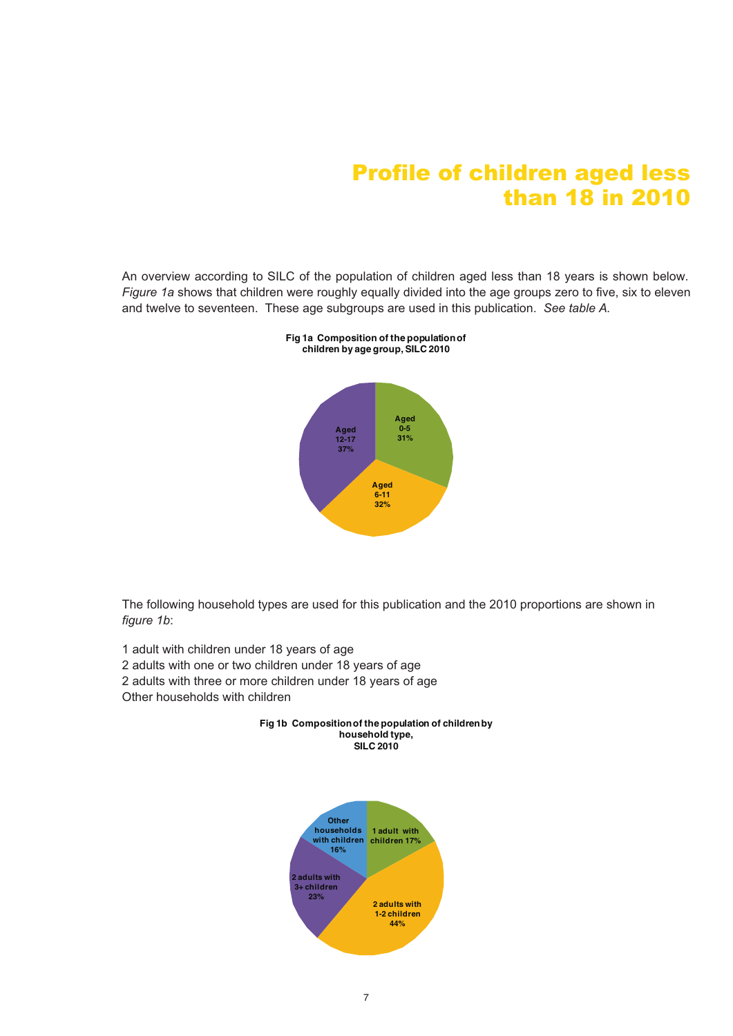# Profile of children aged less than 18 in 2010

An overview according to SILC of the population of children aged less than 18 years is shown below. *Figure 1a* shows that children were roughly equally divided into the age groups zero to five, six to eleven and twelve to seventeen. These age subgroups are used in this publication. *See table A.*

**Fig 1a Composition of the population of children by age group, SILC 2010**

| Age group | % |
|---|---|
| Aged 0-5 | 31% |
| Aged 6-11 | 32% |
| Aged 12-17 | 37% |

The following household types are used for this publication and the 2010 proportions are shown in *figure 1b*:

1 adult with children under 18 years of age
2 adults with one or two children under 18 years of age
2 adults with three or more children under 18 years of age
Other households with children

**Fig 1b Composition of the population of children by household type, SILC 2010**

| Household type | % |
|---|---|
| 1 adult with children | 17% |
| 2 adults with 1-2 children | 44% |
| 2 adults with 3+ children | 23% |
| Other households with children | 16% |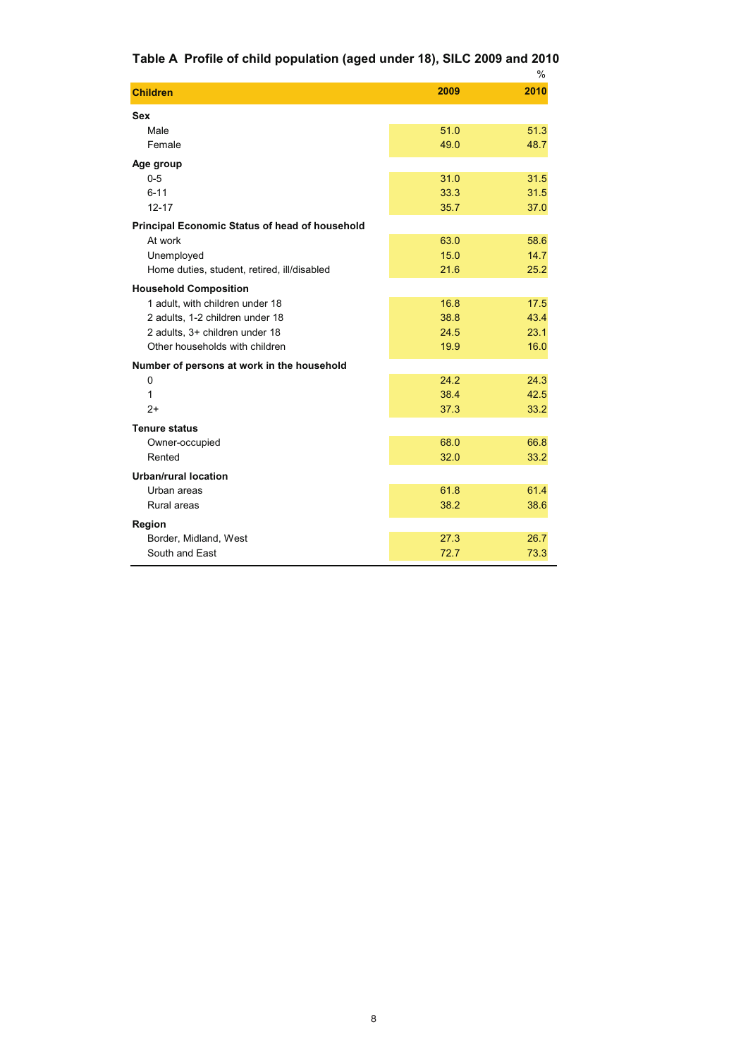## Table A Profile of child population (aged under 18), SILC 2009 and 2010

%

| Children | 2009 | 2010 |
|---|---|---|
| **Sex** | | |
| Male | 51.0 | 51.3 |
| Female | 49.0 | 48.7 |
| **Age group** | | |
| 0-5 | 31.0 | 31.5 |
| 6-11 | 33.3 | 31.5 |
| 12-17 | 35.7 | 37.0 |
| **Principal Economic Status of head of household** | | |
| At work | 63.0 | 58.6 |
| Unemployed | 15.0 | 14.7 |
| Home duties, student, retired, ill/disabled | 21.6 | 25.2 |
| **Household Composition** | | |
| 1 adult, with children under 18 | 16.8 | 17.5 |
| 2 adults, 1-2 children under 18 | 38.8 | 43.4 |
| 2 adults, 3+ children under 18 | 24.5 | 23.1 |
| Other households with children | 19.9 | 16.0 |
| **Number of persons at work in the household** | | |
| 0 | 24.2 | 24.3 |
| 1 | 38.4 | 42.5 |
| 2+ | 37.3 | 33.2 |
| **Tenure status** | | |
| Owner-occupied | 68.0 | 66.8 |
| Rented | 32.0 | 33.2 |
| **Urban/rural location** | | |
| Urban areas | 61.8 | 61.4 |
| Rural areas | 38.2 | 38.6 |
| **Region** | | |
| Border, Midland, West | 27.3 | 26.7 |
| South and East | 72.7 | 73.3 |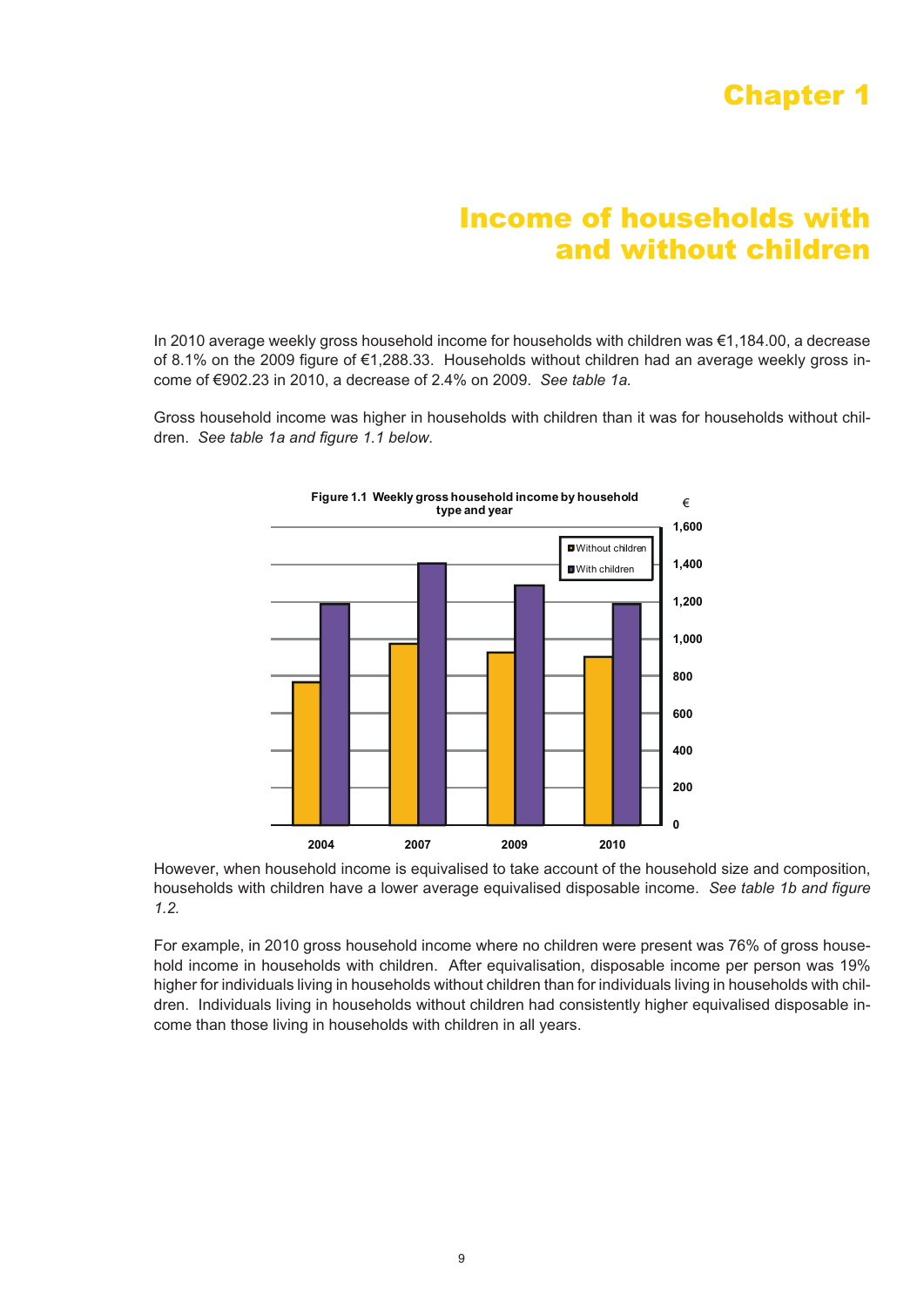# Chapter 1

## Income of households with and without children

In 2010 average weekly gross household income for households with children was €1,184.00, a decrease of 8.1% on the 2009 figure of €1,288.33. Households without children had an average weekly gross income of €902.23 in 2010, a decrease of 2.4% on 2009. *See table 1a.*

Gross household income was higher in households with children than it was for households without children. *See table 1a and figure 1.1 below.*

**Figure 1.1 Weekly gross household income by household type and year**

€

1,600
1,400
1,200
1,000
800
600
400
200
0

Without children
With children

2004 2007 2009 2010

However, when household income is equivalised to take account of the household size and composition, households with children have a lower average equivalised disposable income. *See table 1b and figure 1.2.*

For example, in 2010 gross household income where no children were present was 76% of gross household income in households with children. After equivalisation, disposable income per person was 19% higher for individuals living in households without children than for individuals living in households with children. Individuals living in households without children had consistently higher equivalised disposable income than those living in households with children in all years.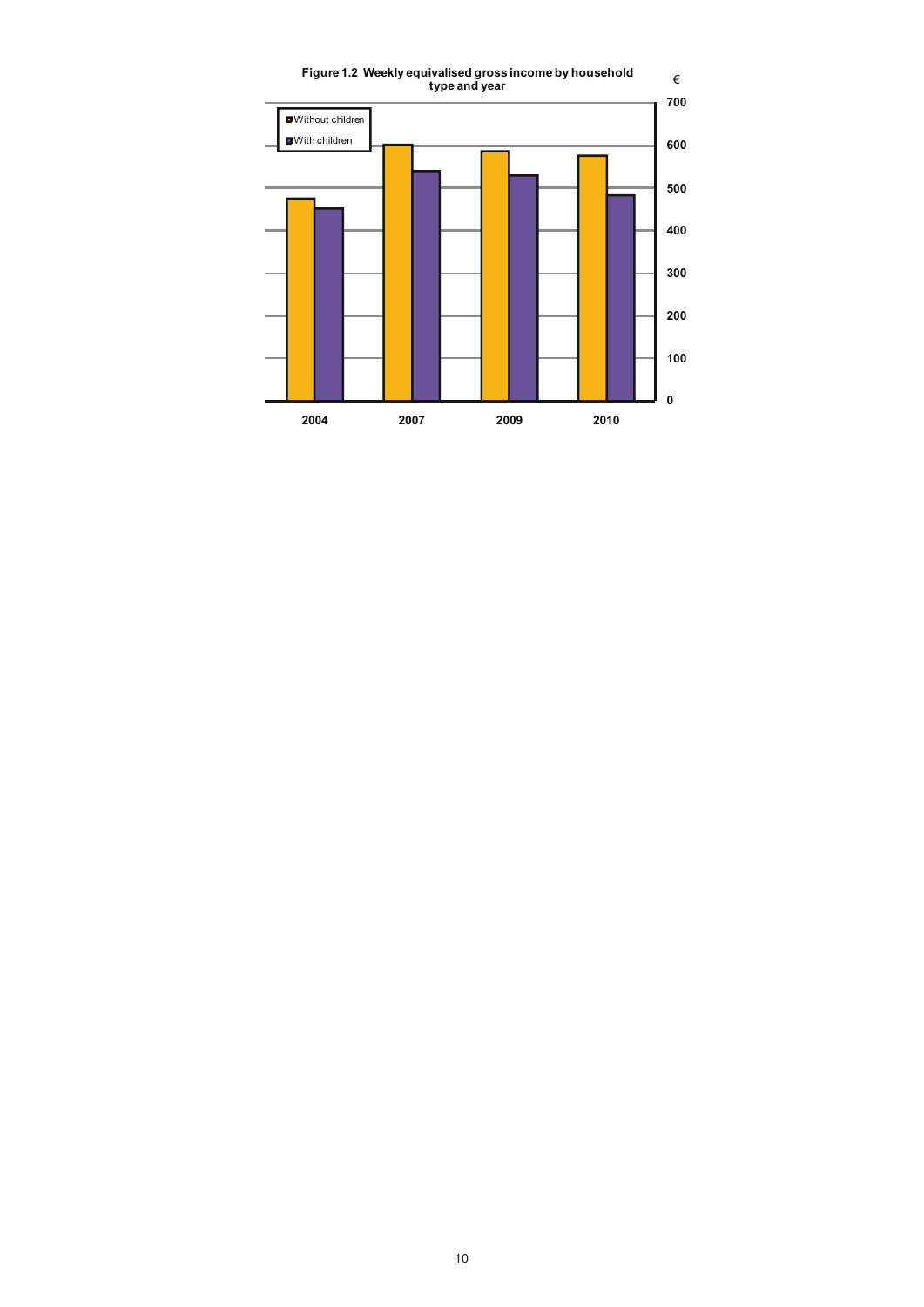**Figure 1.2 Weekly equivalised gross income by household type and year**

€

700

600

500

400

300

200

100

0

Without children

With children

2004 2007 2009 2010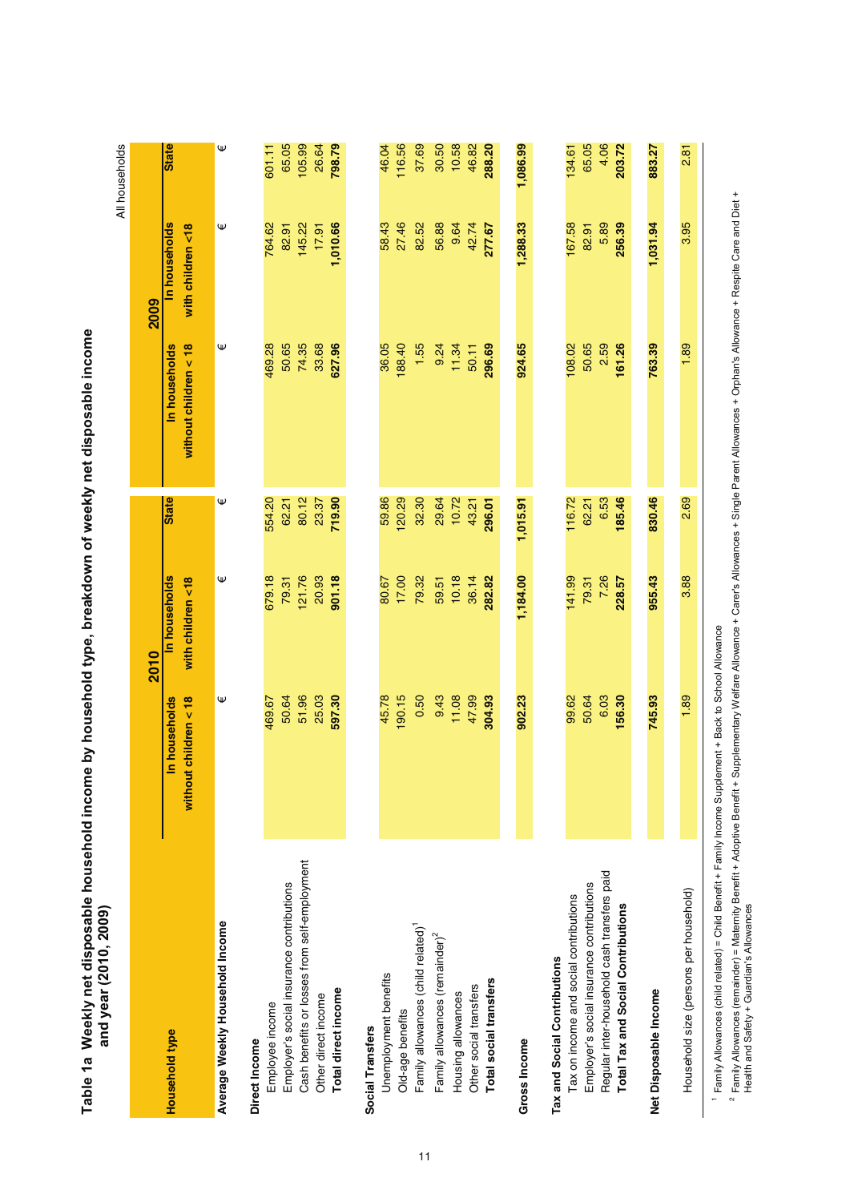# Table 1a Weekly net disposable household income by household type, breakdown of weekly net disposable income and year (2010, 2009)

All households

| Household type | 2010 | | | 2009 | | |
|---|---|---|---|---|---|---|
| | In households without children < 18 | In households with children <18 | State | In households without children < 18 | In households with children <18 | State |
| **Average Weekly Household Income** | € | € | € | € | € | € |
| **Direct Income** | | | | | | |
| Employee income | 469.67 | 679.18 | 554.20 | 469.28 | 764.62 | 601.11 |
| Employer's social insurance contributions | 50.64 | 79.31 | 62.21 | 50.65 | 82.91 | 65.05 |
| Cash benefits or losses from self-employment | 51.96 | 121.76 | 80.12 | 74.35 | 145.22 | 105.99 |
| Other direct income | 25.03 | 20.93 | 23.37 | 33.68 | 17.91 | 26.64 |
| **Total direct income** | **597.30** | **901.18** | **719.90** | **627.96** | **1,010.66** | **798.79** |
| **Social Transfers** | | | | | | |
| Unemployment benefits | 45.78 | 80.67 | 59.86 | 36.05 | 58.43 | 46.04 |
| Old-age benefits | 190.15 | 17.00 | 120.29 | 188.40 | 27.46 | 116.56 |
| Family allowances (child related)[1] | 0.50 | 79.32 | 32.30 | 1.55 | 82.52 | 37.69 |
| Family allowances (remainder)[2] | 9.43 | 59.51 | 29.64 | 9.24 | 56.88 | 30.50 |
| Housing allowances | 11.08 | 10.18 | 10.72 | 11.34 | 9.64 | 10.58 |
| Other social transfers | 47.99 | 36.14 | 43.21 | 50.11 | 42.74 | 46.82 |
| **Total social transfers** | **304.93** | **282.82** | **296.01** | **296.69** | **277.67** | **288.20** |
| **Gross Income** | **902.23** | **1,184.00** | **1,015.91** | **924.65** | **1,288.33** | **1,086.99** |
| **Tax and Social Contributions** | | | | | | |
| Tax on income and social contributions | 99.62 | 141.99 | 116.72 | 108.02 | 167.58 | 134.61 |
| Employer's social insurance contributions | 50.64 | 79.31 | 62.21 | 50.65 | 82.91 | 65.05 |
| Regular inter-household cash transfers paid | 6.03 | 7.26 | 6.53 | 2.59 | 5.89 | 4.06 |
| **Total Tax and Social Contributions** | **156.30** | **228.57** | **185.46** | **161.26** | **256.39** | **203.72** |
| **Net Disposable Income** | **745.93** | **955.43** | **830.46** | **763.39** | **1,031.94** | **883.27** |
| Household size (persons per household) | 1.89 | 3.88 | 2.69 | 1.89 | 3.95 | 2.81 |

[1] Family Allowances (child related) = Child Benefit + Family Income Supplement + Back to School Allowance

[2] Family Allowances (remainder) = Maternity Benefit + Adoptive Benefit + Supplementary Welfare Allowance + Carer's Allowances + Single Parent Allowances + Orphan's Allowance + Respite Care and Diet + Health and Safety + Guardian's Allowances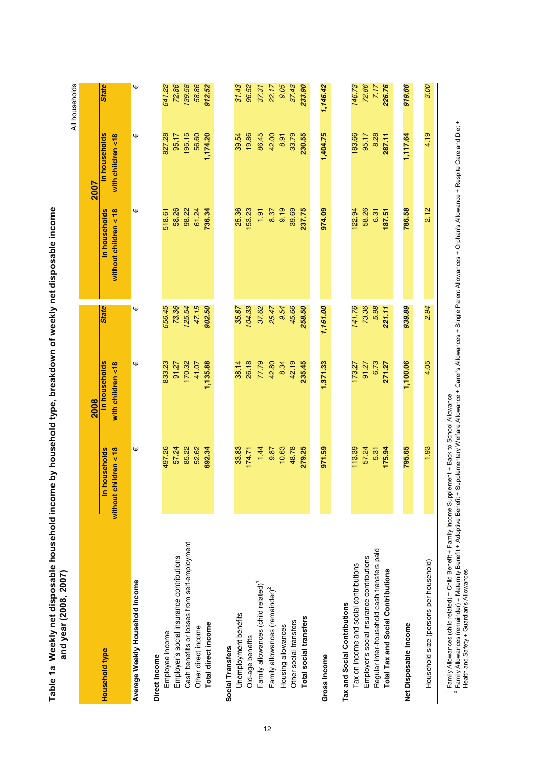# Table 1a Weekly net disposable household income by household type, breakdown of weekly net disposable income and year (2008, 2007)

All households

| Household type | 2008 In households without children < 18 | 2008 In households with children <18 | 2008 State | 2007 In households without children < 18 | 2007 In households with children <18 | 2007 State |
|---|---|---|---|---|---|---|
| **Average Weekly Household Income** | € | € | € | € | € | € |
| **Direct Income** | | | | | | |
| Employee income | 497.26 | 833.23 | *656.45* | 518.61 | 827.28 | *641.22* |
| Employer's social insurance contributions | 57.24 | 91.27 | *73.36* | 58.26 | 95.17 | *72.86* |
| Cash benefits or losses from self-employment | 85.22 | 170.32 | *125.54* | 98.22 | 195.15 | *139.58* |
| Other direct income | 52.62 | 41.07 | *47.15* | 61.24 | 56.60 | *58.86* |
| **Total direct income** | **692.34** | **1,135.88** | ***902.50*** | **736.34** | **1,174.20** | ***912.52*** |
| **Social Transfers** | | | | | | |
| Unemployment benefits | 33.83 | 38.14 | *35.87* | 25.36 | 39.54 | *31.43* |
| Old-age benefits | 174.71 | 26.18 | *104.33* | 153.23 | 19.86 | *96.52* |
| Family allowances (child related)[1] | 1.44 | 77.79 | *37.62* | 1.91 | 86.45 | *37.31* |
| Family allowances (remainder)[2] | 9.87 | 42.80 | *25.47* | 8.37 | 42.00 | *22.17* |
| Housing allowances | 10.63 | 8.34 | *9.54* | 9.19 | 8.91 | *9.05* |
| Other social transfers | 48.78 | 42.19 | *45.66* | 39.69 | 33.79 | *37.43* |
| **Total social transfers** | **279.25** | **235.45** | ***258.50*** | **237.75** | **230.55** | ***233.90*** |
| **Gross Income** | **971.59** | **1,371.33** | ***1,161.00*** | **974.09** | **1,404.75** | ***1,146.42*** |
| **Tax and Social Contributions** | | | | | | |
| Tax on income and social contributions | 113.39 | 173.27 | *141.76* | 122.94 | 183.66 | *146.73* |
| Employer's social insurance contributions | 57.24 | 91.27 | *73.36* | 58.26 | 95.17 | *72.86* |
| Regular inter-household cash transfers paid | 5.31 | 6.73 | *5.98* | 6.31 | 8.28 | *7.17* |
| **Total Tax and Social Contributions** | **175.94** | **271.27** | ***221.11*** | **187.51** | **287.11** | ***226.76*** |
| **Net Disposable Income** | **795.65** | **1,100.06** | ***939.89*** | **786.58** | **1,117.64** | ***919.66*** |
| Household size (persons per household) | 1.93 | 4.05 | *2.94* | 2.12 | 4.19 | *3.00* |

[1] Family Allowances (child related) = Child Benefit + Family Income Supplement + Back to School Allowance

[2] Family Allowances (remainder) = Maternity Benefit + Adoptive Benefit + Supplementary Welfare Allowance + Carer's Allowances + Single Parent Allowances + Orphan's Allowance + Respite Care and Diet + Health and Safety + Guardian's Allowances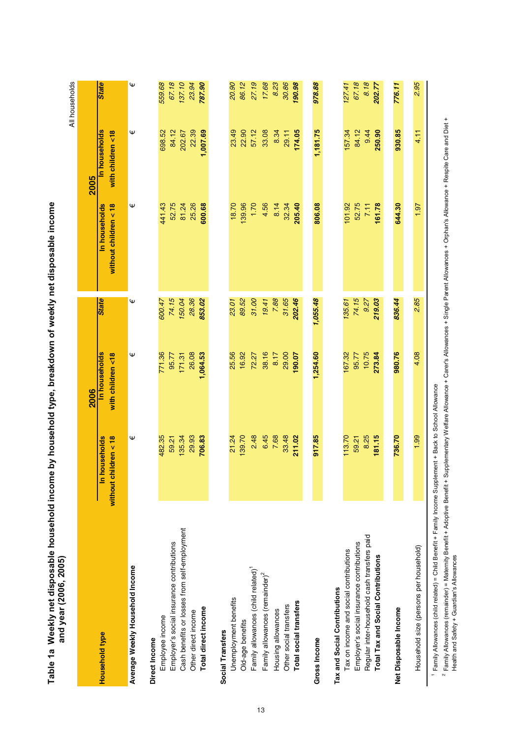## Table 1a Weekly net disposable household income by household type, breakdown of weekly net disposable income and year (2006, 2005)

All households

| Household type | 2006 | | | 2005 | | |
|---|---|---|---|---|---|---|
| | In households without children < 18 | In households with children <18 | *State* | In households without children < 18 | In households with children <18 | *State* |
| **Average Weekly Household Income** | € | € | € | € | € | € |
| **Direct Income** | | | | | | |
| Employee income | 482.35 | 771.36 | *600.47* | 441.43 | 698.52 | *559.68* |
| Employer's social insurance contributions | 59.21 | 95.77 | *74.15* | 52.75 | 84.12 | *67.18* |
| Cash benefits or losses from self-employment | 135.34 | 171.31 | *150.04* | 81.24 | 202.67 | *137.10* |
| Other direct income | 29.93 | 26.08 | *28.36* | 25.26 | 22.39 | *23.94* |
| **Total direct income** | **706.83** | **1,064.53** | ***853.02*** | **600.68** | **1,007.69** | ***787.90*** |
| **Social Transfers** | | | | | | |
| Unemployment benefits | 21.24 | 25.56 | *23.01* | 18.70 | 23.49 | *20.90* |
| Old-age benefits | 139.70 | 16.92 | *89.52* | 139.96 | 22.90 | *86.12* |
| Family allowances (child related)[1] | 2.48 | 72.27 | *31.00* | 1.70 | 57.12 | *27.19* |
| Family allowances (remainder)[2] | 6.45 | 38.16 | *19.41* | 4.56 | 33.08 | *17.68* |
| Housing allowances | 7.68 | 8.17 | *7.88* | 8.14 | 8.34 | *8.23* |
| Other social transfers | 33.48 | 29.00 | *31.65* | 32.34 | 29.11 | *30.86* |
| **Total social transfers** | **211.02** | **190.07** | ***202.46*** | **205.40** | **174.05** | ***190.98*** |
| **Gross Income** | **917.85** | **1,254.60** | ***1,055.48*** | **806.08** | **1,181.75** | ***978.88*** |
| **Tax and Social Contributions** | | | | | | |
| Tax on income and social contributions | 113.70 | 167.32 | *135.61* | 101.92 | 157.34 | *127.41* |
| Employer's social insurance contributions | 59.21 | 95.77 | *74.15* | 52.75 | 84.12 | *67.18* |
| Regular inter-household cash transfers paid | 8.25 | 10.75 | *9.27* | 7.11 | 9.44 | *8.18* |
| **Total Tax and Social Contributions** | **181.15** | **273.84** | ***219.03*** | **161.78** | **250.90** | ***202.77*** |
| **Net Disposable Income** | **736.70** | **980.76** | ***836.44*** | **644.30** | **930.85** | ***776.11*** |
| Household size (persons per household) | 1.99 | 4.08 | *2.85* | 1.97 | 4.11 | *2.95* |

[1] Family Allowances (child related) = Child Benefit + Family Income Supplement + Back to School Allowance

[2] Family Allowances (remainder) = Maternity Benefit + Adoptive Benefit + Supplementary Welfare Allowance + Carer's Allowances + Single Parent Allowances + Orphan's Allowance + Respite Care and Diet + Health and Safety + Guardian's Allowances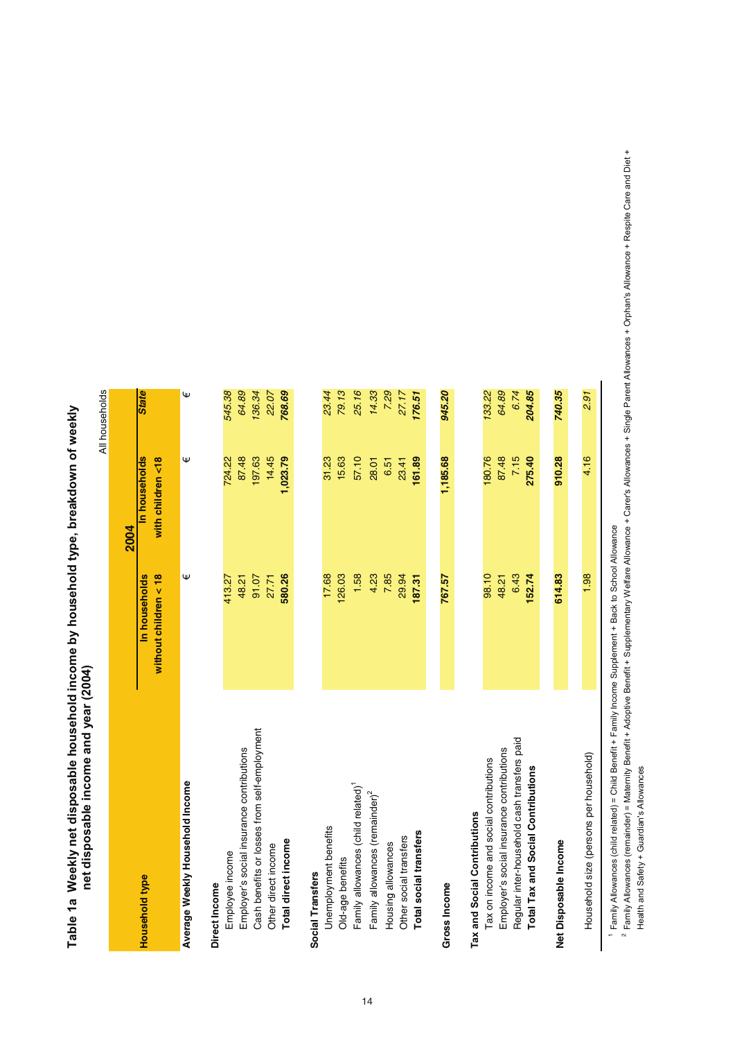# Table 1a Weekly net disposable household income by household type, breakdown of weekly net disposable income and year (2004)

All households

| Household type | 2004 | | |
|---|---|---|---|
| | In households without children < 18 | In households with children <18 | *State* |
| **Average Weekly Household Income** | € | € | € |
| **Direct Income** | | | |
| Employee income | 413.27 | 724.22 | *545.38* |
| Employer's social insurance contributions | 48.21 | 87.48 | *64.89* |
| Cash benefits or losses from self-employment | 91.07 | 197.63 | *136.34* |
| Other direct income | 27.71 | 14.45 | *22.07* |
| **Total direct income** | **580.26** | **1,023.79** | ***768.69*** |
| **Social Transfers** | | | |
| Unemployment benefits | 17.68 | 31.23 | *23.44* |
| Old-age benefits | 126.03 | 15.63 | *79.13* |
| Family allowances (child related)[1] | 1.58 | 57.10 | *25.16* |
| Family allowances (remainder)[2] | 4.23 | 28.01 | *14.33* |
| Housing allowances | 7.85 | 6.51 | *7.29* |
| Other social transfers | 29.94 | 23.41 | *27.17* |
| **Total social transfers** | **187.31** | **161.89** | ***176.51*** |
| **Gross Income** | **767.57** | **1,185.68** | ***945.20*** |
| **Tax and Social Contributions** | | | |
| Tax on income and social contributions | 98.10 | 180.76 | *133.22* |
| Employer's social insurance contributions | 48.21 | 87.48 | *64.89* |
| Regular inter-household cash transfers paid | 6.43 | 7.15 | *6.74* |
| **Total Tax and Social Contributions** | **152.74** | **275.40** | ***204.85*** |
| **Net Disposable Income** | **614.83** | **910.28** | ***740.35*** |
| Household size (persons per household) | 1.98 | 4.16 | *2.91* |

[1] Family Allowances (child related) = Child Benefit + Family Income Supplement + Back to School Allowance

[2] Family Allowances (remainder) = Maternity Benefit + Adoptive Benefit + Supplementary Welfare Allowance + Carer's Allowances + Single Parent Allowances + Orphan's Allowance + Respite Care and Diet + Health and Safety + Guardian's Allowances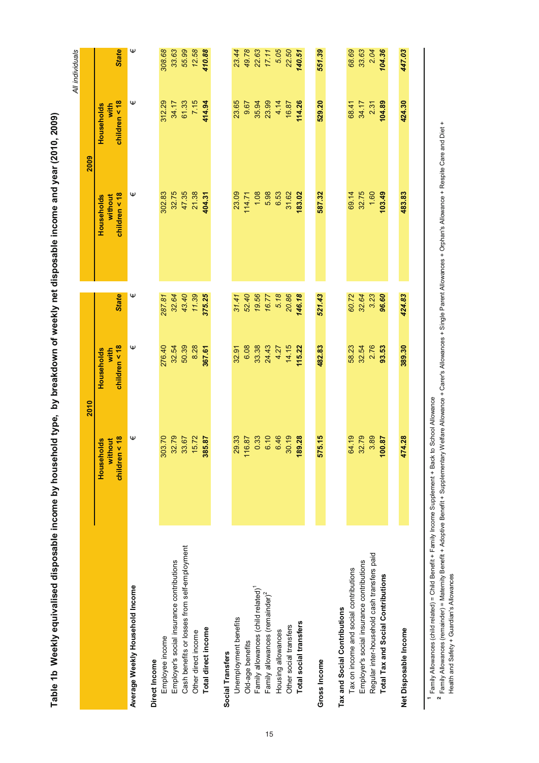# Table 1b Weekly equivalised disposable income by household type, by breakdown of weekly net disposable income and year (2010, 2009)

*All individuals*

| | 2010 | | | 2009 | | |
|---|---|---|---|---|---|---|
| | Households without children < 18 | Households with children < 18 | *State* | Households without children < 18 | Households with children < 18 | *State* |
| **Average Weekly Household Income** | € | € | € | € | € | € |
| **Direct Income** | | | | | | |
| Employee income | 303.70 | 276.40 | *287.81* | 302.83 | 312.29 | *308.68* |
| Employer's social insurance contributions | 32.79 | 32.54 | *32.64* | 32.75 | 34.17 | *33.63* |
| Cash benefits or losses from self-employment | 33.67 | 50.39 | *43.40* | 47.35 | 61.33 | *55.99* |
| Other direct income | 15.72 | 8.28 | *11.39* | 21.38 | 7.15 | *12.58* |
| **Total direct income** | **385.87** | **367.61** | ***375.25*** | **404.31** | **414.94** | ***410.88*** |
| **Social Transfers** | | | | | | |
| Unemployment benefits | 29.33 | 32.91 | *31.41* | 23.09 | 23.65 | *23.44* |
| Old-age benefits | 116.87 | 6.08 | *52.40* | 114.71 | 9.67 | *49.78* |
| Family allowances (child related)[1] | 0.33 | 33.38 | *19.56* | 1.08 | 35.94 | *22.63* |
| Family allowances (remainder)[2] | 6.10 | 24.43 | *16.77* | 5.98 | 23.99 | *17.11* |
| Housing allowances | 6.46 | 4.27 | *5.18* | 6.53 | 4.14 | *5.05* |
| Other social transfers | 30.19 | 14.15 | *20.86* | 31.62 | 16.87 | *22.50* |
| **Total social transfers** | **189.28** | **115.22** | ***146.18*** | **183.02** | **114.26** | ***140.51*** |
| **Gross Income** | **575.15** | **482.83** | ***521.43*** | **587.32** | **529.20** | ***551.39*** |
| **Tax and Social Contributions** | | | | | | |
| Tax on income and social contributions | 64.19 | 58.23 | *60.72* | 69.14 | 68.41 | *68.69* |
| Employer's social insurance contributions | 32.79 | 32.54 | *32.64* | 32.75 | 34.17 | *33.63* |
| Regular inter-household cash transfers paid | 3.89 | 2.76 | *3.23* | 1.60 | 2.31 | *2.04* |
| **Total Tax and Social Contributions** | **100.87** | **93.53** | ***96.60*** | **103.49** | **104.89** | ***104.36*** |
| **Net Disposable Income** | **474.28** | **389.30** | ***424.83*** | **483.83** | **424.30** | ***447.03*** |

[1] Family Allowances (child related) = Child Benefit + Family Income Supplement + Back to School Allowance

[2] Family Allowances (remainder) = Maternity Benefit + Adoptive Benefit + Supplementary Welfare Allowance + Carer's Allowances + Single Parent Allowances + Orphan's Allowance + Respite Care and Diet + Health and Safety + Guardian's Allowances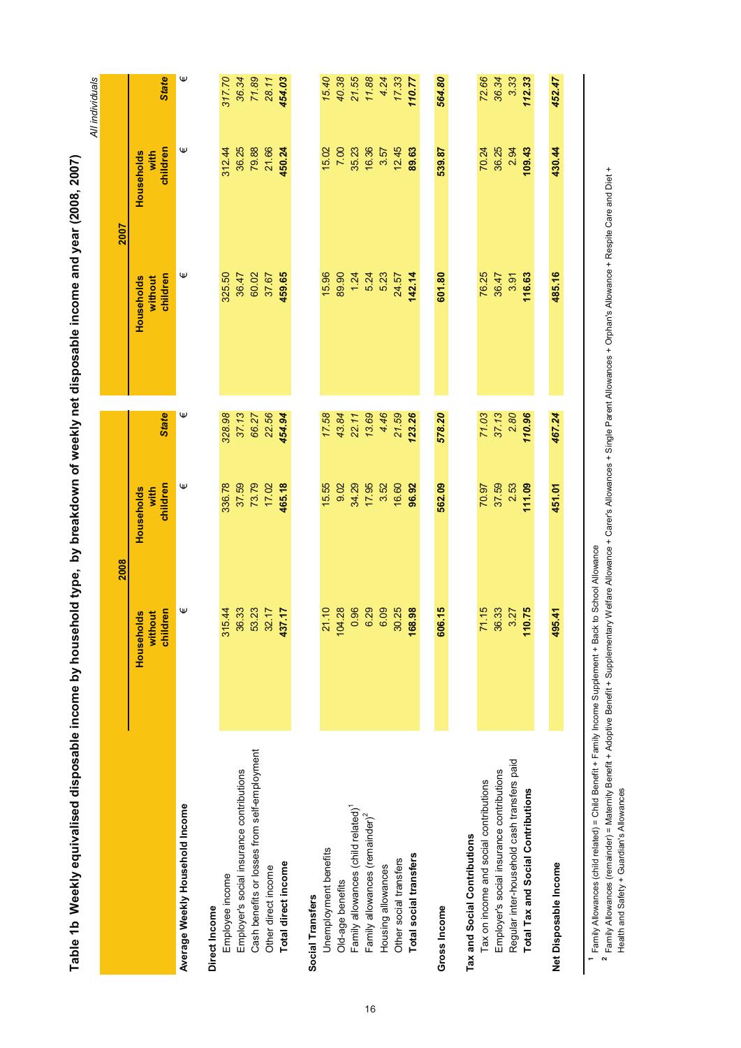## Table 1b Weekly equivalised disposable income by household type, by breakdown of weekly net disposable income and year (2008, 2007)

*All individuals*

| | 2008 | | | 2007 | | |
|---|---|---|---|---|---|---|
| | Households without children | Households with children | ***State*** | Households without children | Households with children | ***State*** |
| **Average Weekly Household Income** | € | € | *€* | € | € | *€* |
| **Direct Income** | | | | | | |
| Employee income | 315.44 | 336.78 | *328.98* | 325.50 | 312.44 | *317.70* |
| Employer's social insurance contributions | 36.33 | 37.59 | *37.13* | 36.47 | 36.25 | *36.34* |
| Cash benefits or losses from self-employment | 53.23 | 73.79 | *66.27* | 60.02 | 79.88 | *71.89* |
| Other direct income | 32.17 | 17.02 | *22.56* | 37.67 | 21.66 | *28.11* |
| **Total direct income** | **437.17** | **465.18** | ***454.94*** | **459.65** | **450.24** | ***454.03*** |
| **Social Transfers** | | | | | | |
| Unemployment benefits | 21.10 | 15.55 | *17.58* | 15.96 | 15.02 | *15.40* |
| Old-age benefits | 104.28 | 9.02 | *43.84* | 89.90 | 7.00 | *40.38* |
| Family allowances (child related)[1] | 0.96 | 34.29 | *22.11* | 1.24 | 35.23 | *21.55* |
| Family allowances (remainder)[2] | 6.29 | 17.95 | *13.69* | 5.24 | 16.36 | *11.88* |
| Housing allowances | 6.09 | 3.52 | *4.46* | 5.23 | 3.57 | *4.24* |
| Other social transfers | 30.25 | 16.60 | *21.59* | 24.57 | 12.45 | *17.33* |
| **Total social transfers** | **168.98** | **96.92** | ***123.26*** | **142.14** | **89.63** | ***110.77*** |
| **Gross Income** | **606.15** | **562.09** | ***578.20*** | **601.80** | **539.87** | ***564.80*** |
| **Tax and Social Contributions** | | | | | | |
| Tax on income and social contributions | 71.15 | 70.97 | *71.03* | 76.25 | 70.24 | *72.66* |
| Employer's social insurance contributions | 36.33 | 37.59 | *37.13* | 36.47 | 36.25 | *36.34* |
| Regular inter-household cash transfers paid | 3.27 | 2.53 | *2.80* | 3.91 | 2.94 | *3.33* |
| **Total Tax and Social Contributions** | **110.75** | **111.09** | ***110.96*** | **116.63** | **109.43** | ***112.33*** |
| **Net Disposable Income** | **495.41** | **451.01** | ***467.24*** | **485.16** | **430.44** | ***452.47*** |

[1] Family Allowances (child related) = Child Benefit + Family Income Supplement + Back to School Allowance

[2] Family Allowances (remainder) = Maternity Benefit + Adoptive Benefit + Supplementary Welfare Allowance + Carer's Allowances + Single Parent Allowances + Orphan's Allowance + Respite Care and Diet + Health and Safety + Guardian's Allowances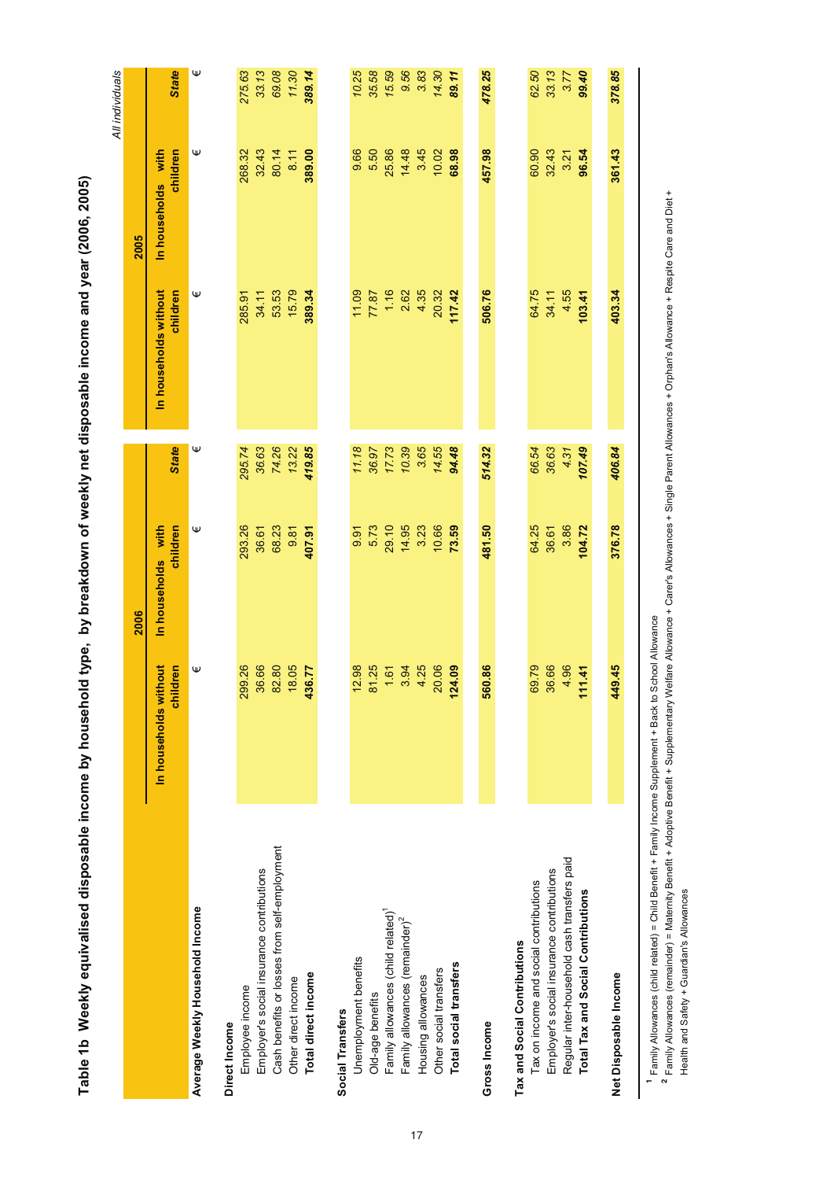# Table 1b Weekly equivalised disposable income by household type, by breakdown of weekly net disposable income and year (2006, 2005)

*All individuals*

| | 2006 | | | 2005 | | |
|---|---|---|---|---|---|---|
| | In households without children | In households with children | *State* | In households without children | In households with children | *State* |
| **Average Weekly Household Income** | € | € | € | € | € | € |
| **Direct Income** | | | | | | |
| Employee income | 299.26 | 293.26 | *295.74* | 285.91 | 268.32 | *275.63* |
| Employer's social insurance contributions | 36.66 | 36.61 | *36.63* | 34.11 | 32.43 | *33.13* |
| Cash benefits or losses from self-employment | 82.80 | 68.23 | *74.26* | 53.53 | 80.14 | *69.08* |
| Other direct income | 18.05 | 9.81 | *13.22* | 15.79 | 8.11 | *11.30* |
| **Total direct income** | **436.77** | **407.91** | ***419.85*** | **389.34** | **389.00** | ***389.14*** |
| **Social Transfers** | | | | | | |
| Unemployment benefits | 12.98 | 9.91 | *11.18* | 11.09 | 9.66 | *10.25* |
| Old-age benefits | 81.25 | 5.73 | *36.97* | 77.87 | 5.50 | *35.58* |
| Family allowances (child related)[1] | 1.61 | 29.10 | *17.73* | 1.16 | 25.86 | *15.59* |
| Family allowances (remainder)[2] | 3.94 | 14.95 | *10.39* | 2.62 | 14.48 | *9.56* |
| Housing allowances | 4.25 | 3.23 | *3.65* | 4.35 | 3.45 | *3.83* |
| Other social transfers | 20.06 | 10.66 | *14.55* | 20.32 | 10.02 | *14.30* |
| **Total social transfers** | **124.09** | **73.59** | ***94.48*** | **117.42** | **68.98** | ***89.11*** |
| **Gross Income** | **560.86** | **481.50** | ***514.32*** | **506.76** | **457.98** | ***478.25*** |
| **Tax and Social Contributions** | | | | | | |
| Tax on income and social contributions | 69.79 | 64.25 | *66.54* | 64.75 | 60.90 | *62.50* |
| Employer's social insurance contributions | 36.66 | 36.61 | *36.63* | 34.11 | 32.43 | *33.13* |
| Regular inter-household cash transfers paid | 4.96 | 3.86 | *4.31* | 4.55 | 3.21 | *3.77* |
| **Total Tax and Social Contributions** | **111.41** | **104.72** | ***107.49*** | **103.41** | **96.54** | ***99.40*** |
| **Net Disposable Income** | **449.45** | **376.78** | ***406.84*** | **403.34** | **361.43** | ***378.85*** |

[1] Family Allowances (child related) = Child Benefit + Family Income Supplement + Back to School Allowance

[2] Family Allowances (remainder) = Maternity Benefit + Adoptive Benefit + Supplementary Welfare Allowance + Carer's Allowances + Single Parent Allowances + Orphan's Allowance + Respite Care and Diet + Health and Safety + Guardian's Allowances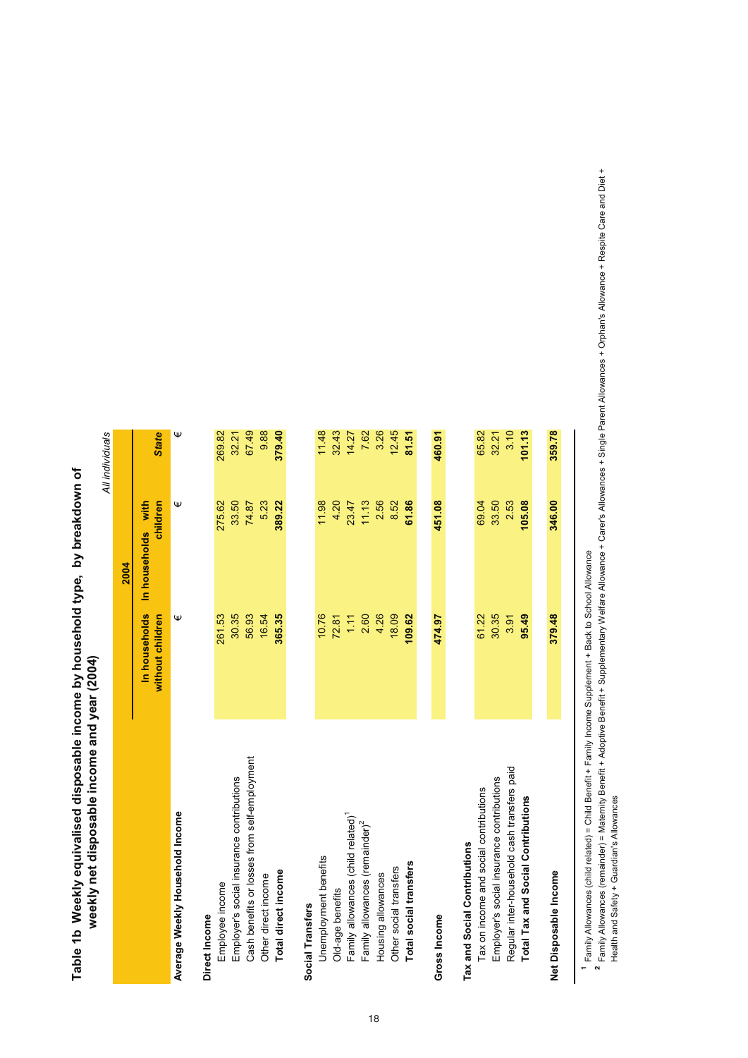## Table 1b Weekly equivalised disposable income by household type, by breakdown of weekly net disposable income and year (2004)

*All individuals*

| | 2004 | | |
|---|---|---|---|
| | In households without children | In households with children | *State* |
| **Average Weekly Household Income** | € | € | € |
| **Direct Income** | | | |
| Employee income | 261.53 | 275.62 | 269.82 |
| Employer's social insurance contributions | 30.35 | 33.50 | 32.21 |
| Cash benefits or losses from self-employment | 56.93 | 74.87 | 67.49 |
| Other direct income | 16.54 | 5.23 | 9.88 |
| **Total direct income** | **365.35** | **389.22** | **379.40** |
| **Social Transfers** | | | |
| Unemployment benefits | 10.76 | 11.98 | 11.48 |
| Old-age benefits | 72.81 | 4.20 | 32.43 |
| Family allowances (child related)[1] | 1.11 | 23.47 | 14.27 |
| Family allowances (remainder)[2] | 2.60 | 11.13 | 7.62 |
| Housing allowances | 4.26 | 2.56 | 3.26 |
| Other social transfers | 18.09 | 8.52 | 12.45 |
| **Total social transfers** | **109.62** | **61.86** | **81.51** |
| **Gross Income** | **474.97** | **451.08** | **460.91** |
| **Tax and Social Contributions** | | | |
| Tax on income and social contributions | 61.22 | 69.04 | 65.82 |
| Employer's social insurance contributions | 30.35 | 33.50 | 32.21 |
| Regular inter-household cash transfers paid | 3.91 | 2.53 | 3.10 |
| **Total Tax and Social Contributions** | **95.49** | **105.08** | **101.13** |
| **Net Disposable Income** | **379.48** | **346.00** | **359.78** |

[1] Family Allowances (child related) = Child Benefit + Family Income Supplement + Back to School Allowance

[2] Family Allowances (remainder) = Maternity Benefit + Adoptive Benefit + Supplementary Welfare Allowance + Carer's Allowances + Single Parent Allowances + Orphan's Allowance + Respite Care and Diet + Health and Safety + Guardian's Allowances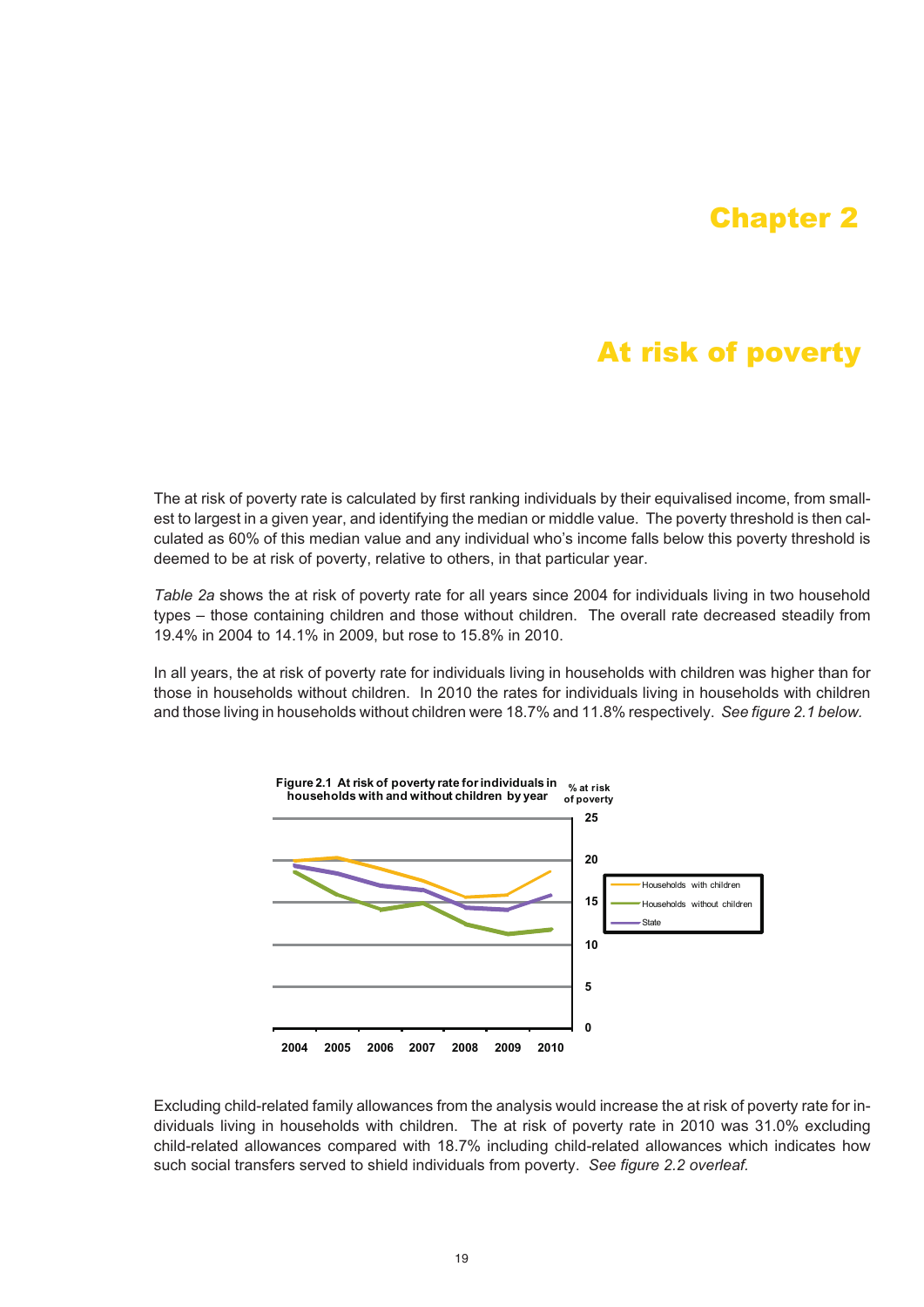# Chapter 2

# At risk of poverty

The at risk of poverty rate is calculated by first ranking individuals by their equivalised income, from smallest to largest in a given year, and identifying the median or middle value. The poverty threshold is then calculated as 60% of this median value and any individual who's income falls below this poverty threshold is deemed to be at risk of poverty, relative to others, in that particular year.

*Table 2a* shows the at risk of poverty rate for all years since 2004 for individuals living in two household types – those containing children and those without children. The overall rate decreased steadily from 19.4% in 2004 to 14.1% in 2009, but rose to 15.8% in 2010.

In all years, the at risk of poverty rate for individuals living in households with children was higher than for those in households without children. In 2010 the rates for individuals living in households with children and those living in households without children were 18.7% and 11.8% respectively. *See figure 2.1 below.*

**Figure 2.1 At risk of poverty rate for individuals in households with and without children by year**

Excluding child-related family allowances from the analysis would increase the at risk of poverty rate for individuals living in households with children. The at risk of poverty rate in 2010 was 31.0% excluding child-related allowances compared with 18.7% including child-related allowances which indicates how such social transfers served to shield individuals from poverty. *See figure 2.2 overleaf.*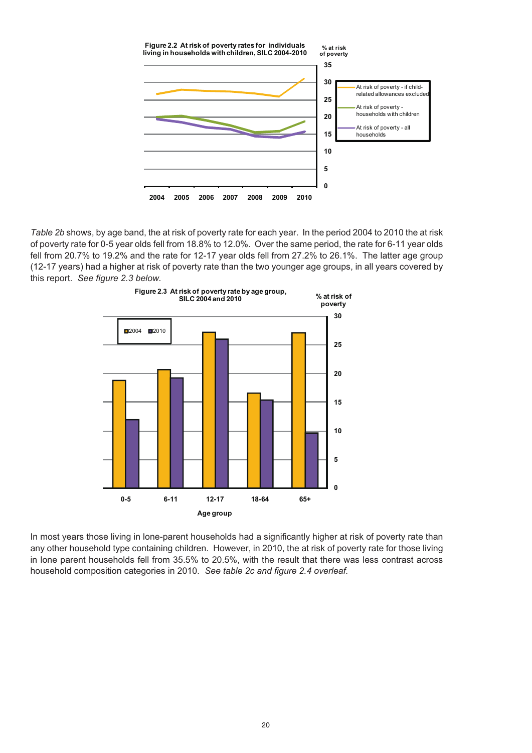**Figure 2.2 At risk of poverty rates for individuals living in households with children, SILC 2004-2010**

*Table 2b* shows, by age band, the at risk of poverty rate for each year. In the period 2004 to 2010 the at risk of poverty rate for 0-5 year olds fell from 18.8% to 12.0%. Over the same period, the rate for 6-11 year olds fell from 20.7% to 19.2% and the rate for 12-17 year olds fell from 27.2% to 26.1%. The latter age group (12-17 years) had a higher at risk of poverty rate than the two younger age groups, in all years covered by this report. *See figure 2.3 below.*

**Figure 2.3 At risk of poverty rate by age group, SILC 2004 and 2010**

In most years those living in lone-parent households had a significantly higher at risk of poverty rate than any other household type containing children. However, in 2010, the at risk of poverty rate for those living in lone parent households fell from 35.5% to 20.5%, with the result that there was less contrast across household composition categories in 2010. *See table 2c and figure 2.4 overleaf.*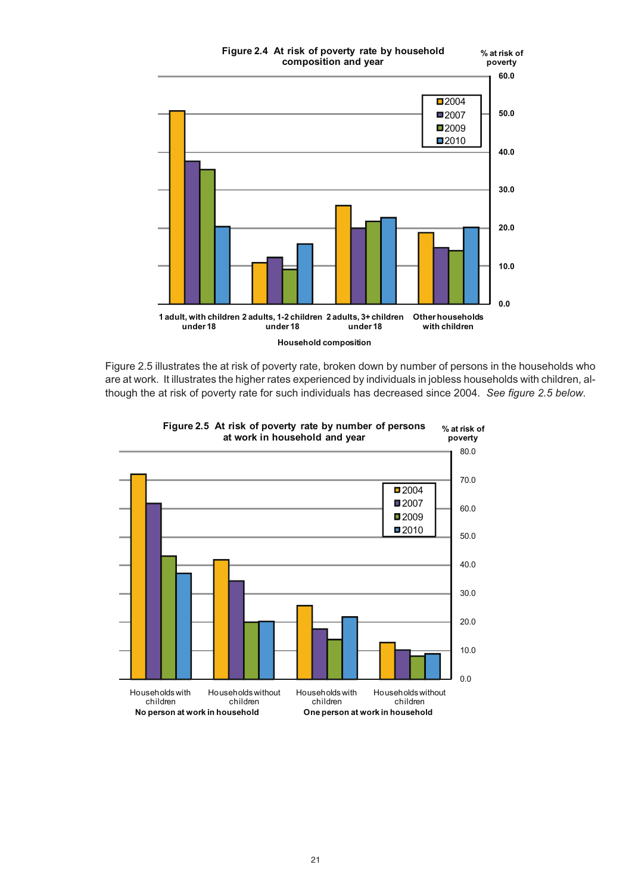**Figure 2.4 At risk of poverty rate by household composition and year**

Figure 2.5 illustrates the at risk of poverty rate, broken down by number of persons in the households who are at work. It illustrates the higher rates experienced by individuals in jobless households with children, although the at risk of poverty rate for such individuals has decreased since 2004. *See figure 2.5 below.*

**Figure 2.5 At risk of poverty rate by number of persons at work in household and year**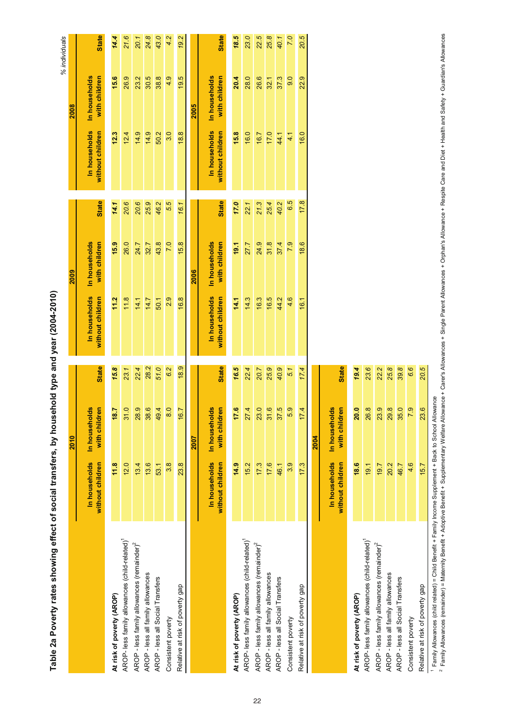# Table 2a Poverty rates showing effect of social transfers, by household type and year (2004-2010)

*% individuals*

| | 2010 | | | 2009 | | | 2008 | | |
|---|---|---|---|---|---|---|---|---|---|
| | In households without children | In households with children | State | In households without children | In households with children | State | In households without children | In households with children | State |
| **At risk of poverty (AROP)** | **11.8** | **18.7** | ***15.8*** | **11.2** | **15.9** | ***14.1*** | **12.3** | **15.6** | ***14.4*** |
| AROP- less family allowances (child-related)[1] | 12.0 | 31.0 | *23.1* | 11.8 | 26.0 | *20.6* | 12.4 | 26.9 | *21.6* |
| AROP - less family allowances (remainder)[2] | 13.4 | 28.9 | *22.4* | 14.1 | 24.7 | *20.6* | 14.9 | 23.2 | *20.1* |
| AROP - less all family allowances | 13.6 | 38.6 | *28.2* | 14.7 | 32.7 | *25.9* | 14.9 | 30.5 | *24.8* |
| AROP - less all Social Transfers | 53.1 | 49.4 | *51.0* | 50.1 | 43.8 | *46.2* | 50.2 | 38.8 | *43.0* |
| Consistent poverty | 3.8 | 8.0 | *6.2* | 2.9 | 7.0 | *5.5* | 3.0 | 4.9 | *4.2* |
| Relative at risk of poverty gap | 23.8 | 16.7 | 18.9 | 16.8 | 15.8 | *16.1* | 18.8 | 19.5 | *19.2* |

| | 2007 | | | 2006 | | | 2005 | | |
|---|---|---|---|---|---|---|---|---|---|
| | In households without children | In households with children | State | In households without children | In households with children | State | In households without children | In households with children | State |
| **At risk of poverty (AROP)** | **14.9** | **17.6** | ***16.5*** | **14.1** | **19.1** | ***17.0*** | **15.8** | **20.4** | ***18.5*** |
| AROP- less family allowances (child-related)[1] | 15.2 | 27.4 | *22.4* | 14.3 | 27.7 | *22.1* | 16.0 | 28.0 | *23.0* |
| AROP - less family allowances (remainder)[2] | 17.3 | 23.0 | *20.7* | 16.3 | 24.9 | *21.3* | 16.7 | 26.6 | *22.5* |
| AROP - less all family allowances | 17.6 | 31.6 | *25.9* | 16.5 | 31.8 | *25.4* | 17.0 | 32.1 | *25.8* |
| AROP - less all Social Transfers | 46.1 | 37.5 | *40.9* | 44.2 | 37.4 | *40.2* | 44.1 | 37.3 | *40.1* |
| Consistent poverty | 3.9 | 5.9 | *5.1* | 4.6 | 7.9 | *6.5* | 4.1 | 9.0 | *7.0* |
| Relative at risk of poverty gap | 17.3 | 17.4 | *17.4* | 16.1 | 18.6 | 17.8 | 16.0 | 22.9 | *20.5* |

| | 2004 | | |
|---|---|---|---|
| | In households without children | In households with children | State |
| **At risk of poverty (AROP)** | **18.6** | **20.0** | ***19.4*** |
| AROP- less family allowances (child-related)[1] | 19.1 | 26.8 | *23.6* |
| AROP - less family allowances (remainder)[2] | 19.7 | 23.9 | *22.2* |
| AROP - less all family allowances | 20.2 | 29.8 | *25.8* |
| AROP - less all Social Transfers | 46.7 | 35.0 | *39.8* |
| Consistent poverty | 4.6 | 7.9 | *6.6* |
| Relative at risk of poverty gap | 15.7 | 23.6 | *20.5* |

[1] Family Allowances (child related) = Child Benefit + Family Income Supplement + Back to School Allowance

[2] Family Allowances (remainder) = Maternity Benefit + Adoptive Benefit + Supplementary Welfare Allowance + Carer's Allowances + Single Parent Allowances + Orphan's Allowance + Respite Care and Diet + Health and Safety + Guardian's Allowances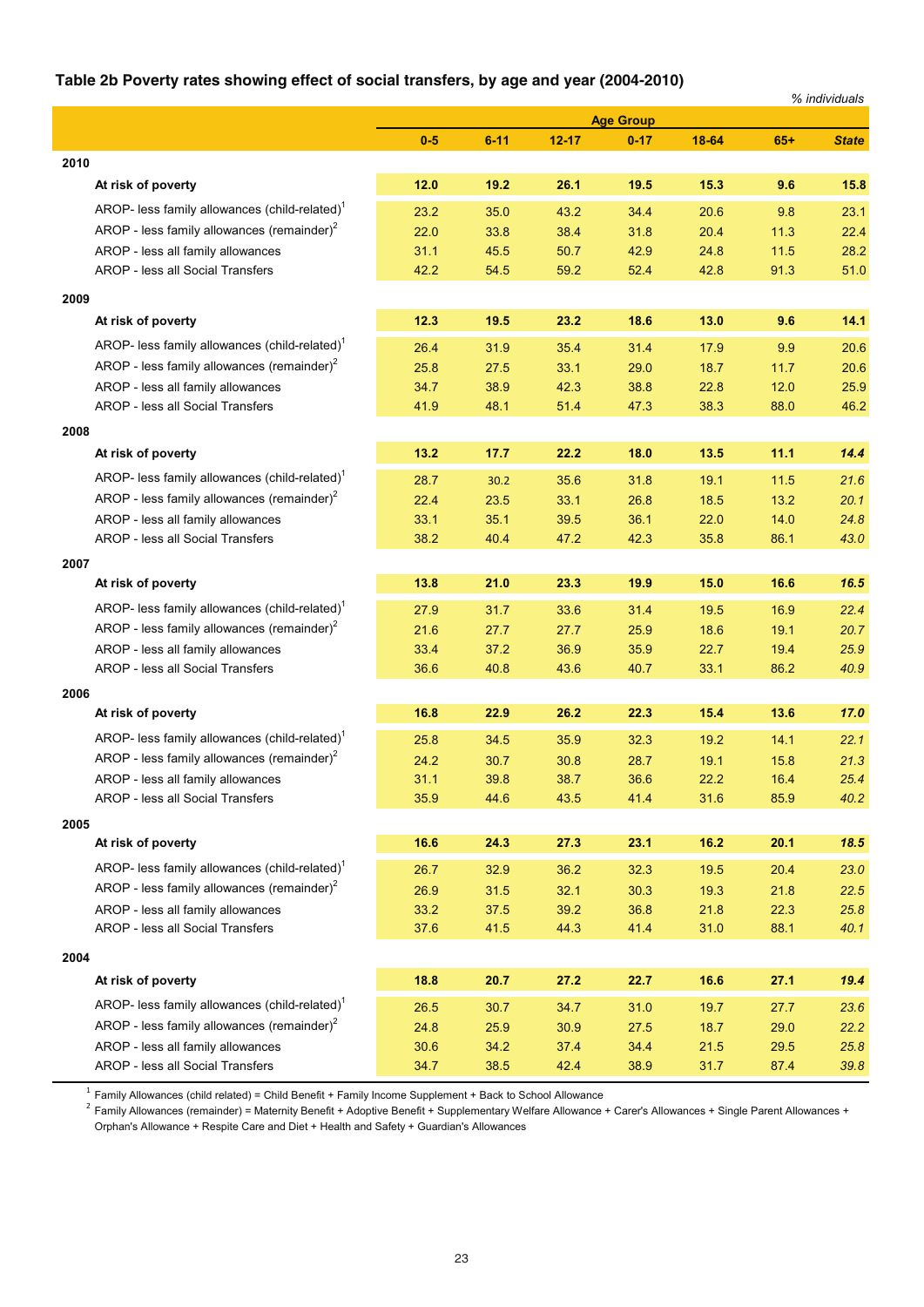### Table 2b Poverty rates showing effect of social transfers, by age and year (2004-2010)

*% individuals*

| | Age Group | | | | | | |
|---|---|---|---|---|---|---|---|
| | **0-5** | **6-11** | **12-17** | **0-17** | **18-64** | **65+** | ***State*** |
| **2010** | | | | | | | |
| **At risk of poverty** | **12.0** | **19.2** | **26.1** | **19.5** | **15.3** | **9.6** | **15.8** |
| AROP- less family allowances (child-related)[1] | 23.2 | 35.0 | 43.2 | 34.4 | 20.6 | 9.8 | 23.1 |
| AROP - less family allowances (remainder)[2] | 22.0 | 33.8 | 38.4 | 31.8 | 20.4 | 11.3 | 22.4 |
| AROP - less all family allowances | 31.1 | 45.5 | 50.7 | 42.9 | 24.8 | 11.5 | 28.2 |
| AROP - less all Social Transfers | 42.2 | 54.5 | 59.2 | 52.4 | 42.8 | 91.3 | 51.0 |
| **2009** | | | | | | | |
| **At risk of poverty** | **12.3** | **19.5** | **23.2** | **18.6** | **13.0** | **9.6** | **14.1** |
| AROP- less family allowances (child-related)[1] | 26.4 | 31.9 | 35.4 | 31.4 | 17.9 | 9.9 | 20.6 |
| AROP - less family allowances (remainder)[2] | 25.8 | 27.5 | 33.1 | 29.0 | 18.7 | 11.7 | 20.6 |
| AROP - less all family allowances | 34.7 | 38.9 | 42.3 | 38.8 | 22.8 | 12.0 | 25.9 |
| AROP - less all Social Transfers | 41.9 | 48.1 | 51.4 | 47.3 | 38.3 | 88.0 | 46.2 |
| **2008** | | | | | | | |
| **At risk of poverty** | **13.2** | **17.7** | **22.2** | **18.0** | **13.5** | **11.1** | ***14.4*** |
| AROP- less family allowances (child-related)[1] | 28.7 | 30.2 | 35.6 | 31.8 | 19.1 | 11.5 | *21.6* |
| AROP - less family allowances (remainder)[2] | 22.4 | 23.5 | 33.1 | 26.8 | 18.5 | 13.2 | *20.1* |
| AROP - less all family allowances | 33.1 | 35.1 | 39.5 | 36.1 | 22.0 | 14.0 | *24.8* |
| AROP - less all Social Transfers | 38.2 | 40.4 | 47.2 | 42.3 | 35.8 | 86.1 | *43.0* |
| **2007** | | | | | | | |
| **At risk of poverty** | **13.8** | **21.0** | **23.3** | **19.9** | **15.0** | **16.6** | ***16.5*** |
| AROP- less family allowances (child-related)[1] | 27.9 | 31.7 | 33.6 | 31.4 | 19.5 | 16.9 | *22.4* |
| AROP - less family allowances (remainder)[2] | 21.6 | 27.7 | 27.7 | 25.9 | 18.6 | 19.1 | *20.7* |
| AROP - less all family allowances | 33.4 | 37.2 | 36.9 | 35.9 | 22.7 | 19.4 | *25.9* |
| AROP - less all Social Transfers | 36.6 | 40.8 | 43.6 | 40.7 | 33.1 | 86.2 | *40.9* |
| **2006** | | | | | | | |
| **At risk of poverty** | **16.8** | **22.9** | **26.2** | **22.3** | **15.4** | **13.6** | ***17.0*** |
| AROP- less family allowances (child-related)[1] | 25.8 | 34.5 | 35.9 | 32.3 | 19.2 | 14.1 | *22.1* |
| AROP - less family allowances (remainder)[2] | 24.2 | 30.7 | 30.8 | 28.7 | 19.1 | 15.8 | *21.3* |
| AROP - less all family allowances | 31.1 | 39.8 | 38.7 | 36.6 | 22.2 | 16.4 | *25.4* |
| AROP - less all Social Transfers | 35.9 | 44.6 | 43.5 | 41.4 | 31.6 | 85.9 | *40.2* |
| **2005** | | | | | | | |
| **At risk of poverty** | **16.6** | **24.3** | **27.3** | **23.1** | **16.2** | **20.1** | ***18.5*** |
| AROP- less family allowances (child-related)[1] | 26.7 | 32.9 | 36.2 | 32.3 | 19.5 | 20.4 | *23.0* |
| AROP - less family allowances (remainder)[2] | 26.9 | 31.5 | 32.1 | 30.3 | 19.3 | 21.8 | *22.5* |
| AROP - less all family allowances | 33.2 | 37.5 | 39.2 | 36.8 | 21.8 | 22.3 | *25.8* |
| AROP - less all Social Transfers | 37.6 | 41.5 | 44.3 | 41.4 | 31.0 | 88.1 | *40.1* |
| **2004** | | | | | | | |
| **At risk of poverty** | **18.8** | **20.7** | **27.2** | **22.7** | **16.6** | **27.1** | ***19.4*** |
| AROP- less family allowances (child-related)[1] | 26.5 | 30.7 | 34.7 | 31.0 | 19.7 | 27.7 | *23.6* |
| AROP - less family allowances (remainder)[2] | 24.8 | 25.9 | 30.9 | 27.5 | 18.7 | 29.0 | *22.2* |
| AROP - less all family allowances | 30.6 | 34.2 | 37.4 | 34.4 | 21.5 | 29.5 | *25.8* |
| AROP - less all Social Transfers | 34.7 | 38.5 | 42.4 | 38.9 | 31.7 | 87.4 | *39.8* |

[1] Family Allowances (child related) = Child Benefit + Family Income Supplement + Back to School Allowance

[2] Family Allowances (remainder) = Maternity Benefit + Adoptive Benefit + Supplementary Welfare Allowance + Carer's Allowances + Single Parent Allowances + Orphan's Allowance + Respite Care and Diet + Health and Safety + Guardian's Allowances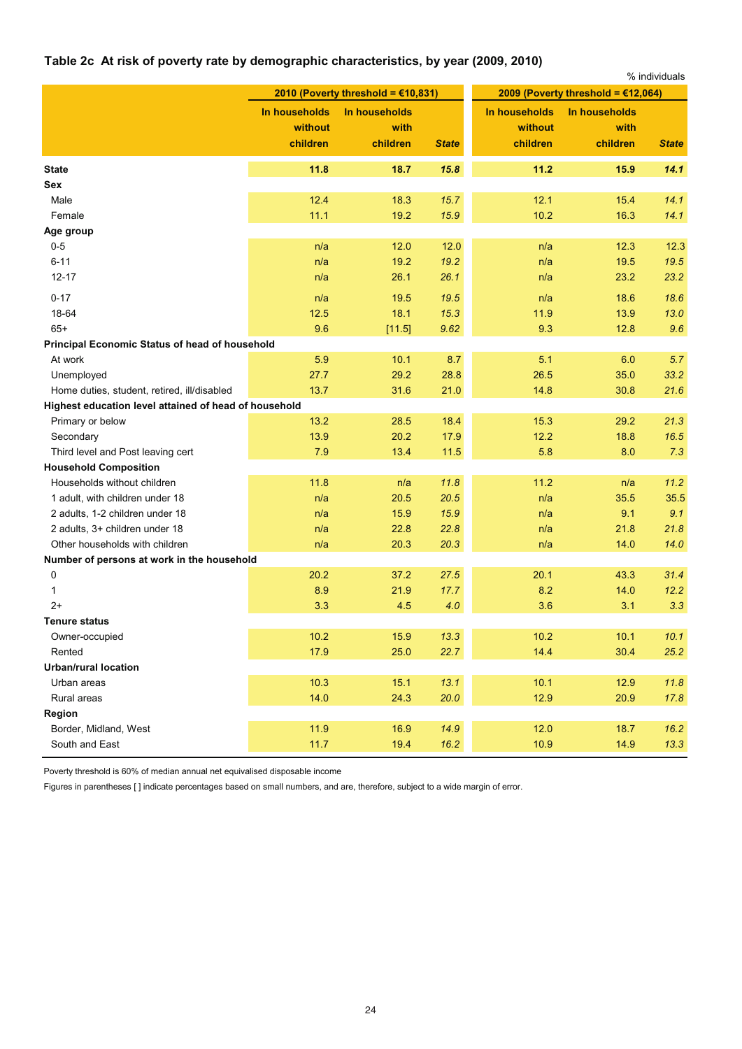## Table 2c At risk of poverty rate by demographic characteristics, by year (2009, 2010)

% individuals

| | 2010 (Poverty threshold = €10,831) | | | 2009 (Poverty threshold = €12,064) | | |
|---|---|---|---|---|---|---|
| | In households without children | In households with children | *State* | In households without children | In households with children | *State* |
| **State** | **11.8** | **18.7** | ***15.8*** | **11.2** | **15.9** | ***14.1*** |
| **Sex** | | | | | | |
| Male | 12.4 | 18.3 | *15.7* | 12.1 | 15.4 | *14.1* |
| Female | 11.1 | 19.2 | *15.9* | 10.2 | 16.3 | *14.1* |
| **Age group** | | | | | | |
| 0-5 | n/a | 12.0 | 12.0 | n/a | 12.3 | 12.3 |
| 6-11 | n/a | 19.2 | *19.2* | n/a | 19.5 | *19.5* |
| 12-17 | n/a | 26.1 | *26.1* | n/a | 23.2 | *23.2* |
| 0-17 | n/a | 19.5 | *19.5* | n/a | 18.6 | *18.6* |
| 18-64 | 12.5 | 18.1 | *15.3* | 11.9 | 13.9 | *13.0* |
| 65+ | 9.6 | [11.5] | *9.62* | 9.3 | 12.8 | *9.6* |
| **Principal Economic Status of head of household** | | | | | | |
| At work | 5.9 | 10.1 | 8.7 | 5.1 | 6.0 | *5.7* |
| Unemployed | 27.7 | 29.2 | 28.8 | 26.5 | 35.0 | *33.2* |
| Home duties, student, retired, ill/disabled | 13.7 | 31.6 | 21.0 | 14.8 | 30.8 | *21.6* |
| **Highest education level attained of head of household** | | | | | | |
| Primary or below | 13.2 | 28.5 | 18.4 | 15.3 | 29.2 | *21.3* |
| Secondary | 13.9 | 20.2 | 17.9 | 12.2 | 18.8 | *16.5* |
| Third level and Post leaving cert | 7.9 | 13.4 | 11.5 | 5.8 | 8.0 | *7.3* |
| **Household Composition** | | | | | | |
| Households without children | 11.8 | n/a | *11.8* | 11.2 | n/a | *11.2* |
| 1 adult, with children under 18 | n/a | 20.5 | *20.5* | n/a | 35.5 | 35.5 |
| 2 adults, 1-2 children under 18 | n/a | 15.9 | *15.9* | n/a | 9.1 | *9.1* |
| 2 adults, 3+ children under 18 | n/a | 22.8 | *22.8* | n/a | 21.8 | *21.8* |
| Other households with children | n/a | 20.3 | *20.3* | n/a | 14.0 | *14.0* |
| **Number of persons at work in the household** | | | | | | |
| 0 | 20.2 | 37.2 | *27.5* | 20.1 | 43.3 | *31.4* |
| 1 | 8.9 | 21.9 | *17.7* | 8.2 | 14.0 | *12.2* |
| 2+ | 3.3 | 4.5 | *4.0* | 3.6 | 3.1 | *3.3* |
| **Tenure status** | | | | | | |
| Owner-occupied | 10.2 | 15.9 | *13.3* | 10.2 | 10.1 | *10.1* |
| Rented | 17.9 | 25.0 | *22.7* | 14.4 | 30.4 | *25.2* |
| **Urban/rural location** | | | | | | |
| Urban areas | 10.3 | 15.1 | *13.1* | 10.1 | 12.9 | *11.8* |
| Rural areas | 14.0 | 24.3 | *20.0* | 12.9 | 20.9 | *17.8* |
| **Region** | | | | | | |
| Border, Midland, West | 11.9 | 16.9 | *14.9* | 12.0 | 18.7 | *16.2* |
| South and East | 11.7 | 19.4 | *16.2* | 10.9 | 14.9 | *13.3* |

Poverty threshold is 60% of median annual net equivalised disposable income

Figures in parentheses [ ] indicate percentages based on small numbers, and are, therefore, subject to a wide margin of error.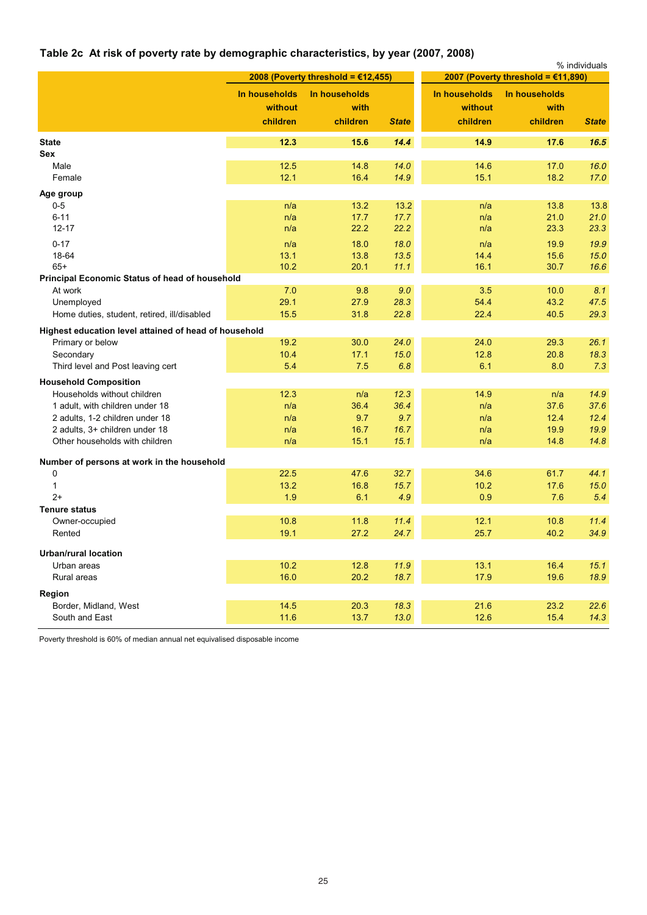## Table 2c At risk of poverty rate by demographic characteristics, by year (2007, 2008)

% individuals

| | 2008 (Poverty threshold = €12,455) | | | 2007 (Poverty threshold = €11,890) | | |
|---|---|---|---|---|---|---|
| | In households without children | In households with children | *State* | In households without children | In households with children | *State* |
| **State** | **12.3** | **15.6** | ***14.4*** | **14.9** | **17.6** | ***16.5*** |
| **Sex** | | | | | | |
| Male | 12.5 | 14.8 | *14.0* | 14.6 | 17.0 | *16.0* |
| Female | 12.1 | 16.4 | *14.9* | 15.1 | 18.2 | *17.0* |
| **Age group** | | | | | | |
| 0-5 | n/a | 13.2 | 13.2 | n/a | 13.8 | 13.8 |
| 6-11 | n/a | 17.7 | *17.7* | n/a | 21.0 | *21.0* |
| 12-17 | n/a | 22.2 | *22.2* | n/a | 23.3 | *23.3* |
| 0-17 | n/a | 18.0 | *18.0* | n/a | 19.9 | *19.9* |
| 18-64 | 13.1 | 13.8 | *13.5* | 14.4 | 15.6 | *15.0* |
| 65+ | 10.2 | 20.1 | *11.1* | 16.1 | 30.7 | *16.6* |
| **Principal Economic Status of head of household** | | | | | | |
| At work | 7.0 | 9.8 | *9.0* | 3.5 | 10.0 | *8.1* |
| Unemployed | 29.1 | 27.9 | *28.3* | 54.4 | 43.2 | *47.5* |
| Home duties, student, retired, ill/disabled | 15.5 | 31.8 | *22.8* | 22.4 | 40.5 | *29.3* |
| **Highest education level attained of head of household** | | | | | | |
| Primary or below | 19.2 | 30.0 | *24.0* | 24.0 | 29.3 | *26.1* |
| Secondary | 10.4 | 17.1 | *15.0* | 12.8 | 20.8 | *18.3* |
| Third level and Post leaving cert | 5.4 | 7.5 | *6.8* | 6.1 | 8.0 | *7.3* |
| **Household Composition** | | | | | | |
| Households without children | 12.3 | n/a | *12.3* | 14.9 | n/a | *14.9* |
| 1 adult, with children under 18 | n/a | 36.4 | *36.4* | n/a | 37.6 | *37.6* |
| 2 adults, 1-2 children under 18 | n/a | 9.7 | *9.7* | n/a | 12.4 | *12.4* |
| 2 adults, 3+ children under 18 | n/a | 16.7 | *16.7* | n/a | 19.9 | *19.9* |
| Other households with children | n/a | 15.1 | *15.1* | n/a | 14.8 | *14.8* |
| **Number of persons at work in the household** | | | | | | |
| 0 | 22.5 | 47.6 | *32.7* | 34.6 | 61.7 | *44.1* |
| 1 | 13.2 | 16.8 | *15.7* | 10.2 | 17.6 | *15.0* |
| 2+ | 1.9 | 6.1 | *4.9* | 0.9 | 7.6 | *5.4* |
| **Tenure status** | | | | | | |
| Owner-occupied | 10.8 | 11.8 | *11.4* | 12.1 | 10.8 | *11.4* |
| Rented | 19.1 | 27.2 | *24.7* | 25.7 | 40.2 | *34.9* |
| **Urban/rural location** | | | | | | |
| Urban areas | 10.2 | 12.8 | *11.9* | 13.1 | 16.4 | *15.1* |
| Rural areas | 16.0 | 20.2 | *18.7* | 17.9 | 19.6 | *18.9* |
| **Region** | | | | | | |
| Border, Midland, West | 14.5 | 20.3 | *18.3* | 21.6 | 23.2 | *22.6* |
| South and East | 11.6 | 13.7 | *13.0* | 12.6 | 15.4 | *14.3* |

Poverty threshold is 60% of median annual net equivalised disposable income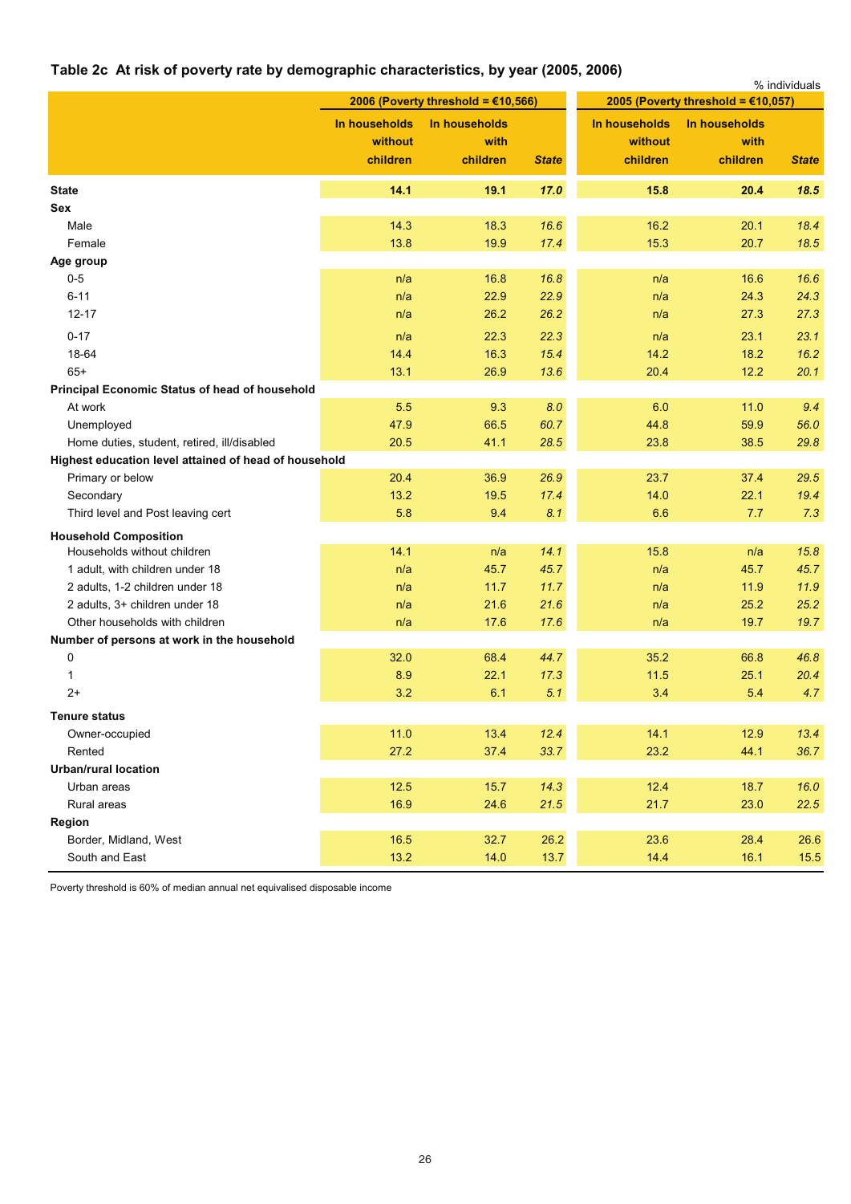## Table 2c At risk of poverty rate by demographic characteristics, by year (2005, 2006)

% individuals

| | 2006 (Poverty threshold = €10,566) | | | 2005 (Poverty threshold = €10,057) | | |
|---|---|---|---|---|---|---|
| | In households without children | In households with children | *State* | In households without children | In households with children | *State* |
| **State** | **14.1** | **19.1** | ***17.0*** | **15.8** | **20.4** | ***18.5*** |
| **Sex** | | | | | | |
| Male | 14.3 | 18.3 | *16.6* | 16.2 | 20.1 | *18.4* |
| Female | 13.8 | 19.9 | *17.4* | 15.3 | 20.7 | *18.5* |
| **Age group** | | | | | | |
| 0-5 | n/a | 16.8 | *16.8* | n/a | 16.6 | *16.6* |
| 6-11 | n/a | 22.9 | *22.9* | n/a | 24.3 | *24.3* |
| 12-17 | n/a | 26.2 | *26.2* | n/a | 27.3 | *27.3* |
| 0-17 | n/a | 22.3 | *22.3* | n/a | 23.1 | *23.1* |
| 18-64 | 14.4 | 16.3 | *15.4* | 14.2 | 18.2 | *16.2* |
| 65+ | 13.1 | 26.9 | *13.6* | 20.4 | 12.2 | *20.1* |
| **Principal Economic Status of head of household** | | | | | | |
| At work | 5.5 | 9.3 | *8.0* | 6.0 | 11.0 | *9.4* |
| Unemployed | 47.9 | 66.5 | *60.7* | 44.8 | 59.9 | *56.0* |
| Home duties, student, retired, ill/disabled | 20.5 | 41.1 | *28.5* | 23.8 | 38.5 | *29.8* |
| **Highest education level attained of head of household** | | | | | | |
| Primary or below | 20.4 | 36.9 | *26.9* | 23.7 | 37.4 | *29.5* |
| Secondary | 13.2 | 19.5 | *17.4* | 14.0 | 22.1 | *19.4* |
| Third level and Post leaving cert | 5.8 | 9.4 | *8.1* | 6.6 | 7.7 | *7.3* |
| **Household Composition** | | | | | | |
| Households without children | 14.1 | n/a | *14.1* | 15.8 | n/a | *15.8* |
| 1 adult, with children under 18 | n/a | 45.7 | *45.7* | n/a | 45.7 | *45.7* |
| 2 adults, 1-2 children under 18 | n/a | 11.7 | *11.7* | n/a | 11.9 | *11.9* |
| 2 adults, 3+ children under 18 | n/a | 21.6 | *21.6* | n/a | 25.2 | *25.2* |
| Other households with children | n/a | 17.6 | *17.6* | n/a | 19.7 | *19.7* |
| **Number of persons at work in the household** | | | | | | |
| 0 | 32.0 | 68.4 | *44.7* | 35.2 | 66.8 | *46.8* |
| 1 | 8.9 | 22.1 | *17.3* | 11.5 | 25.1 | *20.4* |
| 2+ | 3.2 | 6.1 | *5.1* | 3.4 | 5.4 | *4.7* |
| **Tenure status** | | | | | | |
| Owner-occupied | 11.0 | 13.4 | *12.4* | 14.1 | 12.9 | *13.4* |
| Rented | 27.2 | 37.4 | *33.7* | 23.2 | 44.1 | *36.7* |
| **Urban/rural location** | | | | | | |
| Urban areas | 12.5 | 15.7 | *14.3* | 12.4 | 18.7 | *16.0* |
| Rural areas | 16.9 | 24.6 | *21.5* | 21.7 | 23.0 | *22.5* |
| **Region** | | | | | | |
| Border, Midland, West | 16.5 | 32.7 | 26.2 | 23.6 | 28.4 | 26.6 |
| South and East | 13.2 | 14.0 | 13.7 | 14.4 | 16.1 | 15.5 |

Poverty threshold is 60% of median annual net equivalised disposable income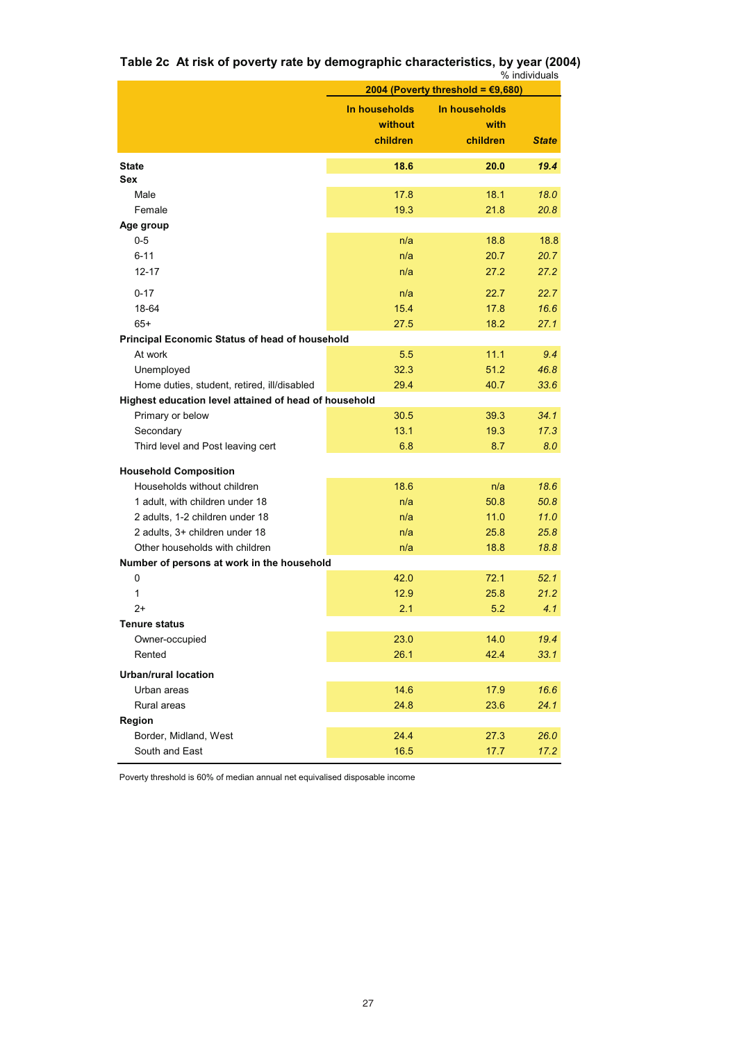**Table 2c At risk of poverty rate by demographic characteristics, by year (2004)**

% individuals

| | 2004 (Poverty threshold = €9,680) | | |
|---|---|---|---|
| | In households without children | In households with children | *State* |
| **State** | **18.6** | **20.0** | ***19.4*** |
| **Sex** | | | |
| Male | 17.8 | 18.1 | *18.0* |
| Female | 19.3 | 21.8 | *20.8* |
| **Age group** | | | |
| 0-5 | n/a | 18.8 | 18.8 |
| 6-11 | n/a | 20.7 | *20.7* |
| 12-17 | n/a | 27.2 | *27.2* |
| 0-17 | n/a | 22.7 | *22.7* |
| 18-64 | 15.4 | 17.8 | *16.6* |
| 65+ | 27.5 | 18.2 | *27.1* |
| **Principal Economic Status of head of household** | | | |
| At work | 5.5 | 11.1 | *9.4* |
| Unemployed | 32.3 | 51.2 | *46.8* |
| Home duties, student, retired, ill/disabled | 29.4 | 40.7 | *33.6* |
| **Highest education level attained of head of household** | | | |
| Primary or below | 30.5 | 39.3 | *34.1* |
| Secondary | 13.1 | 19.3 | *17.3* |
| Third level and Post leaving cert | 6.8 | 8.7 | *8.0* |
| **Household Composition** | | | |
| Households without children | 18.6 | n/a | *18.6* |
| 1 adult, with children under 18 | n/a | 50.8 | *50.8* |
| 2 adults, 1-2 children under 18 | n/a | 11.0 | *11.0* |
| 2 adults, 3+ children under 18 | n/a | 25.8 | *25.8* |
| Other households with children | n/a | 18.8 | *18.8* |
| **Number of persons at work in the household** | | | |
| 0 | 42.0 | 72.1 | *52.1* |
| 1 | 12.9 | 25.8 | *21.2* |
| 2+ | 2.1 | 5.2 | *4.1* |
| **Tenure status** | | | |
| Owner-occupied | 23.0 | 14.0 | *19.4* |
| Rented | 26.1 | 42.4 | *33.1* |
| **Urban/rural location** | | | |
| Urban areas | 14.6 | 17.9 | *16.6* |
| Rural areas | 24.8 | 23.6 | *24.1* |
| **Region** | | | |
| Border, Midland, West | 24.4 | 27.3 | *26.0* |
| South and East | 16.5 | 17.7 | *17.2* |

Poverty threshold is 60% of median annual net equivalised disposable income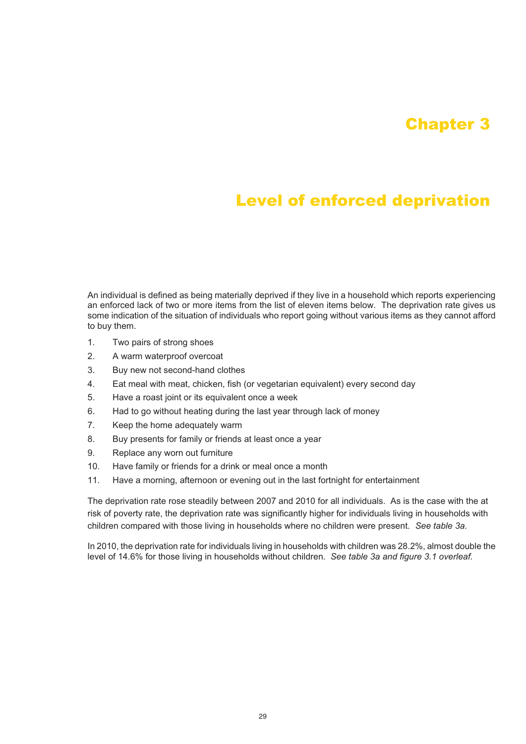# Chapter 3

# Level of enforced deprivation

An individual is defined as being materially deprived if they live in a household which reports experiencing an enforced lack of two or more items from the list of eleven items below. The deprivation rate gives us some indication of the situation of individuals who report going without various items as they cannot afford to buy them.

1. Two pairs of strong shoes
2. A warm waterproof overcoat
3. Buy new not second-hand clothes
4. Eat meal with meat, chicken, fish (or vegetarian equivalent) every second day
5. Have a roast joint or its equivalent once a week
6. Had to go without heating during the last year through lack of money
7. Keep the home adequately warm
8. Buy presents for family or friends at least once a year
9. Replace any worn out furniture
10. Have family or friends for a drink or meal once a month
11. Have a morning, afternoon or evening out in the last fortnight for entertainment

The deprivation rate rose steadily between 2007 and 2010 for all individuals. As is the case with the at risk of poverty rate, the deprivation rate was significantly higher for individuals living in households with children compared with those living in households where no children were present. *See table 3a.*

In 2010, the deprivation rate for individuals living in households with children was 28.2%, almost double the level of 14.6% for those living in households without children. *See table 3a and figure 3.1 overleaf.*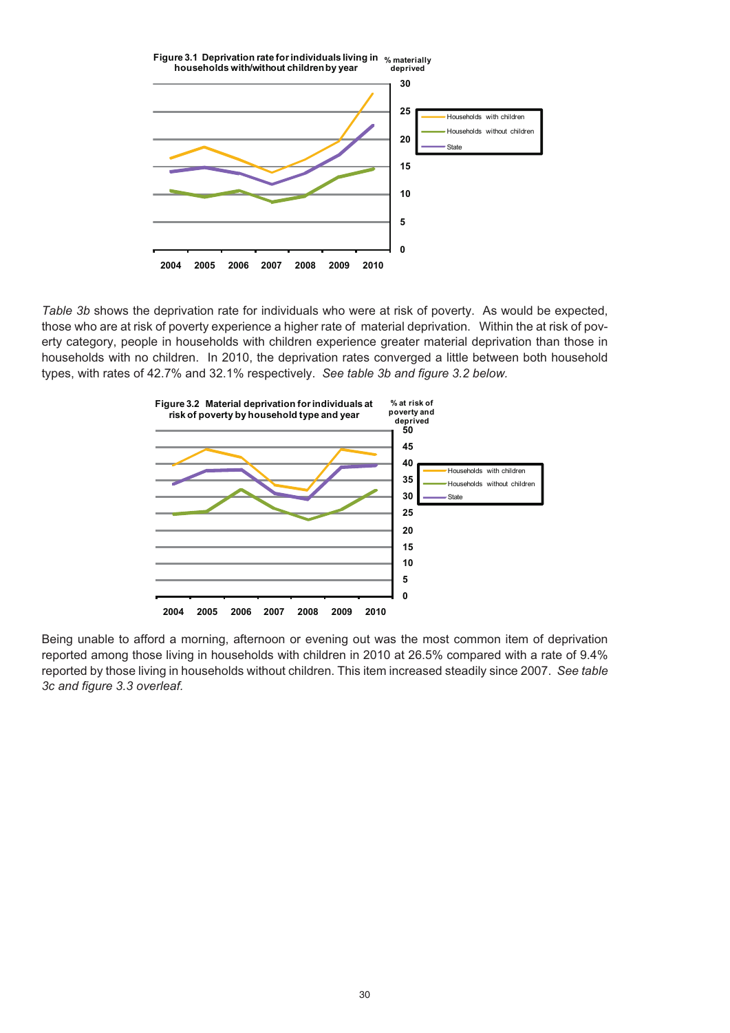**Figure 3.1 Deprivation rate for individuals living in households with/without children by year**

Table 3b shows the deprivation rate for individuals who were at risk of poverty. As would be expected, those who are at risk of poverty experience a higher rate of material deprivation. Within the at risk of poverty category, people in households with children experience greater material deprivation than those in households with no children. In 2010, the deprivation rates converged a little between both household types, with rates of 42.7% and 32.1% respectively. *See table 3b and figure 3.2 below.*

**Figure 3.2 Material deprivation for individuals at risk of poverty by household type and year**

Being unable to afford a morning, afternoon or evening out was the most common item of deprivation reported among those living in households with children in 2010 at 26.5% compared with a rate of 9.4% reported by those living in households without children. This item increased steadily since 2007. *See table 3c and figure 3.3 overleaf.*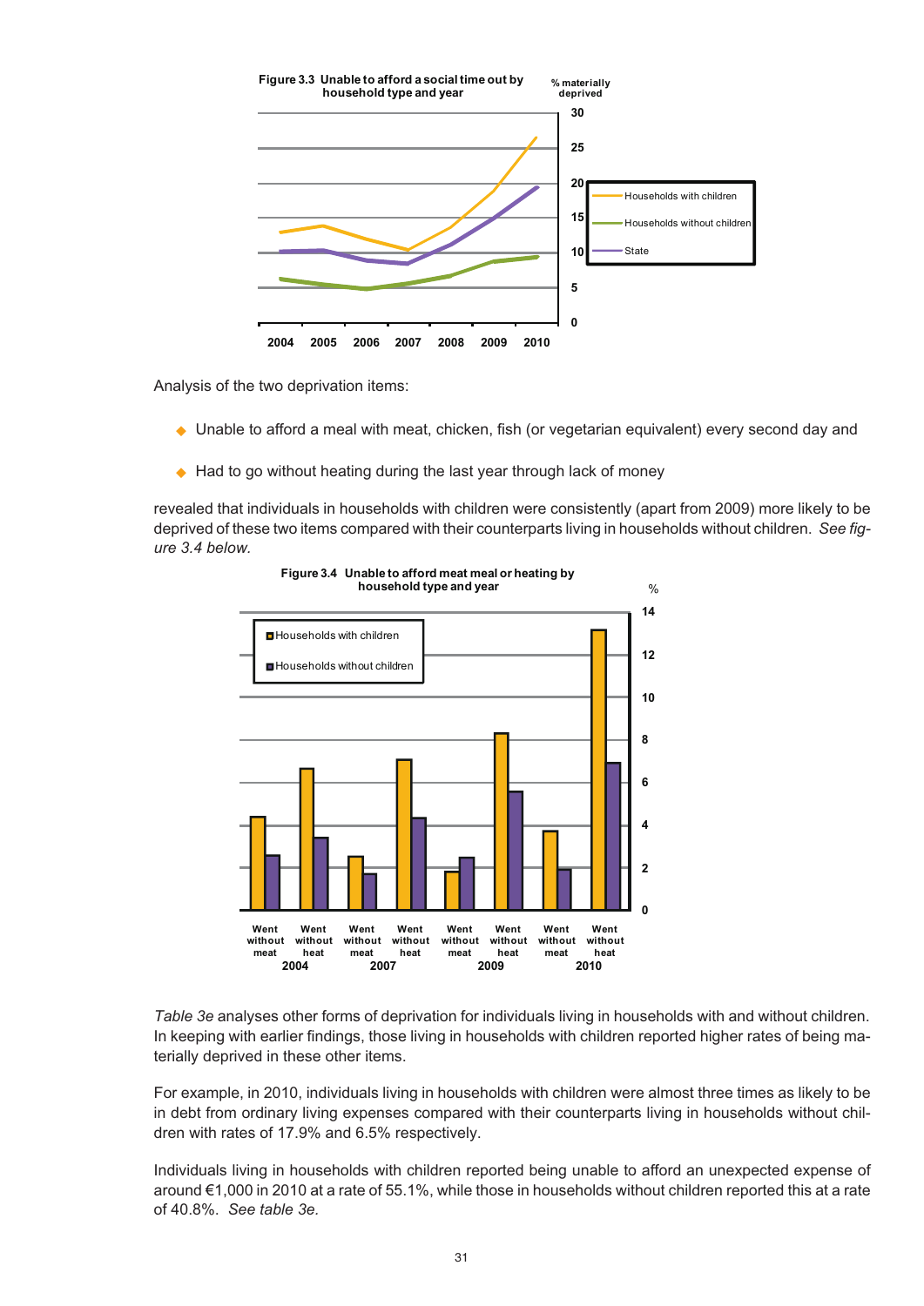**Figure 3.3 Unable to afford a social time out by household type and year**

Analysis of the two deprivation items:

- Unable to afford a meal with meat, chicken, fish (or vegetarian equivalent) every second day and
- Had to go without heating during the last year through lack of money

revealed that individuals in households with children were consistently (apart from 2009) more likely to be deprived of these two items compared with their counterparts living in households without children. *See figure 3.4 below.*

**Figure 3.4 Unable to afford meat meal or heating by household type and year**

*Table 3e* analyses other forms of deprivation for individuals living in households with and without children. In keeping with earlier findings, those living in households with children reported higher rates of being materially deprived in these other items.

For example, in 2010, individuals living in households with children were almost three times as likely to be in debt from ordinary living expenses compared with their counterparts living in households without children with rates of 17.9% and 6.5% respectively.

Individuals living in households with children reported being unable to afford an unexpected expense of around €1,000 in 2010 at a rate of 55.1%, while those in households without children reported this at a rate of 40.8%. *See table 3e.*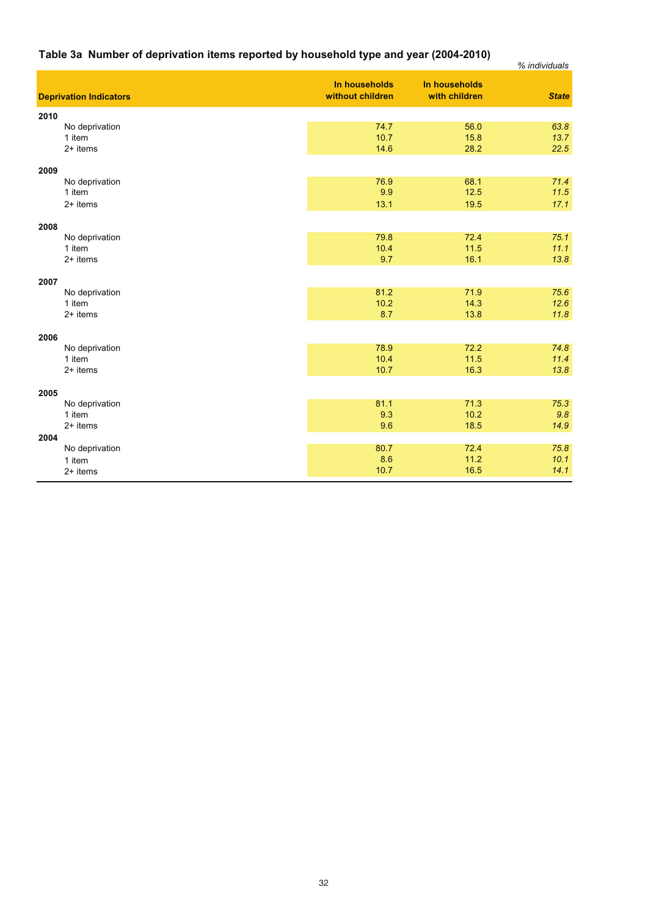## Table 3a Number of deprivation items reported by household type and year (2004-2010)

*% individuals*

| Deprivation Indicators | In households without children | In households with children | *State* |
|---|---|---|---|
| **2010** | | | |
| No deprivation | 74.7 | 56.0 | *63.8* |
| 1 item | 10.7 | 15.8 | *13.7* |
| 2+ items | 14.6 | 28.2 | *22.5* |
| **2009** | | | |
| No deprivation | 76.9 | 68.1 | *71.4* |
| 1 item | 9.9 | 12.5 | *11.5* |
| 2+ items | 13.1 | 19.5 | *17.1* |
| **2008** | | | |
| No deprivation | 79.8 | 72.4 | *75.1* |
| 1 item | 10.4 | 11.5 | *11.1* |
| 2+ items | 9.7 | 16.1 | *13.8* |
| **2007** | | | |
| No deprivation | 81.2 | 71.9 | *75.6* |
| 1 item | 10.2 | 14.3 | *12.6* |
| 2+ items | 8.7 | 13.8 | *11.8* |
| **2006** | | | |
| No deprivation | 78.9 | 72.2 | *74.8* |
| 1 item | 10.4 | 11.5 | *11.4* |
| 2+ items | 10.7 | 16.3 | *13.8* |
| **2005** | | | |
| No deprivation | 81.1 | 71.3 | *75.3* |
| 1 item | 9.3 | 10.2 | *9.8* |
| 2+ items | 9.6 | 18.5 | *14.9* |
| **2004** | | | |
| No deprivation | 80.7 | 72.4 | *75.8* |
| 1 item | 8.6 | 11.2 | *10.1* |
| 2+ items | 10.7 | 16.5 | *14.1* |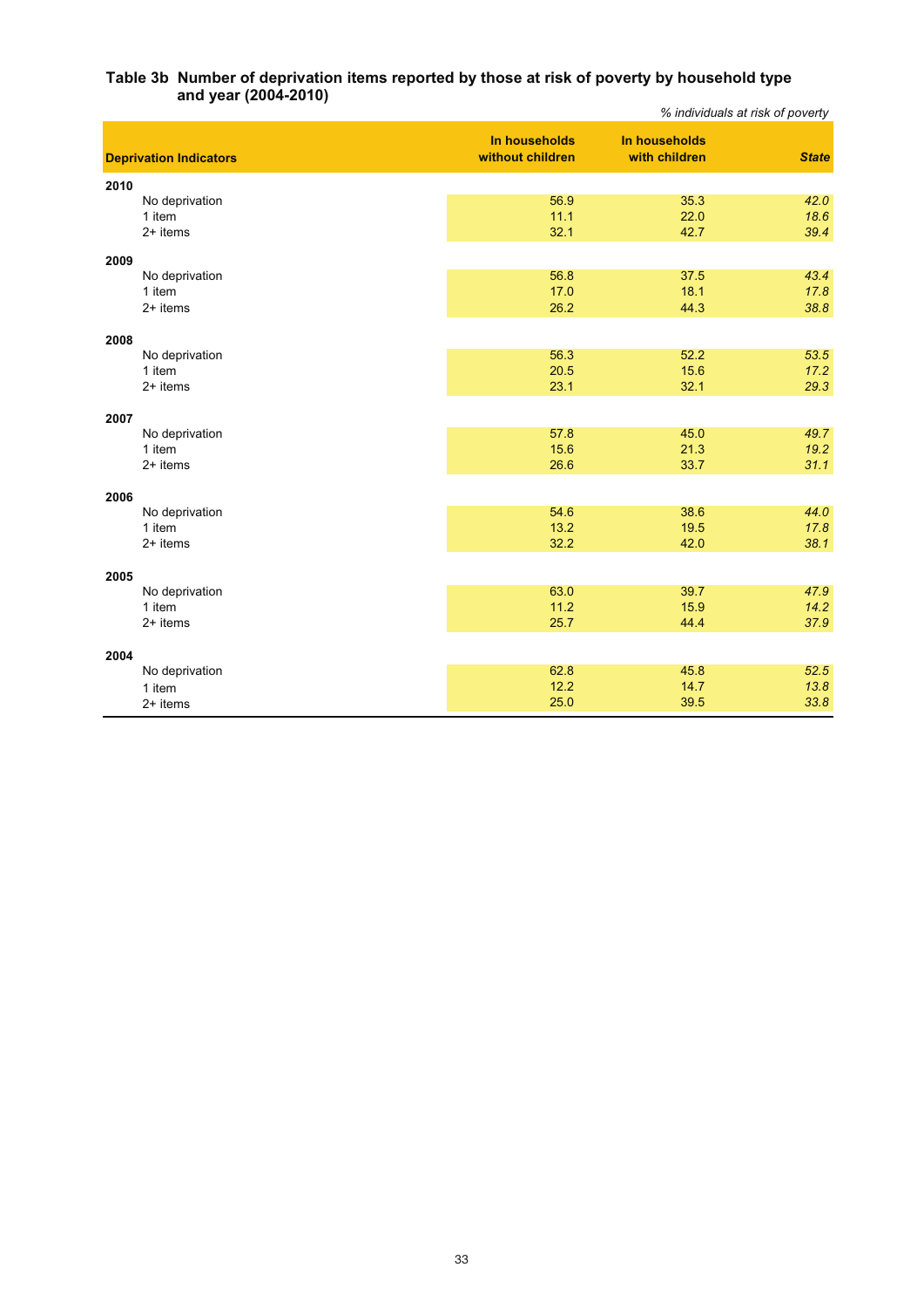**Table 3b Number of deprivation items reported by those at risk of poverty by household type and year (2004-2010)**

*% individuals at risk of poverty*

| Deprivation Indicators | In households without children | In households with children | *State* |
|---|---|---|---|
| **2010** | | | |
| No deprivation | 56.9 | 35.3 | *42.0* |
| 1 item | 11.1 | 22.0 | *18.6* |
| 2+ items | 32.1 | 42.7 | *39.4* |
| **2009** | | | |
| No deprivation | 56.8 | 37.5 | *43.4* |
| 1 item | 17.0 | 18.1 | *17.8* |
| 2+ items | 26.2 | 44.3 | *38.8* |
| **2008** | | | |
| No deprivation | 56.3 | 52.2 | *53.5* |
| 1 item | 20.5 | 15.6 | *17.2* |
| 2+ items | 23.1 | 32.1 | *29.3* |
| **2007** | | | |
| No deprivation | 57.8 | 45.0 | *49.7* |
| 1 item | 15.6 | 21.3 | *19.2* |
| 2+ items | 26.6 | 33.7 | *31.1* |
| **2006** | | | |
| No deprivation | 54.6 | 38.6 | *44.0* |
| 1 item | 13.2 | 19.5 | *17.8* |
| 2+ items | 32.2 | 42.0 | *38.1* |
| **2005** | | | |
| No deprivation | 63.0 | 39.7 | *47.9* |
| 1 item | 11.2 | 15.9 | *14.2* |
| 2+ items | 25.7 | 44.4 | *37.9* |
| **2004** | | | |
| No deprivation | 62.8 | 45.8 | *52.5* |
| 1 item | 12.2 | 14.7 | *13.8* |
| 2+ items | 25.0 | 39.5 | *33.8* |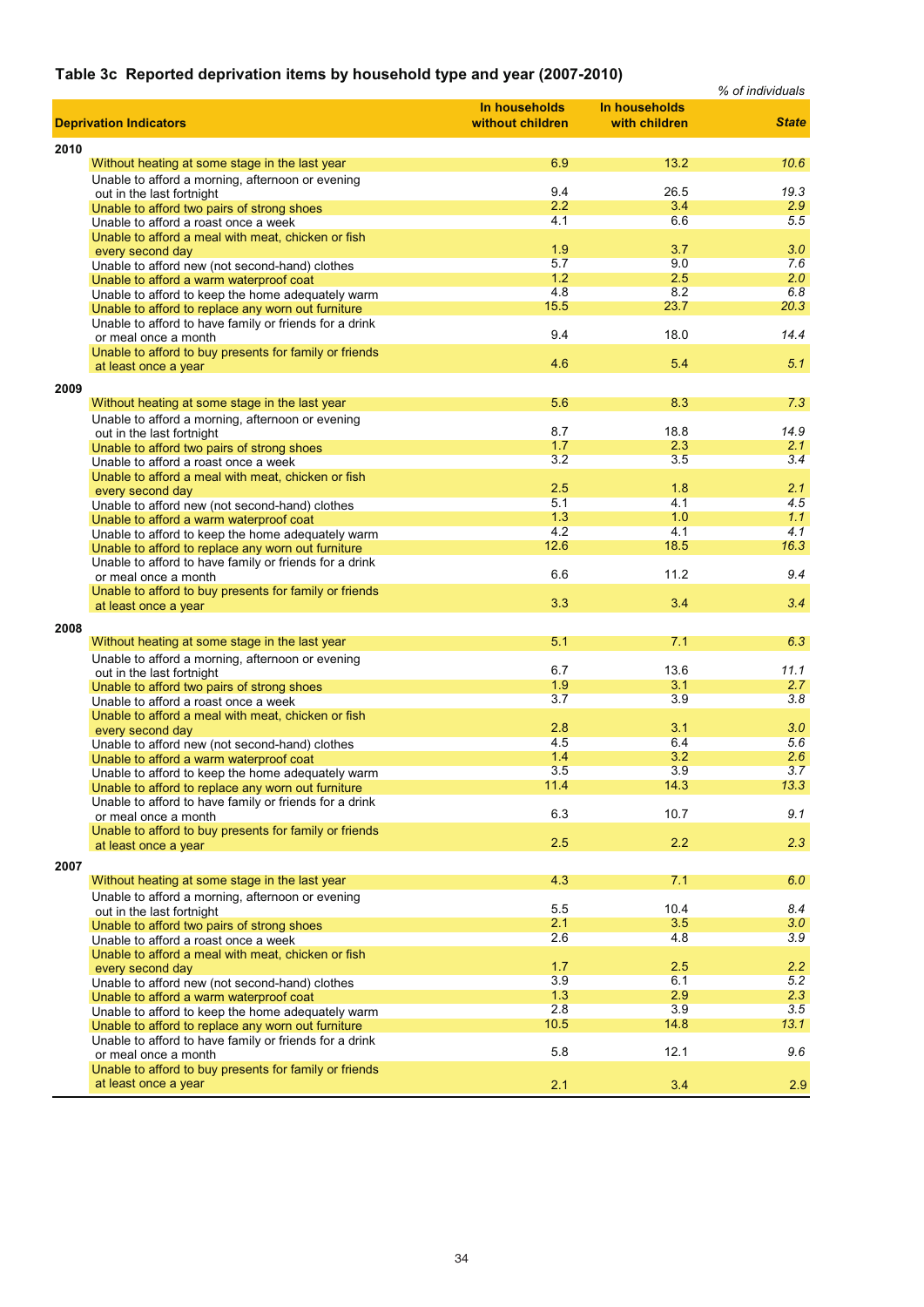## Table 3c Reported deprivation items by household type and year (2007-2010)

*% of individuals*

| Deprivation Indicators | In households without children | In households with children | *State* |
|---|---|---|---|
| **2010** | | | |
| Without heating at some stage in the last year | 6.9 | 13.2 | *10.6* |
| Unable to afford a morning, afternoon or evening out in the last fortnight | 9.4 | 26.5 | *19.3* |
| Unable to afford two pairs of strong shoes | 2.2 | 3.4 | *2.9* |
| Unable to afford a roast once a week | 4.1 | 6.6 | *5.5* |
| Unable to afford a meal with meat, chicken or fish every second day | 1.9 | 3.7 | *3.0* |
| Unable to afford new (not second-hand) clothes | 5.7 | 9.0 | *7.6* |
| Unable to afford a warm waterproof coat | 1.2 | 2.5 | *2.0* |
| Unable to afford to keep the home adequately warm | 4.8 | 8.2 | *6.8* |
| Unable to afford to replace any worn out furniture | 15.5 | 23.7 | *20.3* |
| Unable to afford to have family or friends for a drink or meal once a month | 9.4 | 18.0 | *14.4* |
| Unable to afford to buy presents for family or friends at least once a year | 4.6 | 5.4 | *5.1* |
| **2009** | | | |
| Without heating at some stage in the last year | 5.6 | 8.3 | *7.3* |
| Unable to afford a morning, afternoon or evening out in the last fortnight | 8.7 | 18.8 | *14.9* |
| Unable to afford two pairs of strong shoes | 1.7 | 2.3 | *2.1* |
| Unable to afford a roast once a week | 3.2 | 3.5 | *3.4* |
| Unable to afford a meal with meat, chicken or fish every second day | 2.5 | 1.8 | *2.1* |
| Unable to afford new (not second-hand) clothes | 5.1 | 4.1 | *4.5* |
| Unable to afford a warm waterproof coat | 1.3 | 1.0 | *1.1* |
| Unable to afford to keep the home adequately warm | 4.2 | 4.1 | *4.1* |
| Unable to afford to replace any worn out furniture | 12.6 | 18.5 | *16.3* |
| Unable to afford to have family or friends for a drink or meal once a month | 6.6 | 11.2 | *9.4* |
| Unable to afford to buy presents for family or friends at least once a year | 3.3 | 3.4 | *3.4* |
| **2008** | | | |
| Without heating at some stage in the last year | 5.1 | 7.1 | *6.3* |
| Unable to afford a morning, afternoon or evening out in the last fortnight | 6.7 | 13.6 | *11.1* |
| Unable to afford two pairs of strong shoes | 1.9 | 3.1 | *2.7* |
| Unable to afford a roast once a week | 3.7 | 3.9 | *3.8* |
| Unable to afford a meal with meat, chicken or fish every second day | 2.8 | 3.1 | *3.0* |
| Unable to afford new (not second-hand) clothes | 4.5 | 6.4 | *5.6* |
| Unable to afford a warm waterproof coat | 1.4 | 3.2 | *2.6* |
| Unable to afford to keep the home adequately warm | 3.5 | 3.9 | *3.7* |
| Unable to afford to replace any worn out furniture | 11.4 | 14.3 | *13.3* |
| Unable to afford to have family or friends for a drink or meal once a month | 6.3 | 10.7 | *9.1* |
| Unable to afford to buy presents for family or friends at least once a year | 2.5 | 2.2 | *2.3* |
| **2007** | | | |
| Without heating at some stage in the last year | 4.3 | 7.1 | *6.0* |
| Unable to afford a morning, afternoon or evening out in the last fortnight | 5.5 | 10.4 | *8.4* |
| Unable to afford two pairs of strong shoes | 2.1 | 3.5 | *3.0* |
| Unable to afford a roast once a week | 2.6 | 4.8 | *3.9* |
| Unable to afford a meal with meat, chicken or fish every second day | 1.7 | 2.5 | *2.2* |
| Unable to afford new (not second-hand) clothes | 3.9 | 6.1 | *5.2* |
| Unable to afford a warm waterproof coat | 1.3 | 2.9 | *2.3* |
| Unable to afford to keep the home adequately warm | 2.8 | 3.9 | *3.5* |
| Unable to afford to replace any worn out furniture | 10.5 | 14.8 | *13.1* |
| Unable to afford to have family or friends for a drink or meal once a month | 5.8 | 12.1 | *9.6* |
| Unable to afford to buy presents for family or friends at least once a year | 2.1 | 3.4 | 2.9 |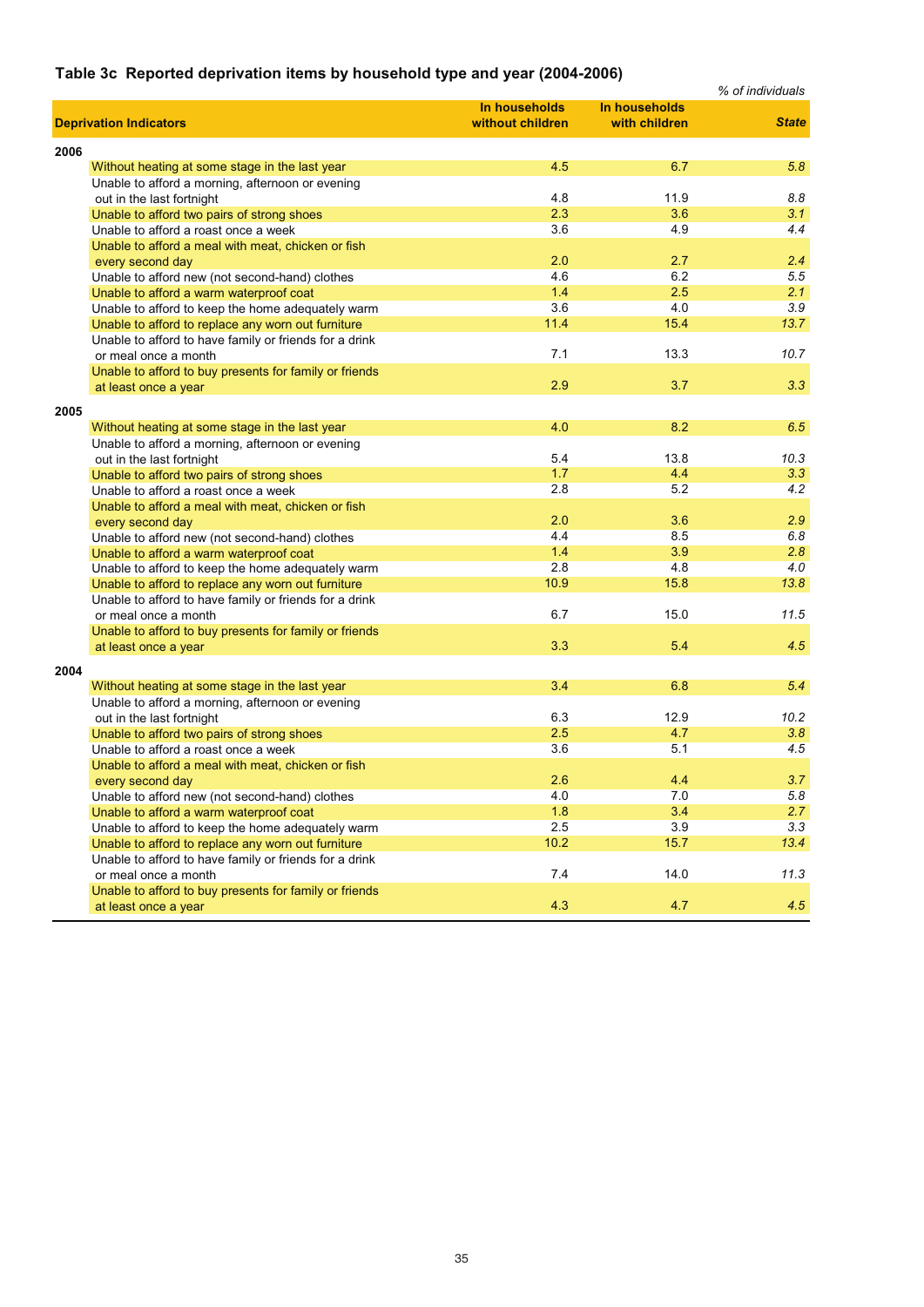## Table 3c Reported deprivation items by household type and year (2004-2006)

*% of individuals*

| Deprivation Indicators | In households without children | In households with children | *State* |
|---|---|---|---|
| **2006** | | | |
| Without heating at some stage in the last year | 4.5 | 6.7 | *5.8* |
| Unable to afford a morning, afternoon or evening out in the last fortnight | 4.8 | 11.9 | *8.8* |
| Unable to afford two pairs of strong shoes | 2.3 | 3.6 | *3.1* |
| Unable to afford a roast once a week | 3.6 | 4.9 | *4.4* |
| Unable to afford a meal with meat, chicken or fish every second day | 2.0 | 2.7 | *2.4* |
| Unable to afford new (not second-hand) clothes | 4.6 | 6.2 | *5.5* |
| Unable to afford a warm waterproof coat | 1.4 | 2.5 | *2.1* |
| Unable to afford to keep the home adequately warm | 3.6 | 4.0 | *3.9* |
| Unable to afford to replace any worn out furniture | 11.4 | 15.4 | *13.7* |
| Unable to afford to have family or friends for a drink or meal once a month | 7.1 | 13.3 | *10.7* |
| Unable to afford to buy presents for family or friends at least once a year | 2.9 | 3.7 | *3.3* |
| **2005** | | | |
| Without heating at some stage in the last year | 4.0 | 8.2 | *6.5* |
| Unable to afford a morning, afternoon or evening out in the last fortnight | 5.4 | 13.8 | *10.3* |
| Unable to afford two pairs of strong shoes | 1.7 | 4.4 | *3.3* |
| Unable to afford a roast once a week | 2.8 | 5.2 | *4.2* |
| Unable to afford a meal with meat, chicken or fish every second day | 2.0 | 3.6 | *2.9* |
| Unable to afford new (not second-hand) clothes | 4.4 | 8.5 | *6.8* |
| Unable to afford a warm waterproof coat | 1.4 | 3.9 | *2.8* |
| Unable to afford to keep the home adequately warm | 2.8 | 4.8 | *4.0* |
| Unable to afford to replace any worn out furniture | 10.9 | 15.8 | *13.8* |
| Unable to afford to have family or friends for a drink or meal once a month | 6.7 | 15.0 | *11.5* |
| Unable to afford to buy presents for family or friends at least once a year | 3.3 | 5.4 | *4.5* |
| **2004** | | | |
| Without heating at some stage in the last year | 3.4 | 6.8 | *5.4* |
| Unable to afford a morning, afternoon or evening out in the last fortnight | 6.3 | 12.9 | *10.2* |
| Unable to afford two pairs of strong shoes | 2.5 | 4.7 | *3.8* |
| Unable to afford a roast once a week | 3.6 | 5.1 | *4.5* |
| Unable to afford a meal with meat, chicken or fish every second day | 2.6 | 4.4 | *3.7* |
| Unable to afford new (not second-hand) clothes | 4.0 | 7.0 | *5.8* |
| Unable to afford a warm waterproof coat | 1.8 | 3.4 | *2.7* |
| Unable to afford to keep the home adequately warm | 2.5 | 3.9 | *3.3* |
| Unable to afford to replace any worn out furniture | 10.2 | 15.7 | *13.4* |
| Unable to afford to have family or friends for a drink or meal once a month | 7.4 | 14.0 | *11.3* |
| Unable to afford to buy presents for family or friends at least once a year | 4.3 | 4.7 | *4.5* |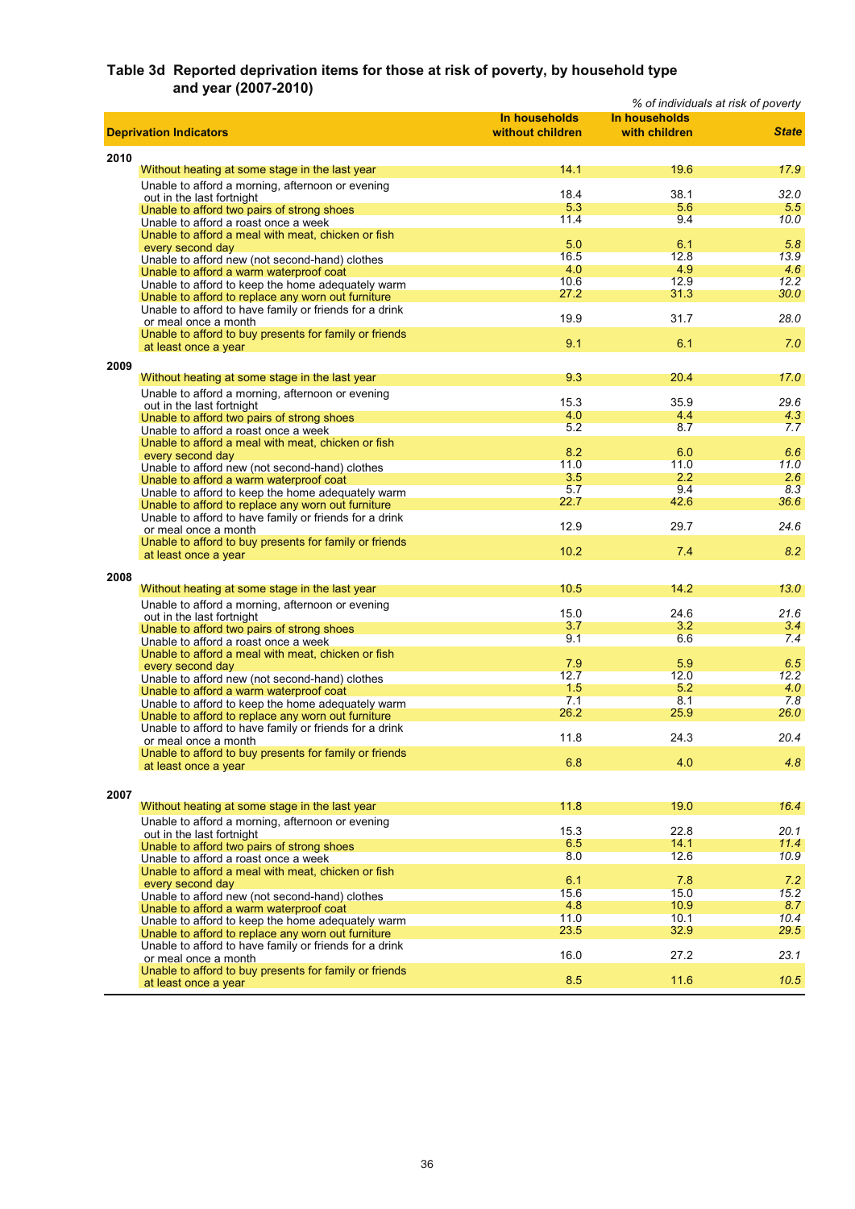## Table 3d Reported deprivation items for those at risk of poverty, by household type and year (2007-2010)

*% of individuals at risk of poverty*

| Deprivation Indicators | In households without children | In households with children | *State* |
|---|---|---|---|
| **2010** | | | |
| Without heating at some stage in the last year | 14.1 | 19.6 | *17.9* |
| Unable to afford a morning, afternoon or evening out in the last fortnight | 18.4 | 38.1 | *32.0* |
| Unable to afford two pairs of strong shoes | 5.3 | 5.6 | *5.5* |
| Unable to afford a roast once a week | 11.4 | 9.4 | *10.0* |
| Unable to afford a meal with meat, chicken or fish every second day | 5.0 | 6.1 | *5.8* |
| Unable to afford new (not second-hand) clothes | 16.5 | 12.8 | *13.9* |
| Unable to afford a warm waterproof coat | 4.0 | 4.9 | *4.6* |
| Unable to afford to keep the home adequately warm | 10.6 | 12.9 | *12.2* |
| Unable to afford to replace any worn out furniture | 27.2 | 31.3 | *30.0* |
| Unable to afford to have family or friends for a drink or meal once a month | 19.9 | 31.7 | *28.0* |
| Unable to afford to buy presents for family or friends at least once a year | 9.1 | 6.1 | *7.0* |
| **2009** | | | |
| Without heating at some stage in the last year | 9.3 | 20.4 | *17.0* |
| Unable to afford a morning, afternoon or evening out in the last fortnight | 15.3 | 35.9 | *29.6* |
| Unable to afford two pairs of strong shoes | 4.0 | 4.4 | *4.3* |
| Unable to afford a roast once a week | 5.2 | 8.7 | *7.7* |
| Unable to afford a meal with meat, chicken or fish every second day | 8.2 | 6.0 | *6.6* |
| Unable to afford new (not second-hand) clothes | 11.0 | 11.0 | *11.0* |
| Unable to afford a warm waterproof coat | 3.5 | 2.2 | *2.6* |
| Unable to afford to keep the home adequately warm | 5.7 | 9.4 | *8.3* |
| Unable to afford to replace any worn out furniture | 22.7 | 42.6 | *36.6* |
| Unable to afford to have family or friends for a drink or meal once a month | 12.9 | 29.7 | *24.6* |
| Unable to afford to buy presents for family or friends at least once a year | 10.2 | 7.4 | *8.2* |
| **2008** | | | |
| Without heating at some stage in the last year | 10.5 | 14.2 | *13.0* |
| Unable to afford a morning, afternoon or evening out in the last fortnight | 15.0 | 24.6 | *21.6* |
| Unable to afford two pairs of strong shoes | 3.7 | 3.2 | *3.4* |
| Unable to afford a roast once a week | 9.1 | 6.6 | *7.4* |
| Unable to afford a meal with meat, chicken or fish every second day | 7.9 | 5.9 | *6.5* |
| Unable to afford new (not second-hand) clothes | 12.7 | 12.0 | *12.2* |
| Unable to afford a warm waterproof coat | 1.5 | 5.2 | *4.0* |
| Unable to afford to keep the home adequately warm | 7.1 | 8.1 | *7.8* |
| Unable to afford to replace any worn out furniture | 26.2 | 25.9 | *26.0* |
| Unable to afford to have family or friends for a drink or meal once a month | 11.8 | 24.3 | *20.4* |
| Unable to afford to buy presents for family or friends at least once a year | 6.8 | 4.0 | *4.8* |
| **2007** | | | |
| Without heating at some stage in the last year | 11.8 | 19.0 | *16.4* |
| Unable to afford a morning, afternoon or evening out in the last fortnight | 15.3 | 22.8 | *20.1* |
| Unable to afford two pairs of strong shoes | 6.5 | 14.1 | *11.4* |
| Unable to afford a roast once a week | 8.0 | 12.6 | *10.9* |
| Unable to afford a meal with meat, chicken or fish every second day | 6.1 | 7.8 | *7.2* |
| Unable to afford new (not second-hand) clothes | 15.6 | 15.0 | *15.2* |
| Unable to afford a warm waterproof coat | 4.8 | 10.9 | *8.7* |
| Unable to afford to keep the home adequately warm | 11.0 | 10.1 | *10.4* |
| Unable to afford to replace any worn out furniture | 23.5 | 32.9 | *29.5* |
| Unable to afford to have family or friends for a drink or meal once a month | 16.0 | 27.2 | *23.1* |
| Unable to afford to buy presents for family or friends at least once a year | 8.5 | 11.6 | *10.5* |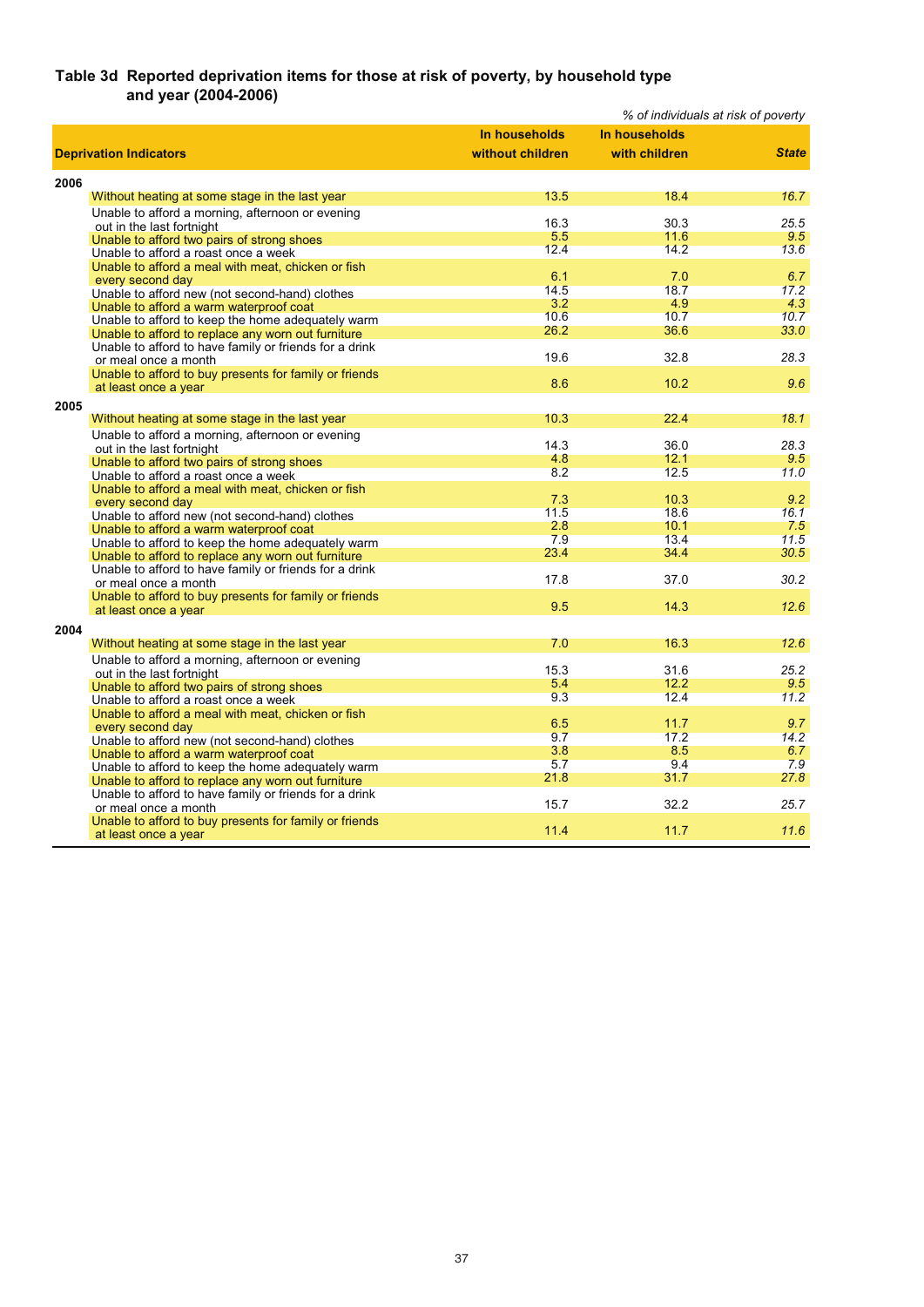### Table 3d Reported deprivation items for those at risk of poverty, by household type and year (2004-2006)

*% of individuals at risk of poverty*

| Deprivation Indicators | In households without children | In households with children | *State* |
|---|---|---|---|
| **2006** | | | |
| Without heating at some stage in the last year | 13.5 | 18.4 | *16.7* |
| Unable to afford a morning, afternoon or evening out in the last fortnight | 16.3 | 30.3 | *25.5* |
| Unable to afford two pairs of strong shoes | 5.5 | 11.6 | *9.5* |
| Unable to afford a roast once a week | 12.4 | 14.2 | *13.6* |
| Unable to afford a meal with meat, chicken or fish every second day | 6.1 | 7.0 | *6.7* |
| Unable to afford new (not second-hand) clothes | 14.5 | 18.7 | *17.2* |
| Unable to afford a warm waterproof coat | 3.2 | 4.9 | *4.3* |
| Unable to afford to keep the home adequately warm | 10.6 | 10.7 | *10.7* |
| Unable to afford to replace any worn out furniture | 26.2 | 36.6 | *33.0* |
| Unable to afford to have family or friends for a drink or meal once a month | 19.6 | 32.8 | *28.3* |
| Unable to afford to buy presents for family or friends at least once a year | 8.6 | 10.2 | *9.6* |
| **2005** | | | |
| Without heating at some stage in the last year | 10.3 | 22.4 | *18.1* |
| Unable to afford a morning, afternoon or evening out in the last fortnight | 14.3 | 36.0 | *28.3* |
| Unable to afford two pairs of strong shoes | 4.8 | 12.1 | *9.5* |
| Unable to afford a roast once a week | 8.2 | 12.5 | *11.0* |
| Unable to afford a meal with meat, chicken or fish every second day | 7.3 | 10.3 | *9.2* |
| Unable to afford new (not second-hand) clothes | 11.5 | 18.6 | *16.1* |
| Unable to afford a warm waterproof coat | 2.8 | 10.1 | *7.5* |
| Unable to afford to keep the home adequately warm | 7.9 | 13.4 | *11.5* |
| Unable to afford to replace any worn out furniture | 23.4 | 34.4 | *30.5* |
| Unable to afford to have family or friends for a drink or meal once a month | 17.8 | 37.0 | *30.2* |
| Unable to afford to buy presents for family or friends at least once a year | 9.5 | 14.3 | *12.6* |
| **2004** | | | |
| Without heating at some stage in the last year | 7.0 | 16.3 | *12.6* |
| Unable to afford a morning, afternoon or evening out in the last fortnight | 15.3 | 31.6 | *25.2* |
| Unable to afford two pairs of strong shoes | 5.4 | 12.2 | *9.5* |
| Unable to afford a roast once a week | 9.3 | 12.4 | *11.2* |
| Unable to afford a meal with meat, chicken or fish every second day | 6.5 | 11.7 | *9.7* |
| Unable to afford new (not second-hand) clothes | 9.7 | 17.2 | *14.2* |
| Unable to afford a warm waterproof coat | 3.8 | 8.5 | *6.7* |
| Unable to afford to keep the home adequately warm | 5.7 | 9.4 | *7.9* |
| Unable to afford to replace any worn out furniture | 21.8 | 31.7 | *27.8* |
| Unable to afford to have family or friends for a drink or meal once a month | 15.7 | 32.2 | *25.7* |
| Unable to afford to buy presents for family or friends at least once a year | 11.4 | 11.7 | *11.6* |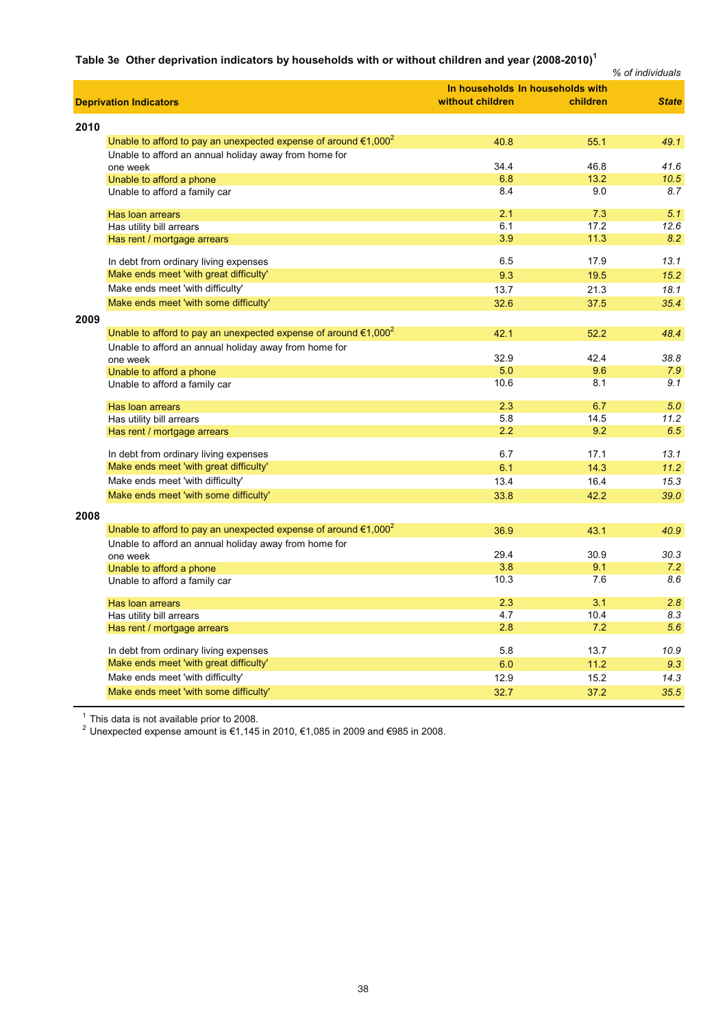**Table 3e Other deprivation indicators by households with or without children and year (2008-2010)[1]**

*% of individuals*

| Deprivation Indicators | In households without children | In households with children | *State* |
|---|---|---|---|
| **2010** | | | |
| Unable to afford to pay an unexpected expense of around €1,000[2] | 40.8 | 55.1 | *49.1* |
| Unable to afford an annual holiday away from home for one week | 34.4 | 46.8 | *41.6* |
| Unable to afford a phone | 6.8 | 13.2 | *10.5* |
| Unable to afford a family car | 8.4 | 9.0 | *8.7* |
| Has loan arrears | 2.1 | 7.3 | *5.1* |
| Has utility bill arrears | 6.1 | 17.2 | *12.6* |
| Has rent / mortgage arrears | 3.9 | 11.3 | *8.2* |
| In debt from ordinary living expenses | 6.5 | 17.9 | *13.1* |
| Make ends meet 'with great difficulty' | 9.3 | 19.5 | *15.2* |
| Make ends meet 'with difficulty' | 13.7 | 21.3 | *18.1* |
| Make ends meet 'with some difficulty' | 32.6 | 37.5 | *35.4* |
| **2009** | | | |
| Unable to afford to pay an unexpected expense of around €1,000[2] | 42.1 | 52.2 | *48.4* |
| Unable to afford an annual holiday away from home for one week | 32.9 | 42.4 | *38.8* |
| Unable to afford a phone | 5.0 | 9.6 | *7.9* |
| Unable to afford a family car | 10.6 | 8.1 | *9.1* |
| Has loan arrears | 2.3 | 6.7 | *5.0* |
| Has utility bill arrears | 5.8 | 14.5 | *11.2* |
| Has rent / mortgage arrears | 2.2 | 9.2 | *6.5* |
| In debt from ordinary living expenses | 6.7 | 17.1 | *13.1* |
| Make ends meet 'with great difficulty' | 6.1 | 14.3 | *11.2* |
| Make ends meet 'with difficulty' | 13.4 | 16.4 | *15.3* |
| Make ends meet 'with some difficulty' | 33.8 | 42.2 | *39.0* |
| **2008** | | | |
| Unable to afford to pay an unexpected expense of around €1,000[2] | 36.9 | 43.1 | *40.9* |
| Unable to afford an annual holiday away from home for one week | 29.4 | 30.9 | *30.3* |
| Unable to afford a phone | 3.8 | 9.1 | *7.2* |
| Unable to afford a family car | 10.3 | 7.6 | *8.6* |
| Has loan arrears | 2.3 | 3.1 | *2.8* |
| Has utility bill arrears | 4.7 | 10.4 | *8.3* |
| Has rent / mortgage arrears | 2.8 | 7.2 | *5.6* |
| In debt from ordinary living expenses | 5.8 | 13.7 | *10.9* |
| Make ends meet 'with great difficulty' | 6.0 | 11.2 | *9.3* |
| Make ends meet 'with difficulty' | 12.9 | 15.2 | *14.3* |
| Make ends meet 'with some difficulty' | 32.7 | 37.2 | *35.5* |

[1] This data is not available prior to 2008.

[2] Unexpected expense amount is €1,145 in 2010, €1,085 in 2009 and €985 in 2008.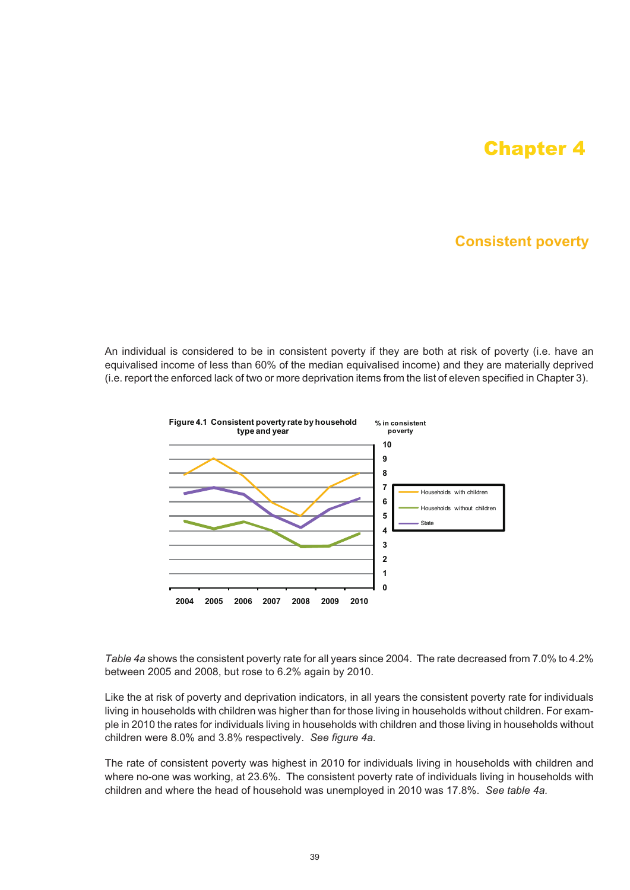# Chapter 4

## Consistent poverty

An individual is considered to be in consistent poverty if they are both at risk of poverty (i.e. have an equivalised income of less than 60% of the median equivalised income) and they are materially deprived (i.e. report the enforced lack of two or more deprivation items from the list of eleven specified in Chapter 3).

**Figure 4.1 Consistent poverty rate by household type and year**

*Table 4a* shows the consistent poverty rate for all years since 2004. The rate decreased from 7.0% to 4.2% between 2005 and 2008, but rose to 6.2% again by 2010.

Like the at risk of poverty and deprivation indicators, in all years the consistent poverty rate for individuals living in households with children was higher than for those living in households without children. For example in 2010 the rates for individuals living in households with children and those living in households without children were 8.0% and 3.8% respectively. *See figure 4a.*

The rate of consistent poverty was highest in 2010 for individuals living in households with children and where no-one was working, at 23.6%. The consistent poverty rate of individuals living in households with children and where the head of household was unemployed in 2010 was 17.8%. *See table 4a.*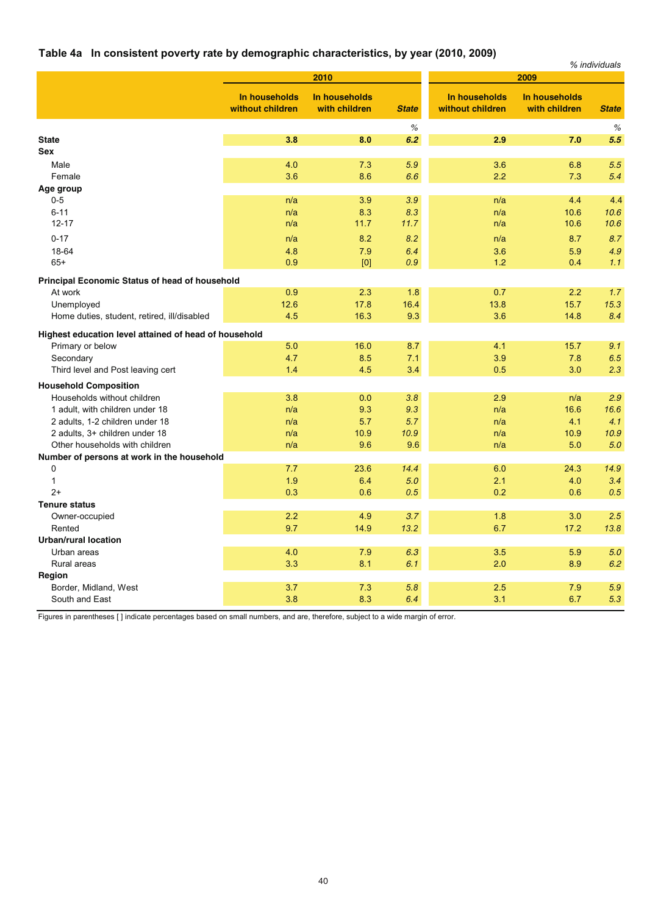## Table 4a In consistent poverty rate by demographic characteristics, by year (2010, 2009)

*% individuals*

| | 2010 | | | 2009 | | |
|---|---|---|---|---|---|---|
| | In households without children | In households with children | *State* | In households without children | In households with children | *State* |
| | | | *%* | | | *%* |
| **State** | **3.8** | **8.0** | ***6.2*** | **2.9** | **7.0** | ***5.5*** |
| **Sex** | | | | | | |
| Male | 4.0 | 7.3 | *5.9* | 3.6 | 6.8 | *5.5* |
| Female | 3.6 | 8.6 | *6.6* | 2.2 | 7.3 | *5.4* |
| **Age group** | | | | | | |
| 0-5 | n/a | 3.9 | *3.9* | n/a | 4.4 | 4.4 |
| 6-11 | n/a | 8.3 | *8.3* | n/a | 10.6 | *10.6* |
| 12-17 | n/a | 11.7 | *11.7* | n/a | 10.6 | *10.6* |
| 0-17 | n/a | 8.2 | *8.2* | n/a | 8.7 | *8.7* |
| 18-64 | 4.8 | 7.9 | *6.4* | 3.6 | 5.9 | *4.9* |
| 65+ | 0.9 | [0] | *0.9* | 1.2 | 0.4 | *1.1* |
| **Principal Economic Status of head of household** | | | | | | |
| At work | 0.9 | 2.3 | 1.8 | 0.7 | 2.2 | *1.7* |
| Unemployed | 12.6 | 17.8 | 16.4 | 13.8 | 15.7 | *15.3* |
| Home duties, student, retired, ill/disabled | 4.5 | 16.3 | 9.3 | 3.6 | 14.8 | *8.4* |
| **Highest education level attained of head of household** | | | | | | |
| Primary or below | 5.0 | 16.0 | 8.7 | 4.1 | 15.7 | *9.1* |
| Secondary | 4.7 | 8.5 | 7.1 | 3.9 | 7.8 | *6.5* |
| Third level and Post leaving cert | 1.4 | 4.5 | 3.4 | 0.5 | 3.0 | *2.3* |
| **Household Composition** | | | | | | |
| Households without children | 3.8 | 0.0 | *3.8* | 2.9 | n/a | *2.9* |
| 1 adult, with children under 18 | n/a | 9.3 | *9.3* | n/a | 16.6 | *16.6* |
| 2 adults, 1-2 children under 18 | n/a | 5.7 | *5.7* | n/a | 4.1 | *4.1* |
| 2 adults, 3+ children under 18 | n/a | 10.9 | *10.9* | n/a | 10.9 | *10.9* |
| Other households with children | n/a | 9.6 | 9.6 | n/a | 5.0 | *5.0* |
| **Number of persons at work in the household** | | | | | | |
| 0 | 7.7 | 23.6 | *14.4* | 6.0 | 24.3 | *14.9* |
| 1 | 1.9 | 6.4 | *5.0* | 2.1 | 4.0 | *3.4* |
| 2+ | 0.3 | 0.6 | *0.5* | 0.2 | 0.6 | *0.5* |
| **Tenure status** | | | | | | |
| Owner-occupied | 2.2 | 4.9 | *3.7* | 1.8 | 3.0 | *2.5* |
| Rented | 9.7 | 14.9 | *13.2* | 6.7 | 17.2 | *13.8* |
| **Urban/rural location** | | | | | | |
| Urban areas | 4.0 | 7.9 | *6.3* | 3.5 | 5.9 | *5.0* |
| Rural areas | 3.3 | 8.1 | *6.1* | 2.0 | 8.9 | *6.2* |
| **Region** | | | | | | |
| Border, Midland, West | 3.7 | 7.3 | *5.8* | 2.5 | 7.9 | *5.9* |
| South and East | 3.8 | 8.3 | *6.4* | 3.1 | 6.7 | *5.3* |

Figures in parentheses [ ] indicate percentages based on small numbers, and are, therefore, subject to a wide margin of error.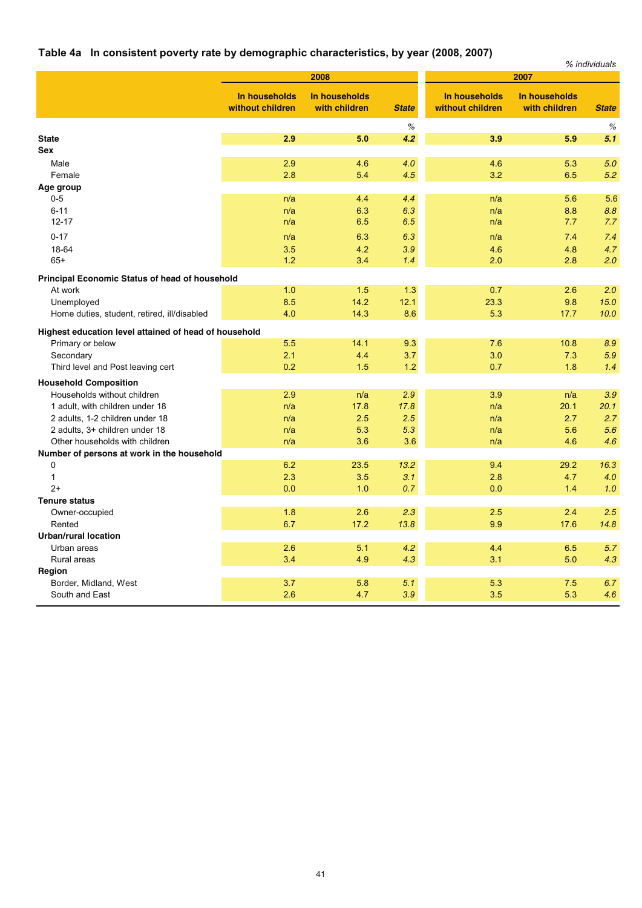## Table 4a In consistent poverty rate by demographic characteristics, by year (2008, 2007)

*% individuals*

| | 2008 | | | 2007 | | |
|---|---|---|---|---|---|---|
| | In households without children | In households with children | *State* | In households without children | In households with children | *State* |
| | | | *%* | | | *%* |
| **State** | **2.9** | **5.0** | ***4.2*** | **3.9** | **5.9** | ***5.1*** |
| **Sex** | | | | | | |
| Male | 2.9 | 4.6 | *4.0* | 4.6 | 5.3 | *5.0* |
| Female | 2.8 | 5.4 | *4.5* | 3.2 | 6.5 | *5.2* |
| **Age group** | | | | | | |
| 0-5 | n/a | 4.4 | *4.4* | n/a | 5.6 | 5.6 |
| 6-11 | n/a | 6.3 | *6.3* | n/a | 8.8 | *8.8* |
| 12-17 | n/a | 6.5 | *6.5* | n/a | 7.7 | *7.7* |
| 0-17 | n/a | 6.3 | *6.3* | n/a | 7.4 | *7.4* |
| 18-64 | 3.5 | 4.2 | *3.9* | 4.6 | 4.8 | *4.7* |
| 65+ | 1.2 | 3.4 | *1.4* | 2.0 | 2.8 | *2.0* |
| **Principal Economic Status of head of household** | | | | | | |
| At work | 1.0 | 1.5 | 1.3 | 0.7 | 2.6 | *2.0* |
| Unemployed | 8.5 | 14.2 | 12.1 | 23.3 | 9.8 | *15.0* |
| Home duties, student, retired, ill/disabled | 4.0 | 14.3 | 8.6 | 5.3 | 17.7 | *10.0* |
| **Highest education level attained of head of household** | | | | | | |
| Primary or below | 5.5 | 14.1 | 9.3 | 7.6 | 10.8 | *8.9* |
| Secondary | 2.1 | 4.4 | 3.7 | 3.0 | 7.3 | *5.9* |
| Third level and Post leaving cert | 0.2 | 1.5 | 1.2 | 0.7 | 1.8 | *1.4* |
| **Household Composition** | | | | | | |
| Households without children | 2.9 | n/a | *2.9* | 3.9 | n/a | *3.9* |
| 1 adult, with children under 18 | n/a | 17.8 | *17.8* | n/a | 20.1 | *20.1* |
| 2 adults, 1-2 children under 18 | n/a | 2.5 | *2.5* | n/a | 2.7 | *2.7* |
| 2 adults, 3+ children under 18 | n/a | 5.3 | *5.3* | n/a | 5.6 | *5.6* |
| Other households with children | n/a | 3.6 | 3.6 | n/a | 4.6 | *4.6* |
| **Number of persons at work in the household** | | | | | | |
| 0 | 6.2 | 23.5 | *13.2* | 9.4 | 29.2 | *16.3* |
| 1 | 2.3 | 3.5 | *3.1* | 2.8 | 4.7 | *4.0* |
| 2+ | 0.0 | 1.0 | *0.7* | 0.0 | 1.4 | *1.0* |
| **Tenure status** | | | | | | |
| Owner-occupied | 1.8 | 2.6 | *2.3* | 2.5 | 2.4 | *2.5* |
| Rented | 6.7 | 17.2 | *13.8* | 9.9 | 17.6 | *14.8* |
| **Urban/rural location** | | | | | | |
| Urban areas | 2.6 | 5.1 | *4.2* | 4.4 | 6.5 | *5.7* |
| Rural areas | 3.4 | 4.9 | *4.3* | 3.1 | 5.0 | *4.3* |
| **Region** | | | | | | |
| Border, Midland, West | 3.7 | 5.8 | *5.1* | 5.3 | 7.5 | *6.7* |
| South and East | 2.6 | 4.7 | *3.9* | 3.5 | 5.3 | *4.6* |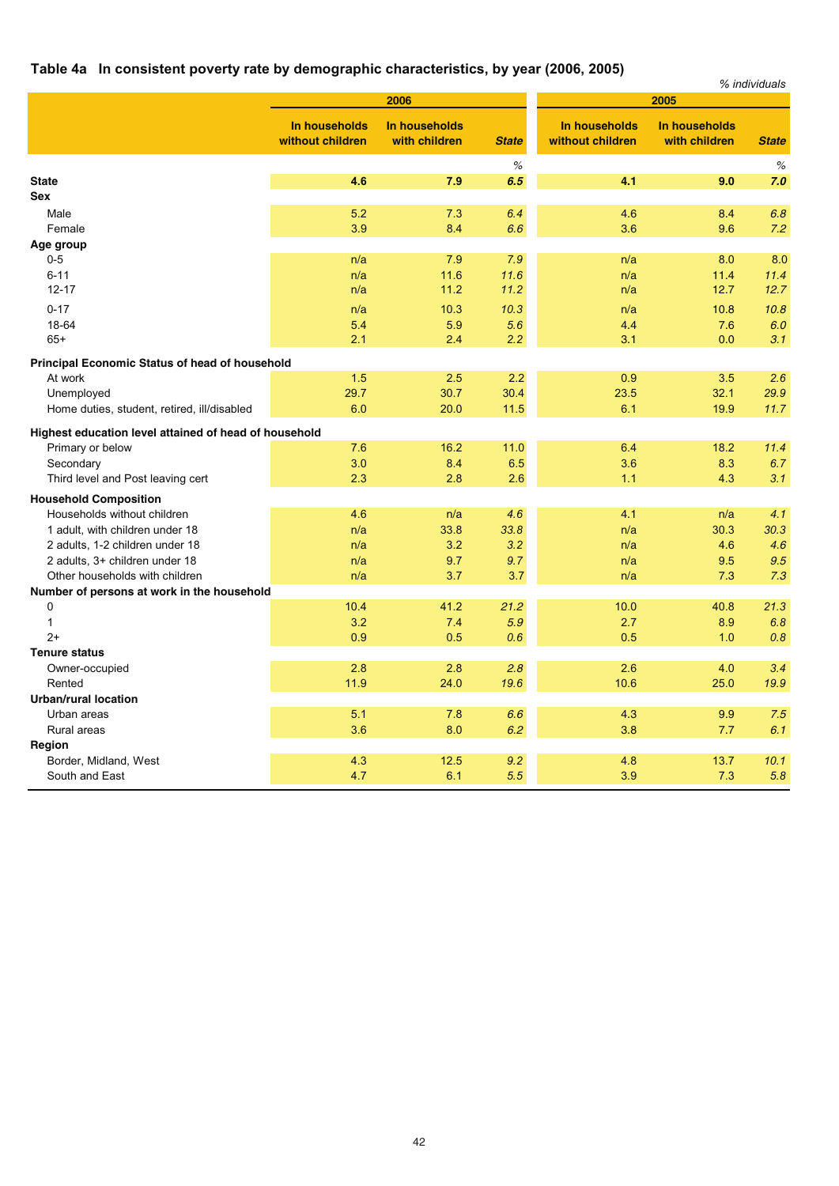## Table 4a In consistent poverty rate by demographic characteristics, by year (2006, 2005)

*% individuals*

| | 2006 | | | 2005 | | |
|---|---|---|---|---|---|---|
| | In households without children | In households with children | *State* | In households without children | In households with children | *State* |
| | | | *%* | | | *%* |
| **State** | **4.6** | **7.9** | ***6.5*** | **4.1** | **9.0** | ***7.0*** |
| **Sex** | | | | | | |
| Male | 5.2 | 7.3 | *6.4* | 4.6 | 8.4 | *6.8* |
| Female | 3.9 | 8.4 | *6.6* | 3.6 | 9.6 | *7.2* |
| **Age group** | | | | | | |
| 0-5 | n/a | 7.9 | *7.9* | n/a | 8.0 | 8.0 |
| 6-11 | n/a | 11.6 | *11.6* | n/a | 11.4 | *11.4* |
| 12-17 | n/a | 11.2 | *11.2* | n/a | 12.7 | *12.7* |
| 0-17 | n/a | 10.3 | *10.3* | n/a | 10.8 | *10.8* |
| 18-64 | 5.4 | 5.9 | *5.6* | 4.4 | 7.6 | *6.0* |
| 65+ | 2.1 | 2.4 | *2.2* | 3.1 | 0.0 | *3.1* |
| **Principal Economic Status of head of household** | | | | | | |
| At work | 1.5 | 2.5 | 2.2 | 0.9 | 3.5 | *2.6* |
| Unemployed | 29.7 | 30.7 | 30.4 | 23.5 | 32.1 | *29.9* |
| Home duties, student, retired, ill/disabled | 6.0 | 20.0 | 11.5 | 6.1 | 19.9 | *11.7* |
| **Highest education level attained of head of household** | | | | | | |
| Primary or below | 7.6 | 16.2 | 11.0 | 6.4 | 18.2 | *11.4* |
| Secondary | 3.0 | 8.4 | 6.5 | 3.6 | 8.3 | *6.7* |
| Third level and Post leaving cert | 2.3 | 2.8 | 2.6 | 1.1 | 4.3 | *3.1* |
| **Household Composition** | | | | | | |
| Households without children | 4.6 | n/a | *4.6* | 4.1 | n/a | *4.1* |
| 1 adult, with children under 18 | n/a | 33.8 | *33.8* | n/a | 30.3 | *30.3* |
| 2 adults, 1-2 children under 18 | n/a | 3.2 | *3.2* | n/a | 4.6 | *4.6* |
| 2 adults, 3+ children under 18 | n/a | 9.7 | *9.7* | n/a | 9.5 | *9.5* |
| Other households with children | n/a | 3.7 | 3.7 | n/a | 7.3 | *7.3* |
| **Number of persons at work in the household** | | | | | | |
| 0 | 10.4 | 41.2 | *21.2* | 10.0 | 40.8 | *21.3* |
| 1 | 3.2 | 7.4 | *5.9* | 2.7 | 8.9 | *6.8* |
| 2+ | 0.9 | 0.5 | *0.6* | 0.5 | 1.0 | *0.8* |
| **Tenure status** | | | | | | |
| Owner-occupied | 2.8 | 2.8 | *2.8* | 2.6 | 4.0 | *3.4* |
| Rented | 11.9 | 24.0 | *19.6* | 10.6 | 25.0 | *19.9* |
| **Urban/rural location** | | | | | | |
| Urban areas | 5.1 | 7.8 | *6.6* | 4.3 | 9.9 | *7.5* |
| Rural areas | 3.6 | 8.0 | *6.2* | 3.8 | 7.7 | *6.1* |
| **Region** | | | | | | |
| Border, Midland, West | 4.3 | 12.5 | *9.2* | 4.8 | 13.7 | *10.1* |
| South and East | 4.7 | 6.1 | *5.5* | 3.9 | 7.3 | *5.8* |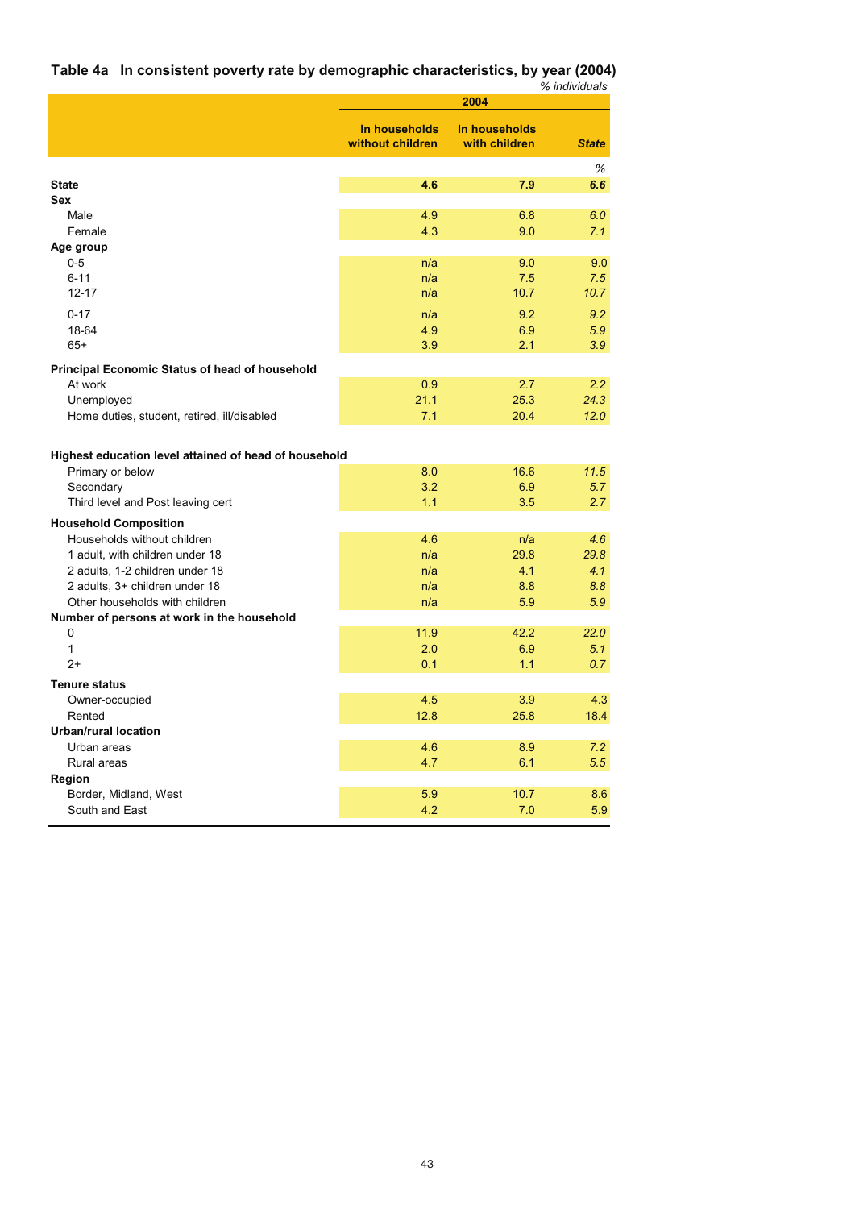## Table 4a In consistent poverty rate by demographic characteristics, by year (2004)

*% individuals*

| | 2004 | | |
|---|---|---|---|
| | **In households without children** | **In households with children** | ***State*** |
| | | | *%* |
| **State** | **4.6** | **7.9** | ***6.6*** |
| **Sex** | | | |
| Male | 4.9 | 6.8 | *6.0* |
| Female | 4.3 | 9.0 | *7.1* |
| **Age group** | | | |
| 0-5 | n/a | 9.0 | 9.0 |
| 6-11 | n/a | 7.5 | *7.5* |
| 12-17 | n/a | 10.7 | *10.7* |
| 0-17 | n/a | 9.2 | *9.2* |
| 18-64 | 4.9 | 6.9 | *5.9* |
| 65+ | 3.9 | 2.1 | *3.9* |
| **Principal Economic Status of head of household** | | | |
| At work | 0.9 | 2.7 | *2.2* |
| Unemployed | 21.1 | 25.3 | *24.3* |
| Home duties, student, retired, ill/disabled | 7.1 | 20.4 | *12.0* |
| **Highest education level attained of head of household** | | | |
| Primary or below | 8.0 | 16.6 | *11.5* |
| Secondary | 3.2 | 6.9 | *5.7* |
| Third level and Post leaving cert | 1.1 | 3.5 | *2.7* |
| **Household Composition** | | | |
| Households without children | 4.6 | n/a | *4.6* |
| 1 adult, with children under 18 | n/a | 29.8 | *29.8* |
| 2 adults, 1-2 children under 18 | n/a | 4.1 | *4.1* |
| 2 adults, 3+ children under 18 | n/a | 8.8 | *8.8* |
| Other households with children | n/a | 5.9 | *5.9* |
| **Number of persons at work in the household** | | | |
| 0 | 11.9 | 42.2 | *22.0* |
| 1 | 2.0 | 6.9 | *5.1* |
| 2+ | 0.1 | 1.1 | *0.7* |
| **Tenure status** | | | |
| Owner-occupied | 4.5 | 3.9 | 4.3 |
| Rented | 12.8 | 25.8 | 18.4 |
| **Urban/rural location** | | | |
| Urban areas | 4.6 | 8.9 | *7.2* |
| Rural areas | 4.7 | 6.1 | *5.5* |
| **Region** | | | |
| Border, Midland, West | 5.9 | 10.7 | 8.6 |
| South and East | 4.2 | 7.0 | 5.9 |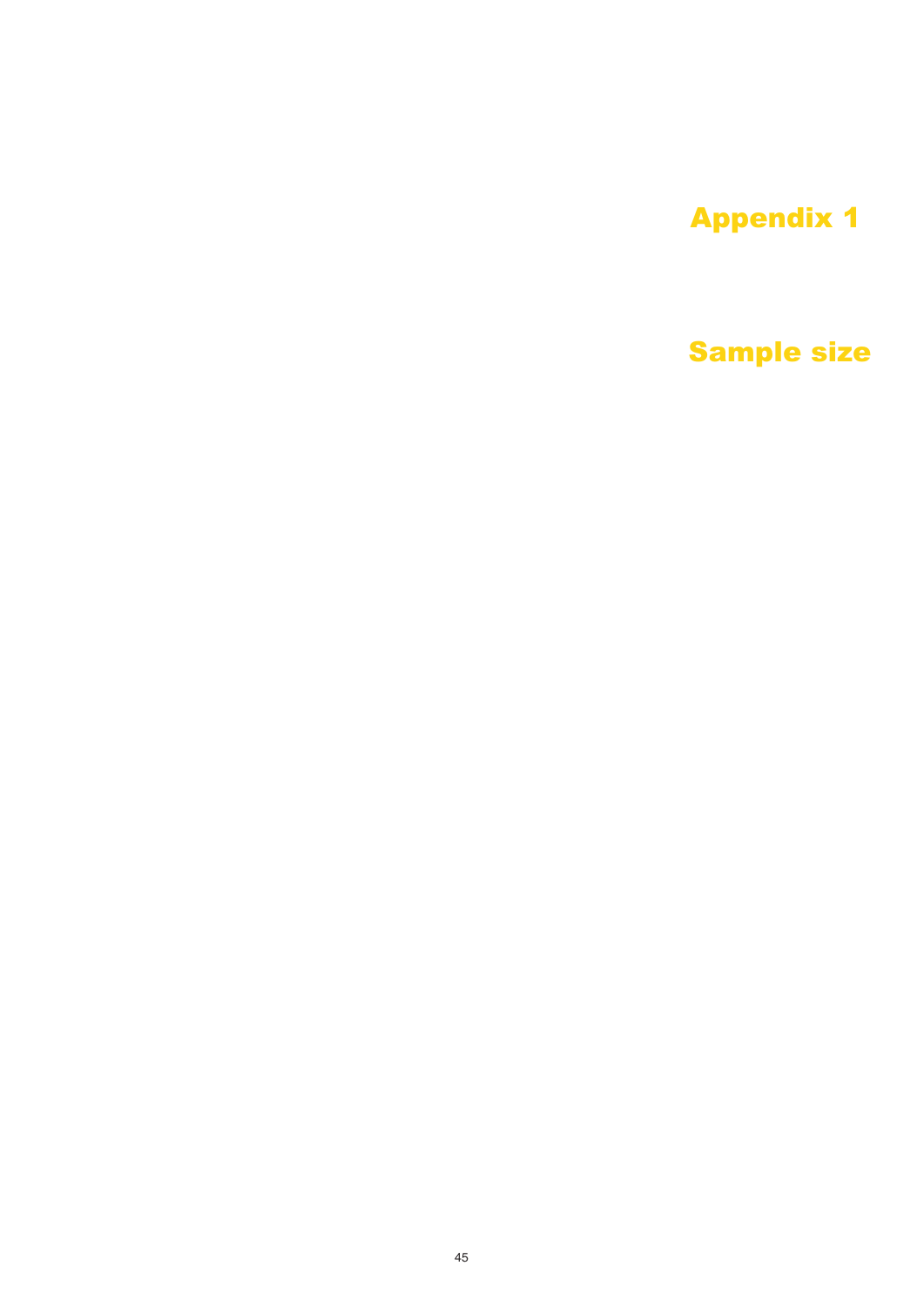# Appendix 1

## Sample size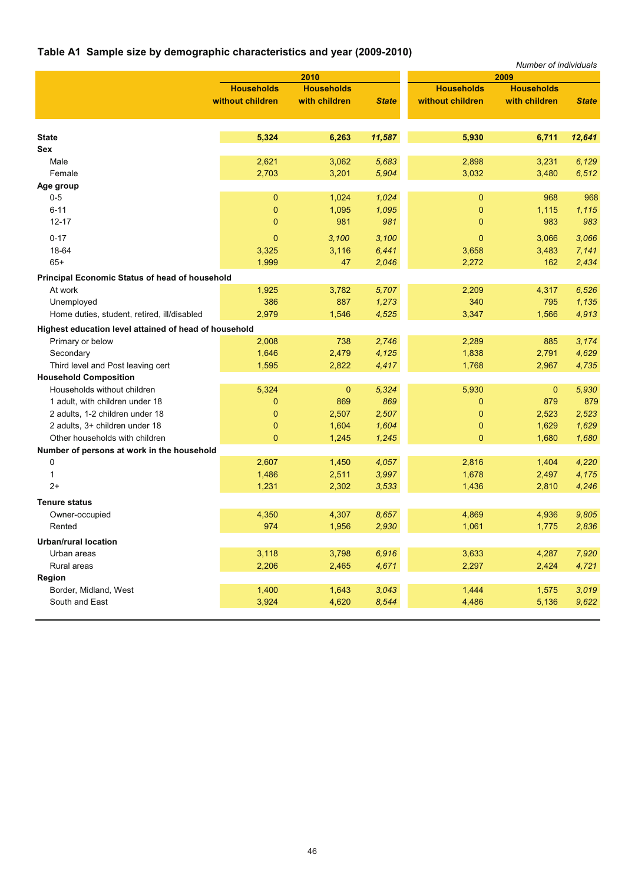## Table A1 Sample size by demographic characteristics and year (2009-2010)

*Number of individuals*

| | 2010 | | | 2009 | | |
|---|---|---|---|---|---|---|
| | Households without children | Households with children | *State* | Households without children | Households with children | *State* |
| **State** | **5,324** | **6,263** | ***11,587*** | **5,930** | **6,711** | ***12,641*** |
| **Sex** | | | | | | |
| Male | 2,621 | 3,062 | *5,683* | 2,898 | 3,231 | *6,129* |
| Female | 2,703 | 3,201 | *5,904* | 3,032 | 3,480 | *6,512* |
| **Age group** | | | | | | |
| 0-5 | 0 | 1,024 | *1,024* | 0 | 968 | 968 |
| 6-11 | 0 | 1,095 | *1,095* | 0 | 1,115 | *1,115* |
| 12-17 | 0 | 981 | *981* | 0 | 983 | *983* |
| 0-17 | 0 | *3,100* | *3,100* | 0 | 3,066 | *3,066* |
| 18-64 | 3,325 | 3,116 | *6,441* | 3,658 | 3,483 | *7,141* |
| 65+ | 1,999 | 47 | *2,046* | 2,272 | 162 | *2,434* |
| **Principal Economic Status of head of household** | | | | | | |
| At work | 1,925 | 3,782 | *5,707* | 2,209 | 4,317 | *6,526* |
| Unemployed | 386 | 887 | *1,273* | 340 | 795 | *1,135* |
| Home duties, student, retired, ill/disabled | 2,979 | 1,546 | *4,525* | 3,347 | 1,566 | *4,913* |
| **Highest education level attained of head of household** | | | | | | |
| Primary or below | 2,008 | 738 | *2,746* | 2,289 | 885 | *3,174* |
| Secondary | 1,646 | 2,479 | *4,125* | 1,838 | 2,791 | *4,629* |
| Third level and Post leaving cert | 1,595 | 2,822 | *4,417* | 1,768 | 2,967 | *4,735* |
| **Household Composition** | | | | | | |
| Households without children | 5,324 | 0 | *5,324* | 5,930 | 0 | *5,930* |
| 1 adult, with children under 18 | 0 | 869 | *869* | 0 | 879 | 879 |
| 2 adults, 1-2 children under 18 | 0 | 2,507 | *2,507* | 0 | 2,523 | *2,523* |
| 2 adults, 3+ children under 18 | 0 | 1,604 | *1,604* | 0 | 1,629 | *1,629* |
| Other households with children | 0 | 1,245 | *1,245* | 0 | 1,680 | *1,680* |
| **Number of persons at work in the household** | | | | | | |
| 0 | 2,607 | 1,450 | *4,057* | 2,816 | 1,404 | *4,220* |
| 1 | 1,486 | 2,511 | *3,997* | 1,678 | 2,497 | *4,175* |
| 2+ | 1,231 | 2,302 | *3,533* | 1,436 | 2,810 | *4,246* |
| **Tenure status** | | | | | | |
| Owner-occupied | 4,350 | 4,307 | *8,657* | 4,869 | 4,936 | *9,805* |
| Rented | 974 | 1,956 | *2,930* | 1,061 | 1,775 | *2,836* |
| **Urban/rural location** | | | | | | |
| Urban areas | 3,118 | 3,798 | *6,916* | 3,633 | 4,287 | *7,920* |
| Rural areas | 2,206 | 2,465 | *4,671* | 2,297 | 2,424 | *4,721* |
| **Region** | | | | | | |
| Border, Midland, West | 1,400 | 1,643 | *3,043* | 1,444 | 1,575 | *3,019* |
| South and East | 3,924 | 4,620 | *8,544* | 4,486 | 5,136 | *9,622* |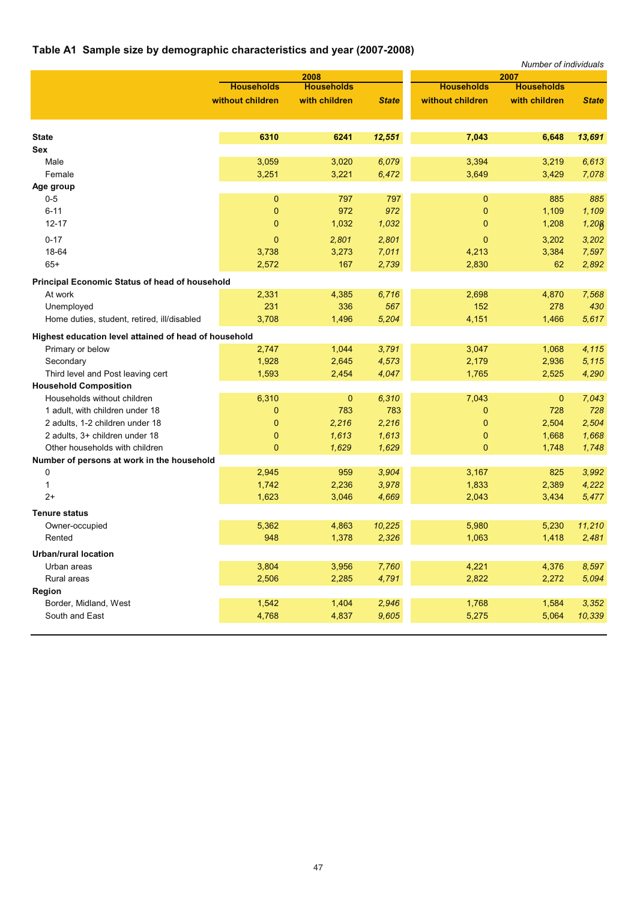## Table A1 Sample size by demographic characteristics and year (2007-2008)

*Number of individuals*

| | 2008 | | | 2007 | | |
|---|---|---|---|---|---|---|
| | Households without children | Households with children | *State* | Households without children | Households with children | *State* |
| **State** | **6310** | **6241** | ***12,551*** | **7,043** | **6,648** | ***13,691*** |
| **Sex** | | | | | | |
| Male | 3,059 | 3,020 | *6,079* | 3,394 | 3,219 | *6,613* |
| Female | 3,251 | 3,221 | *6,472* | 3,649 | 3,429 | *7,078* |
| **Age group** | | | | | | |
| 0-5 | 0 | 797 | *797* | 0 | 885 | *885* |
| 6-11 | 0 | 972 | *972* | 0 | 1,109 | *1,109* |
| 12-17 | 0 | 1,032 | *1,032* | 0 | 1,208 | *1,208* |
| 0-17 | 0 | *2,801* | *2,801* | 0 | 3,202 | *3,202* |
| 18-64 | 3,738 | 3,273 | *7,011* | 4,213 | 3,384 | *7,597* |
| 65+ | 2,572 | 167 | *2,739* | 2,830 | 62 | *2,892* |
| **Principal Economic Status of head of household** | | | | | | |
| At work | 2,331 | 4,385 | *6,716* | 2,698 | 4,870 | *7,568* |
| Unemployed | 231 | 336 | *567* | 152 | 278 | *430* |
| Home duties, student, retired, ill/disabled | 3,708 | 1,496 | *5,204* | 4,151 | 1,466 | *5,617* |
| **Highest education level attained of head of household** | | | | | | |
| Primary or below | 2,747 | 1,044 | *3,791* | 3,047 | 1,068 | *4,115* |
| Secondary | 1,928 | 2,645 | *4,573* | 2,179 | 2,936 | *5,115* |
| Third level and Post leaving cert | 1,593 | 2,454 | *4,047* | 1,765 | 2,525 | *4,290* |
| **Household Composition** | | | | | | |
| Households without children | 6,310 | 0 | *6,310* | 7,043 | 0 | *7,043* |
| 1 adult, with children under 18 | 0 | 783 | 783 | 0 | 728 | *728* |
| 2 adults, 1-2 children under 18 | 0 | *2,216* | *2,216* | 0 | 2,504 | *2,504* |
| 2 adults, 3+ children under 18 | 0 | *1,613* | *1,613* | 0 | 1,668 | *1,668* |
| Other households with children | 0 | *1,629* | *1,629* | 0 | 1,748 | *1,748* |
| **Number of persons at work in the household** | | | | | | |
| 0 | 2,945 | 959 | *3,904* | 3,167 | 825 | *3,992* |
| 1 | 1,742 | 2,236 | *3,978* | 1,833 | 2,389 | *4,222* |
| 2+ | 1,623 | 3,046 | *4,669* | 2,043 | 3,434 | *5,477* |
| **Tenure status** | | | | | | |
| Owner-occupied | 5,362 | 4,863 | *10,225* | 5,980 | 5,230 | *11,210* |
| Rented | 948 | 1,378 | *2,326* | 1,063 | 1,418 | *2,481* |
| **Urban/rural location** | | | | | | |
| Urban areas | 3,804 | 3,956 | *7,760* | 4,221 | 4,376 | *8,597* |
| Rural areas | 2,506 | 2,285 | *4,791* | 2,822 | 2,272 | *5,094* |
| **Region** | | | | | | |
| Border, Midland, West | 1,542 | 1,404 | *2,946* | 1,768 | 1,584 | *3,352* |
| South and East | 4,768 | 4,837 | *9,605* | 5,275 | 5,064 | *10,339* |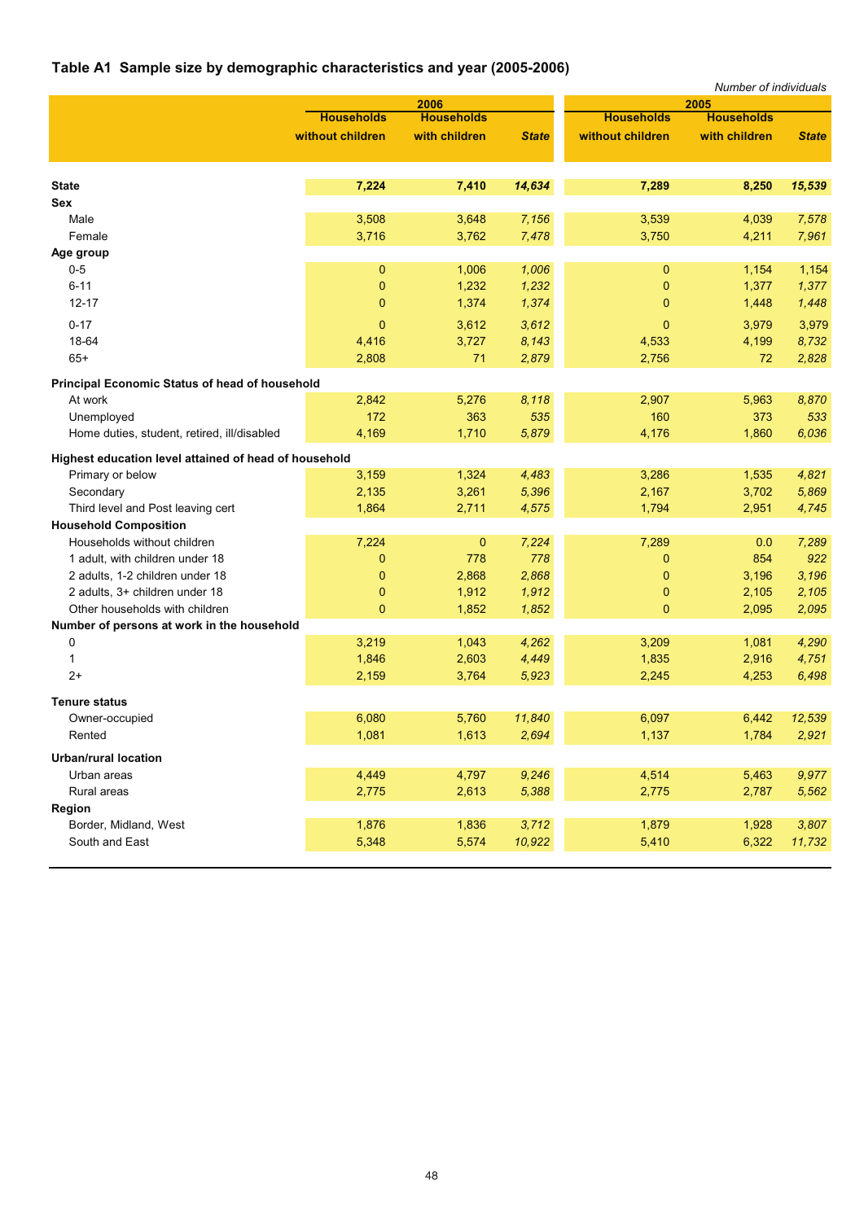## Table A1 Sample size by demographic characteristics and year (2005-2006)

*Number of individuals*

| | 2006 | | | 2005 | | |
|---|---|---|---|---|---|---|
| | Households without children | Households with children | *State* | Households without children | Households with children | *State* |
| **State** | **7,224** | **7,410** | ***14,634*** | **7,289** | **8,250** | ***15,539*** |
| **Sex** | | | | | | |
| Male | 3,508 | 3,648 | *7,156* | 3,539 | 4,039 | *7,578* |
| Female | 3,716 | 3,762 | *7,478* | 3,750 | 4,211 | *7,961* |
| **Age group** | | | | | | |
| 0-5 | 0 | 1,006 | *1,006* | 0 | 1,154 | 1,154 |
| 6-11 | 0 | 1,232 | *1,232* | 0 | 1,377 | *1,377* |
| 12-17 | 0 | 1,374 | *1,374* | 0 | 1,448 | *1,448* |
| 0-17 | 0 | 3,612 | *3,612* | 0 | 3,979 | 3,979 |
| 18-64 | 4,416 | 3,727 | *8,143* | 4,533 | 4,199 | *8,732* |
| 65+ | 2,808 | 71 | *2,879* | 2,756 | 72 | *2,828* |
| **Principal Economic Status of head of household** | | | | | | |
| At work | 2,842 | 5,276 | *8,118* | 2,907 | 5,963 | *8,870* |
| Unemployed | 172 | 363 | *535* | 160 | 373 | *533* |
| Home duties, student, retired, ill/disabled | 4,169 | 1,710 | *5,879* | 4,176 | 1,860 | *6,036* |
| **Highest education level attained of head of household** | | | | | | |
| Primary or below | 3,159 | 1,324 | *4,483* | 3,286 | 1,535 | *4,821* |
| Secondary | 2,135 | 3,261 | *5,396* | 2,167 | 3,702 | *5,869* |
| Third level and Post leaving cert | 1,864 | 2,711 | *4,575* | 1,794 | 2,951 | *4,745* |
| **Household Composition** | | | | | | |
| Households without children | 7,224 | 0 | *7,224* | 7,289 | 0.0 | *7,289* |
| 1 adult, with children under 18 | 0 | 778 | *778* | 0 | 854 | *922* |
| 2 adults, 1-2 children under 18 | 0 | 2,868 | *2,868* | 0 | 3,196 | *3,196* |
| 2 adults, 3+ children under 18 | 0 | 1,912 | *1,912* | 0 | 2,105 | *2,105* |
| Other households with children | 0 | 1,852 | *1,852* | 0 | 2,095 | *2,095* |
| **Number of persons at work in the household** | | | | | | |
| 0 | 3,219 | 1,043 | *4,262* | 3,209 | 1,081 | *4,290* |
| 1 | 1,846 | 2,603 | *4,449* | 1,835 | 2,916 | *4,751* |
| 2+ | 2,159 | 3,764 | *5,923* | 2,245 | 4,253 | *6,498* |
| **Tenure status** | | | | | | |
| Owner-occupied | 6,080 | 5,760 | *11,840* | 6,097 | 6,442 | *12,539* |
| Rented | 1,081 | 1,613 | *2,694* | 1,137 | 1,784 | *2,921* |
| **Urban/rural location** | | | | | | |
| Urban areas | 4,449 | 4,797 | *9,246* | 4,514 | 5,463 | *9,977* |
| Rural areas | 2,775 | 2,613 | *5,388* | 2,775 | 2,787 | *5,562* |
| **Region** | | | | | | |
| Border, Midland, West | 1,876 | 1,836 | *3,712* | 1,879 | 1,928 | *3,807* |
| South and East | 5,348 | 5,574 | *10,922* | 5,410 | 6,322 | *11,732* |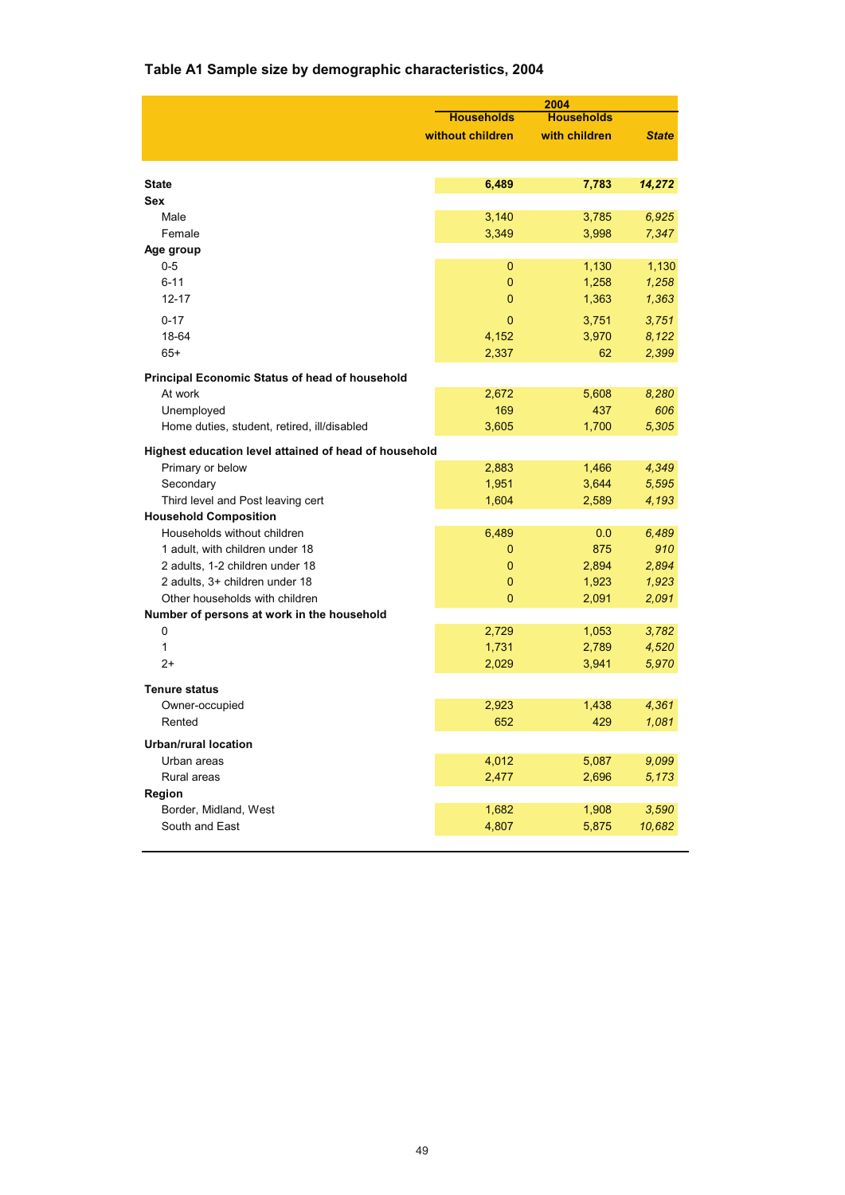### Table A1 Sample size by demographic characteristics, 2004

| | 2004 | | |
|---|---|---|---|
| | Households without children | Households with children | *State* |
| **State** | **6,489** | **7,783** | ***14,272*** |
| **Sex** | | | |
| Male | 3,140 | 3,785 | *6,925* |
| Female | 3,349 | 3,998 | *7,347* |
| **Age group** | | | |
| 0-5 | 0 | 1,130 | 1,130 |
| 6-11 | 0 | 1,258 | *1,258* |
| 12-17 | 0 | 1,363 | *1,363* |
| 0-17 | 0 | 3,751 | *3,751* |
| 18-64 | 4,152 | 3,970 | *8,122* |
| 65+ | 2,337 | 62 | *2,399* |
| **Principal Economic Status of head of household** | | | |
| At work | 2,672 | 5,608 | *8,280* |
| Unemployed | 169 | 437 | *606* |
| Home duties, student, retired, ill/disabled | 3,605 | 1,700 | *5,305* |
| **Highest education level attained of head of household** | | | |
| Primary or below | 2,883 | 1,466 | *4,349* |
| Secondary | 1,951 | 3,644 | *5,595* |
| Third level and Post leaving cert | 1,604 | 2,589 | *4,193* |
| **Household Composition** | | | |
| Households without children | 6,489 | 0.0 | *6,489* |
| 1 adult, with children under 18 | 0 | 875 | *910* |
| 2 adults, 1-2 children under 18 | 0 | 2,894 | *2,894* |
| 2 adults, 3+ children under 18 | 0 | 1,923 | *1,923* |
| Other households with children | 0 | 2,091 | *2,091* |
| **Number of persons at work in the household** | | | |
| 0 | 2,729 | 1,053 | *3,782* |
| 1 | 1,731 | 2,789 | *4,520* |
| 2+ | 2,029 | 3,941 | *5,970* |
| **Tenure status** | | | |
| Owner-occupied | 2,923 | 1,438 | *4,361* |
| Rented | 652 | 429 | *1,081* |
| **Urban/rural location** | | | |
| Urban areas | 4,012 | 5,087 | *9,099* |
| Rural areas | 2,477 | 2,696 | *5,173* |
| **Region** | | | |
| Border, Midland, West | 1,682 | 1,908 | *3,590* |
| South and East | 4,807 | 5,875 | *10,682* |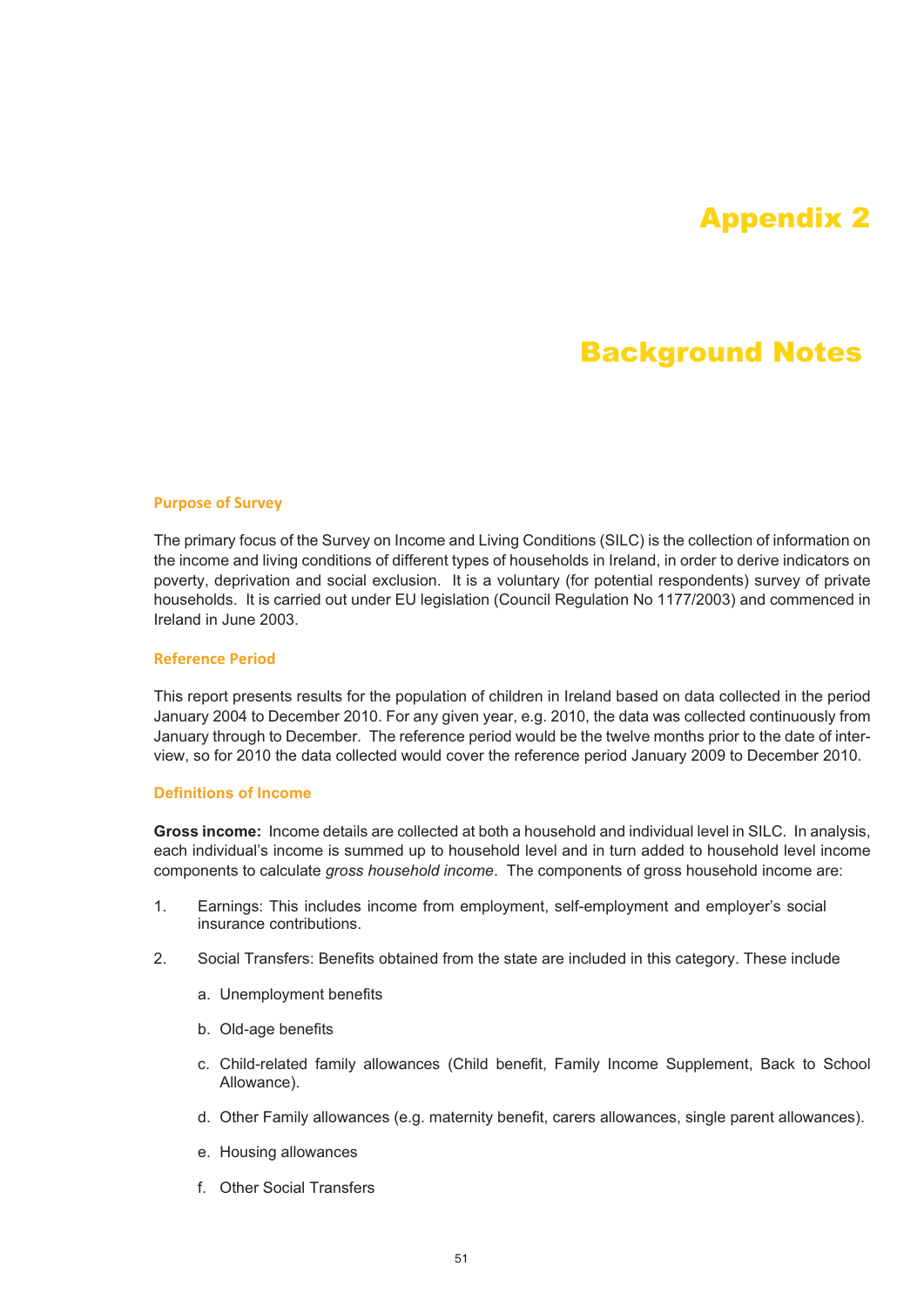# Appendix 2

# Background Notes

### Purpose of Survey

The primary focus of the Survey on Income and Living Conditions (SILC) is the collection of information on the income and living conditions of different types of households in Ireland, in order to derive indicators on poverty, deprivation and social exclusion. It is a voluntary (for potential respondents) survey of private households. It is carried out under EU legislation (Council Regulation No 1177/2003) and commenced in Ireland in June 2003.

### Reference Period

This report presents results for the population of children in Ireland based on data collected in the period January 2004 to December 2010. For any given year, e.g. 2010, the data was collected continuously from January through to December. The reference period would be the twelve months prior to the date of interview, so for 2010 the data collected would cover the reference period January 2009 to December 2010.

### Definitions of Income

**Gross income:** Income details are collected at both a household and individual level in SILC. In analysis, each individual's income is summed up to household level and in turn added to household level income components to calculate *gross household income*. The components of gross household income are:

1. Earnings: This includes income from employment, self-employment and employer's social insurance contributions.

2. Social Transfers: Benefits obtained from the state are included in this category. These include

   a. Unemployment benefits

   b. Old-age benefits

   c. Child-related family allowances (Child benefit, Family Income Supplement, Back to School Allowance).

   d. Other Family allowances (e.g. maternity benefit, carers allowances, single parent allowances).

   e. Housing allowances

   f. Other Social Transfers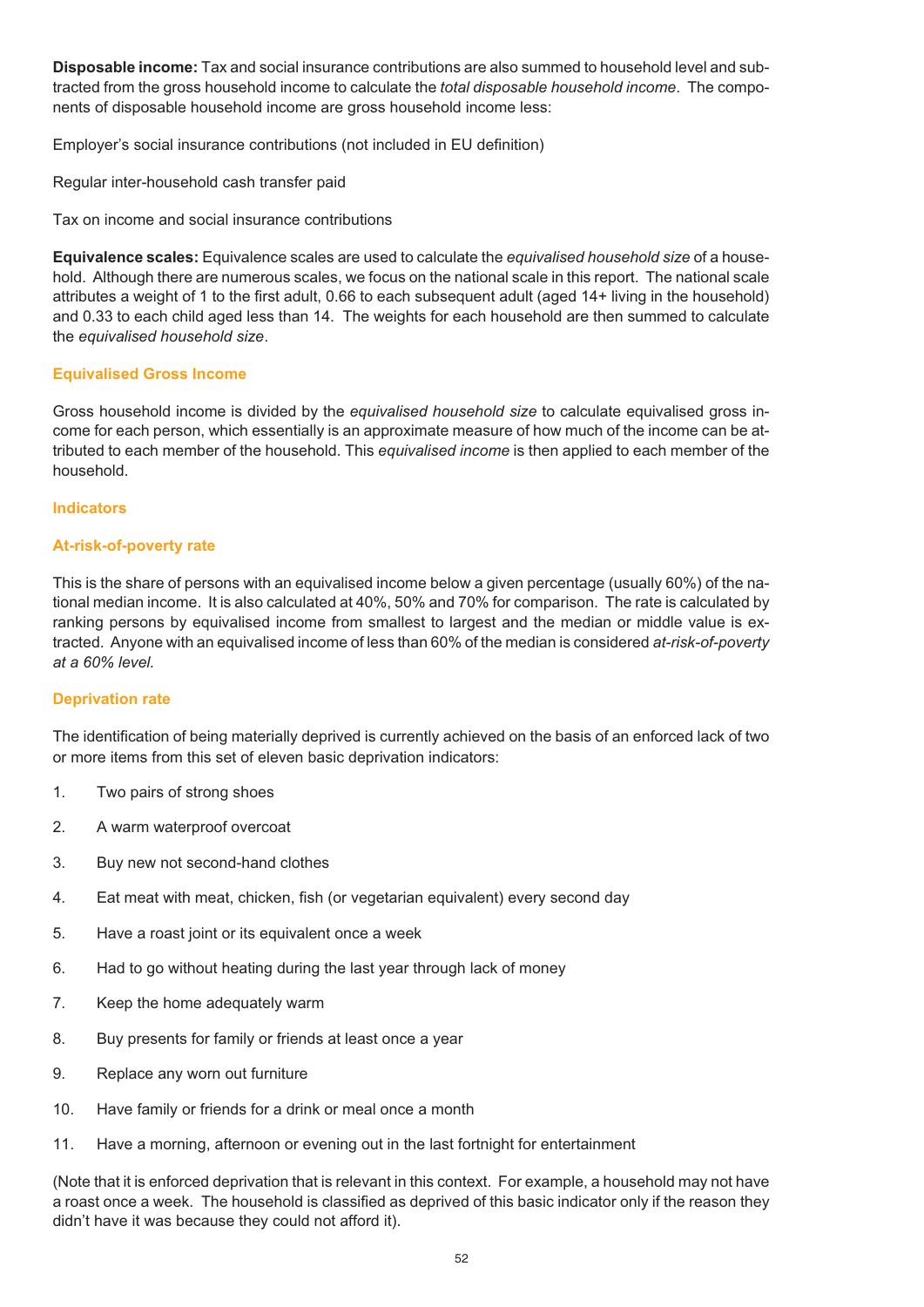**Disposable income:** Tax and social insurance contributions are also summed to household level and subtracted from the gross household income to calculate the *total disposable household income*. The components of disposable household income are gross household income less:

Employer's social insurance contributions (not included in EU definition)

Regular inter-household cash transfer paid

Tax on income and social insurance contributions

**Equivalence scales:** Equivalence scales are used to calculate the *equivalised household size* of a household. Although there are numerous scales, we focus on the national scale in this report. The national scale attributes a weight of 1 to the first adult, 0.66 to each subsequent adult (aged 14+ living in the household) and 0.33 to each child aged less than 14. The weights for each household are then summed to calculate the *equivalised household size*.

### Equivalised Gross Income

Gross household income is divided by the *equivalised household size* to calculate equivalised gross income for each person, which essentially is an approximate measure of how much of the income can be attributed to each member of the household. This *equivalised income* is then applied to each member of the household.

### Indicators

### At-risk-of-poverty rate

This is the share of persons with an equivalised income below a given percentage (usually 60%) of the national median income. It is also calculated at 40%, 50% and 70% for comparison. The rate is calculated by ranking persons by equivalised income from smallest to largest and the median or middle value is extracted. Anyone with an equivalised income of less than 60% of the median is considered *at-risk-of-poverty at a 60% level.*

### Deprivation rate

The identification of being materially deprived is currently achieved on the basis of an enforced lack of two or more items from this set of eleven basic deprivation indicators:

1. Two pairs of strong shoes
2. A warm waterproof overcoat
3. Buy new not second-hand clothes
4. Eat meat with meat, chicken, fish (or vegetarian equivalent) every second day
5. Have a roast joint or its equivalent once a week
6. Had to go without heating during the last year through lack of money
7. Keep the home adequately warm
8. Buy presents for family or friends at least once a year
9. Replace any worn out furniture
10. Have family or friends for a drink or meal once a month
11. Have a morning, afternoon or evening out in the last fortnight for entertainment

(Note that it is enforced deprivation that is relevant in this context. For example, a household may not have a roast once a week. The household is classified as deprived of this basic indicator only if the reason they didn't have it was because they could not afford it).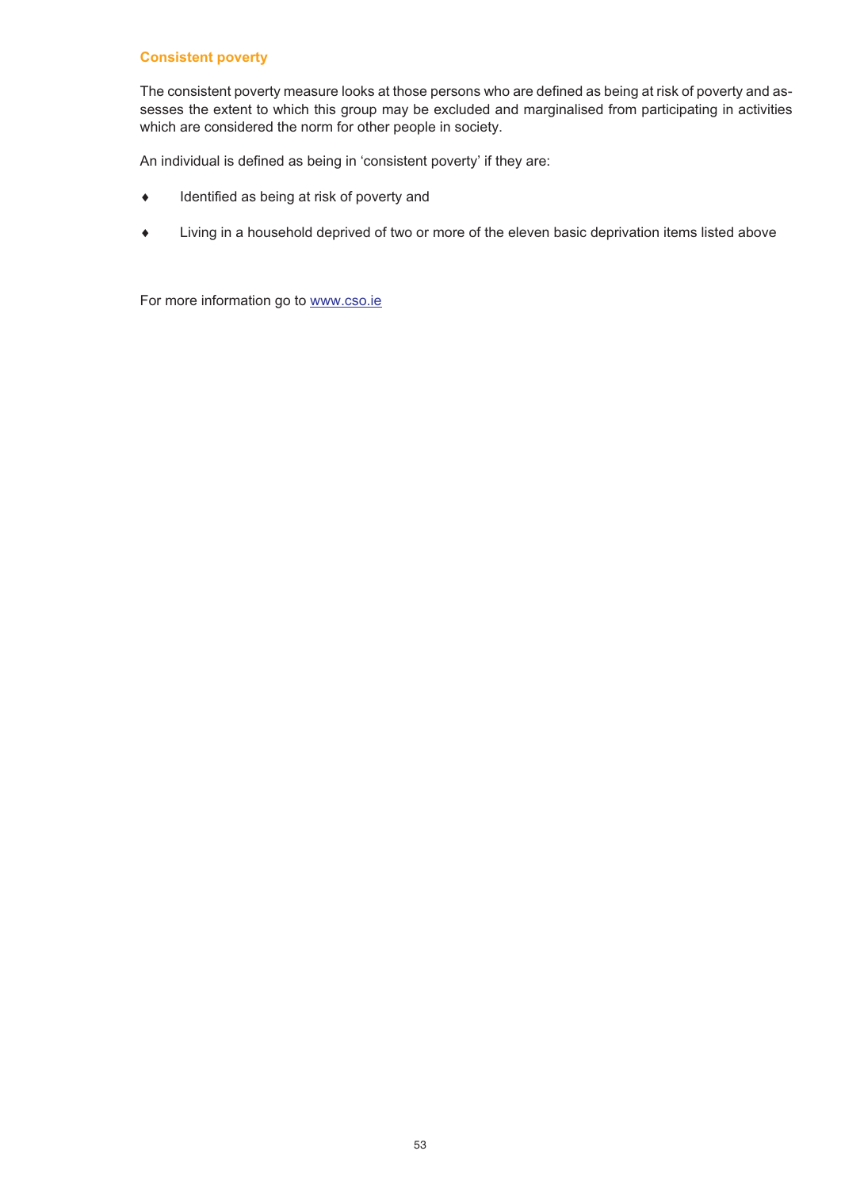### Consistent poverty

The consistent poverty measure looks at those persons who are defined as being at risk of poverty and assesses the extent to which this group may be excluded and marginalised from participating in activities which are considered the norm for other people in society.

An individual is defined as being in 'consistent poverty' if they are:

- Identified as being at risk of poverty and
- Living in a household deprived of two or more of the eleven basic deprivation items listed above

For more information go to www.cso.ie